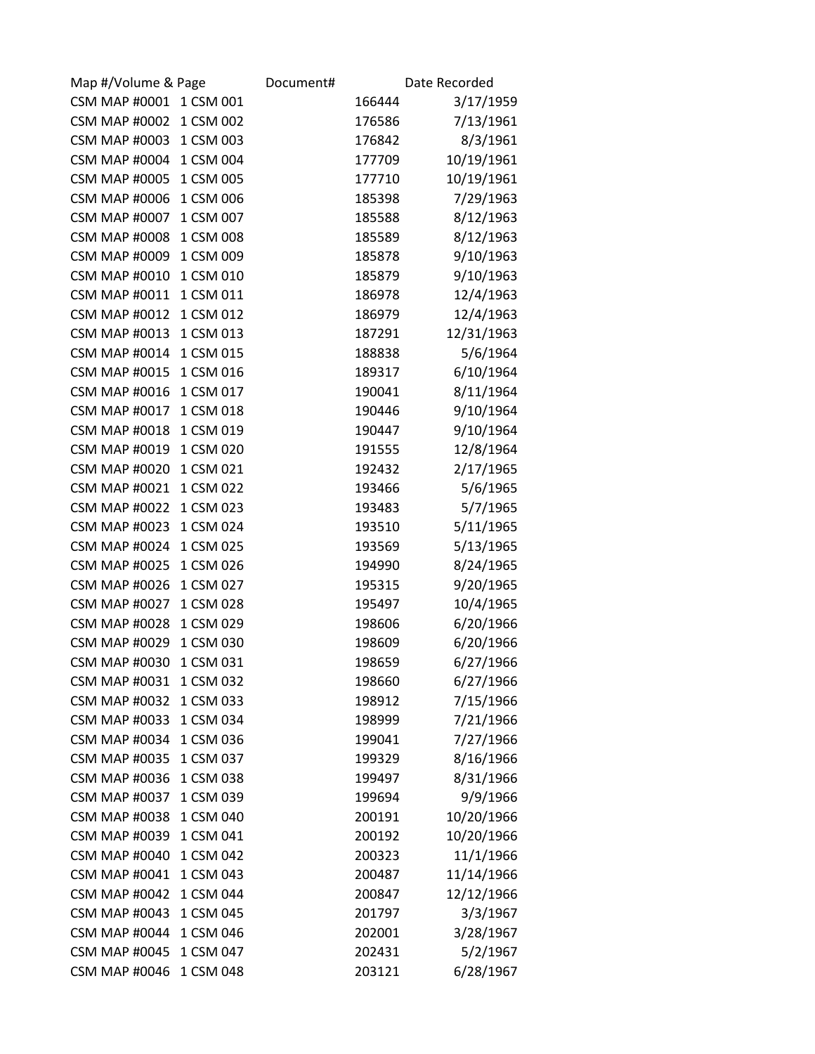| Map #/Volume & Page | | Document# | Date Recorded |
|---|---|---|---|
| CSM MAP #0001 | 1 CSM 001 | 166444 | 3/17/1959 |
| CSM MAP #0002 | 1 CSM 002 | 176586 | 7/13/1961 |
| CSM MAP #0003 | 1 CSM 003 | 176842 | 8/3/1961 |
| CSM MAP #0004 | 1 CSM 004 | 177709 | 10/19/1961 |
| CSM MAP #0005 | 1 CSM 005 | 177710 | 10/19/1961 |
| CSM MAP #0006 | 1 CSM 006 | 185398 | 7/29/1963 |
| CSM MAP #0007 | 1 CSM 007 | 185588 | 8/12/1963 |
| CSM MAP #0008 | 1 CSM 008 | 185589 | 8/12/1963 |
| CSM MAP #0009 | 1 CSM 009 | 185878 | 9/10/1963 |
| CSM MAP #0010 | 1 CSM 010 | 185879 | 9/10/1963 |
| CSM MAP #0011 | 1 CSM 011 | 186978 | 12/4/1963 |
| CSM MAP #0012 | 1 CSM 012 | 186979 | 12/4/1963 |
| CSM MAP #0013 | 1 CSM 013 | 187291 | 12/31/1963 |
| CSM MAP #0014 | 1 CSM 015 | 188838 | 5/6/1964 |
| CSM MAP #0015 | 1 CSM 016 | 189317 | 6/10/1964 |
| CSM MAP #0016 | 1 CSM 017 | 190041 | 8/11/1964 |
| CSM MAP #0017 | 1 CSM 018 | 190446 | 9/10/1964 |
| CSM MAP #0018 | 1 CSM 019 | 190447 | 9/10/1964 |
| CSM MAP #0019 | 1 CSM 020 | 191555 | 12/8/1964 |
| CSM MAP #0020 | 1 CSM 021 | 192432 | 2/17/1965 |
| CSM MAP #0021 | 1 CSM 022 | 193466 | 5/6/1965 |
| CSM MAP #0022 | 1 CSM 023 | 193483 | 5/7/1965 |
| CSM MAP #0023 | 1 CSM 024 | 193510 | 5/11/1965 |
| CSM MAP #0024 | 1 CSM 025 | 193569 | 5/13/1965 |
| CSM MAP #0025 | 1 CSM 026 | 194990 | 8/24/1965 |
| CSM MAP #0026 | 1 CSM 027 | 195315 | 9/20/1965 |
| CSM MAP #0027 | 1 CSM 028 | 195497 | 10/4/1965 |
| CSM MAP #0028 | 1 CSM 029 | 198606 | 6/20/1966 |
| CSM MAP #0029 | 1 CSM 030 | 198609 | 6/20/1966 |
| CSM MAP #0030 | 1 CSM 031 | 198659 | 6/27/1966 |
| CSM MAP #0031 | 1 CSM 032 | 198660 | 6/27/1966 |
| CSM MAP #0032 | 1 CSM 033 | 198912 | 7/15/1966 |
| CSM MAP #0033 | 1 CSM 034 | 198999 | 7/21/1966 |
| CSM MAP #0034 | 1 CSM 036 | 199041 | 7/27/1966 |
| CSM MAP #0035 | 1 CSM 037 | 199329 | 8/16/1966 |
| CSM MAP #0036 | 1 CSM 038 | 199497 | 8/31/1966 |
| CSM MAP #0037 | 1 CSM 039 | 199694 | 9/9/1966 |
| CSM MAP #0038 | 1 CSM 040 | 200191 | 10/20/1966 |
| CSM MAP #0039 | 1 CSM 041 | 200192 | 10/20/1966 |
| CSM MAP #0040 | 1 CSM 042 | 200323 | 11/1/1966 |
| CSM MAP #0041 | 1 CSM 043 | 200487 | 11/14/1966 |
| CSM MAP #0042 | 1 CSM 044 | 200847 | 12/12/1966 |
| CSM MAP #0043 | 1 CSM 045 | 201797 | 3/3/1967 |
| CSM MAP #0044 | 1 CSM 046 | 202001 | 3/28/1967 |
| CSM MAP #0045 | 1 CSM 047 | 202431 | 5/2/1967 |
| CSM MAP #0046 | 1 CSM 048 | 203121 | 6/28/1967 |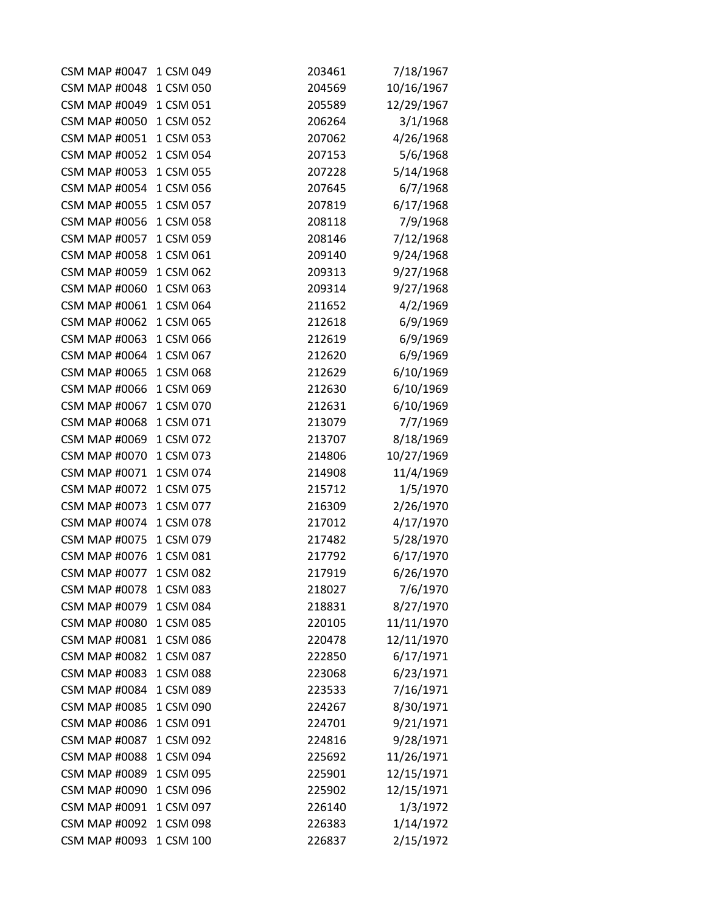| | | | |
|---|---|---|---|
| CSM MAP #0047 | 1 CSM 049 | 203461 | 7/18/1967 |
| CSM MAP #0048 | 1 CSM 050 | 204569 | 10/16/1967 |
| CSM MAP #0049 | 1 CSM 051 | 205589 | 12/29/1967 |
| CSM MAP #0050 | 1 CSM 052 | 206264 | 3/1/1968 |
| CSM MAP #0051 | 1 CSM 053 | 207062 | 4/26/1968 |
| CSM MAP #0052 | 1 CSM 054 | 207153 | 5/6/1968 |
| CSM MAP #0053 | 1 CSM 055 | 207228 | 5/14/1968 |
| CSM MAP #0054 | 1 CSM 056 | 207645 | 6/7/1968 |
| CSM MAP #0055 | 1 CSM 057 | 207819 | 6/17/1968 |
| CSM MAP #0056 | 1 CSM 058 | 208118 | 7/9/1968 |
| CSM MAP #0057 | 1 CSM 059 | 208146 | 7/12/1968 |
| CSM MAP #0058 | 1 CSM 061 | 209140 | 9/24/1968 |
| CSM MAP #0059 | 1 CSM 062 | 209313 | 9/27/1968 |
| CSM MAP #0060 | 1 CSM 063 | 209314 | 9/27/1968 |
| CSM MAP #0061 | 1 CSM 064 | 211652 | 4/2/1969 |
| CSM MAP #0062 | 1 CSM 065 | 212618 | 6/9/1969 |
| CSM MAP #0063 | 1 CSM 066 | 212619 | 6/9/1969 |
| CSM MAP #0064 | 1 CSM 067 | 212620 | 6/9/1969 |
| CSM MAP #0065 | 1 CSM 068 | 212629 | 6/10/1969 |
| CSM MAP #0066 | 1 CSM 069 | 212630 | 6/10/1969 |
| CSM MAP #0067 | 1 CSM 070 | 212631 | 6/10/1969 |
| CSM MAP #0068 | 1 CSM 071 | 213079 | 7/7/1969 |
| CSM MAP #0069 | 1 CSM 072 | 213707 | 8/18/1969 |
| CSM MAP #0070 | 1 CSM 073 | 214806 | 10/27/1969 |
| CSM MAP #0071 | 1 CSM 074 | 214908 | 11/4/1969 |
| CSM MAP #0072 | 1 CSM 075 | 215712 | 1/5/1970 |
| CSM MAP #0073 | 1 CSM 077 | 216309 | 2/26/1970 |
| CSM MAP #0074 | 1 CSM 078 | 217012 | 4/17/1970 |
| CSM MAP #0075 | 1 CSM 079 | 217482 | 5/28/1970 |
| CSM MAP #0076 | 1 CSM 081 | 217792 | 6/17/1970 |
| CSM MAP #0077 | 1 CSM 082 | 217919 | 6/26/1970 |
| CSM MAP #0078 | 1 CSM 083 | 218027 | 7/6/1970 |
| CSM MAP #0079 | 1 CSM 084 | 218831 | 8/27/1970 |
| CSM MAP #0080 | 1 CSM 085 | 220105 | 11/11/1970 |
| CSM MAP #0081 | 1 CSM 086 | 220478 | 12/11/1970 |
| CSM MAP #0082 | 1 CSM 087 | 222850 | 6/17/1971 |
| CSM MAP #0083 | 1 CSM 088 | 223068 | 6/23/1971 |
| CSM MAP #0084 | 1 CSM 089 | 223533 | 7/16/1971 |
| CSM MAP #0085 | 1 CSM 090 | 224267 | 8/30/1971 |
| CSM MAP #0086 | 1 CSM 091 | 224701 | 9/21/1971 |
| CSM MAP #0087 | 1 CSM 092 | 224816 | 9/28/1971 |
| CSM MAP #0088 | 1 CSM 094 | 225692 | 11/26/1971 |
| CSM MAP #0089 | 1 CSM 095 | 225901 | 12/15/1971 |
| CSM MAP #0090 | 1 CSM 096 | 225902 | 12/15/1971 |
| CSM MAP #0091 | 1 CSM 097 | 226140 | 1/3/1972 |
| CSM MAP #0092 | 1 CSM 098 | 226383 | 1/14/1972 |
| CSM MAP #0093 | 1 CSM 100 | 226837 | 2/15/1972 |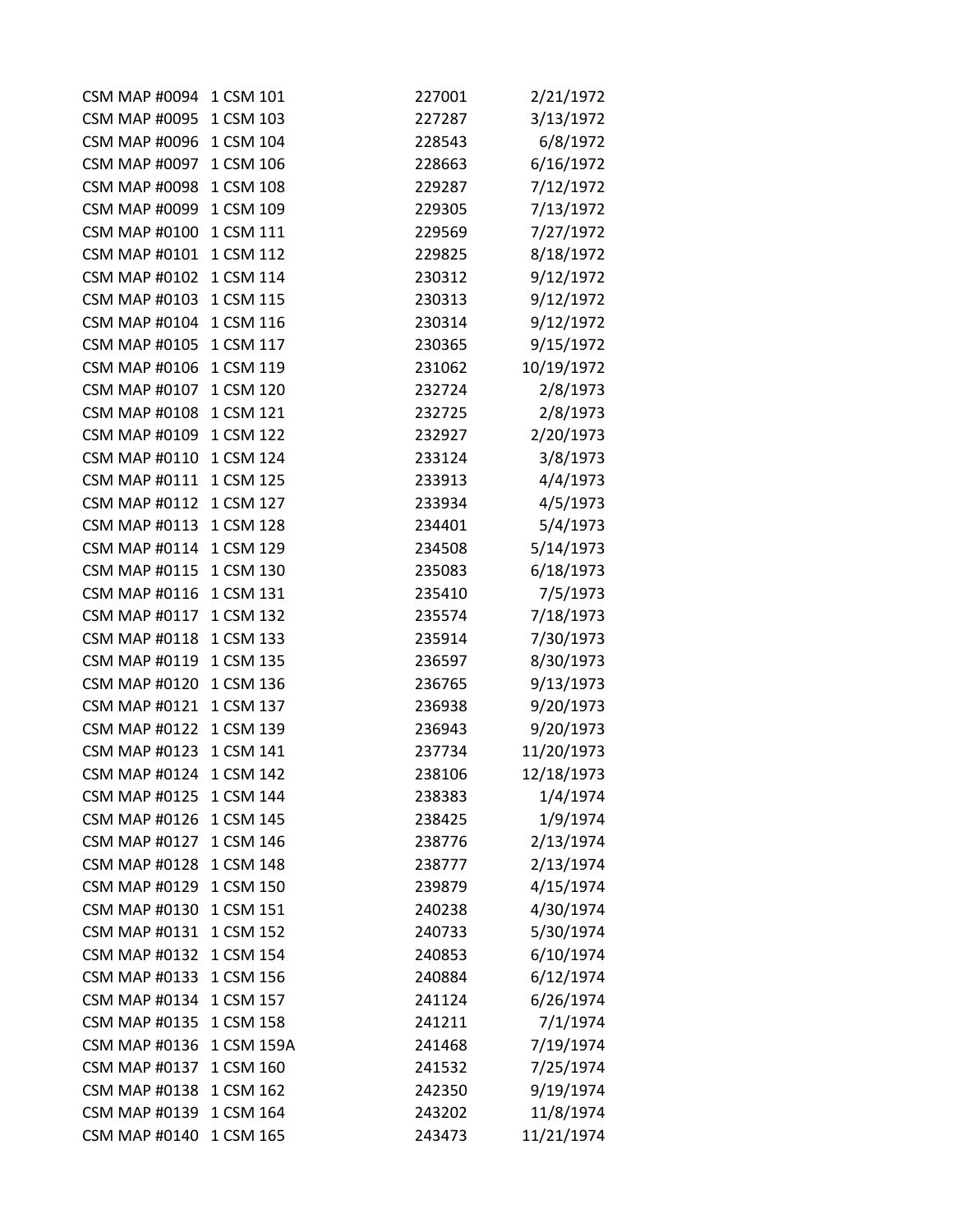| | | | |
|---|---|---|---|
| CSM MAP #0094 | 1 CSM 101 | 227001 | 2/21/1972 |
| CSM MAP #0095 | 1 CSM 103 | 227287 | 3/13/1972 |
| CSM MAP #0096 | 1 CSM 104 | 228543 | 6/8/1972 |
| CSM MAP #0097 | 1 CSM 106 | 228663 | 6/16/1972 |
| CSM MAP #0098 | 1 CSM 108 | 229287 | 7/12/1972 |
| CSM MAP #0099 | 1 CSM 109 | 229305 | 7/13/1972 |
| CSM MAP #0100 | 1 CSM 111 | 229569 | 7/27/1972 |
| CSM MAP #0101 | 1 CSM 112 | 229825 | 8/18/1972 |
| CSM MAP #0102 | 1 CSM 114 | 230312 | 9/12/1972 |
| CSM MAP #0103 | 1 CSM 115 | 230313 | 9/12/1972 |
| CSM MAP #0104 | 1 CSM 116 | 230314 | 9/12/1972 |
| CSM MAP #0105 | 1 CSM 117 | 230365 | 9/15/1972 |
| CSM MAP #0106 | 1 CSM 119 | 231062 | 10/19/1972 |
| CSM MAP #0107 | 1 CSM 120 | 232724 | 2/8/1973 |
| CSM MAP #0108 | 1 CSM 121 | 232725 | 2/8/1973 |
| CSM MAP #0109 | 1 CSM 122 | 232927 | 2/20/1973 |
| CSM MAP #0110 | 1 CSM 124 | 233124 | 3/8/1973 |
| CSM MAP #0111 | 1 CSM 125 | 233913 | 4/4/1973 |
| CSM MAP #0112 | 1 CSM 127 | 233934 | 4/5/1973 |
| CSM MAP #0113 | 1 CSM 128 | 234401 | 5/4/1973 |
| CSM MAP #0114 | 1 CSM 129 | 234508 | 5/14/1973 |
| CSM MAP #0115 | 1 CSM 130 | 235083 | 6/18/1973 |
| CSM MAP #0116 | 1 CSM 131 | 235410 | 7/5/1973 |
| CSM MAP #0117 | 1 CSM 132 | 235574 | 7/18/1973 |
| CSM MAP #0118 | 1 CSM 133 | 235914 | 7/30/1973 |
| CSM MAP #0119 | 1 CSM 135 | 236597 | 8/30/1973 |
| CSM MAP #0120 | 1 CSM 136 | 236765 | 9/13/1973 |
| CSM MAP #0121 | 1 CSM 137 | 236938 | 9/20/1973 |
| CSM MAP #0122 | 1 CSM 139 | 236943 | 9/20/1973 |
| CSM MAP #0123 | 1 CSM 141 | 237734 | 11/20/1973 |
| CSM MAP #0124 | 1 CSM 142 | 238106 | 12/18/1973 |
| CSM MAP #0125 | 1 CSM 144 | 238383 | 1/4/1974 |
| CSM MAP #0126 | 1 CSM 145 | 238425 | 1/9/1974 |
| CSM MAP #0127 | 1 CSM 146 | 238776 | 2/13/1974 |
| CSM MAP #0128 | 1 CSM 148 | 238777 | 2/13/1974 |
| CSM MAP #0129 | 1 CSM 150 | 239879 | 4/15/1974 |
| CSM MAP #0130 | 1 CSM 151 | 240238 | 4/30/1974 |
| CSM MAP #0131 | 1 CSM 152 | 240733 | 5/30/1974 |
| CSM MAP #0132 | 1 CSM 154 | 240853 | 6/10/1974 |
| CSM MAP #0133 | 1 CSM 156 | 240884 | 6/12/1974 |
| CSM MAP #0134 | 1 CSM 157 | 241124 | 6/26/1974 |
| CSM MAP #0135 | 1 CSM 158 | 241211 | 7/1/1974 |
| CSM MAP #0136 | 1 CSM 159A | 241468 | 7/19/1974 |
| CSM MAP #0137 | 1 CSM 160 | 241532 | 7/25/1974 |
| CSM MAP #0138 | 1 CSM 162 | 242350 | 9/19/1974 |
| CSM MAP #0139 | 1 CSM 164 | 243202 | 11/8/1974 |
| CSM MAP #0140 | 1 CSM 165 | 243473 | 11/21/1974 |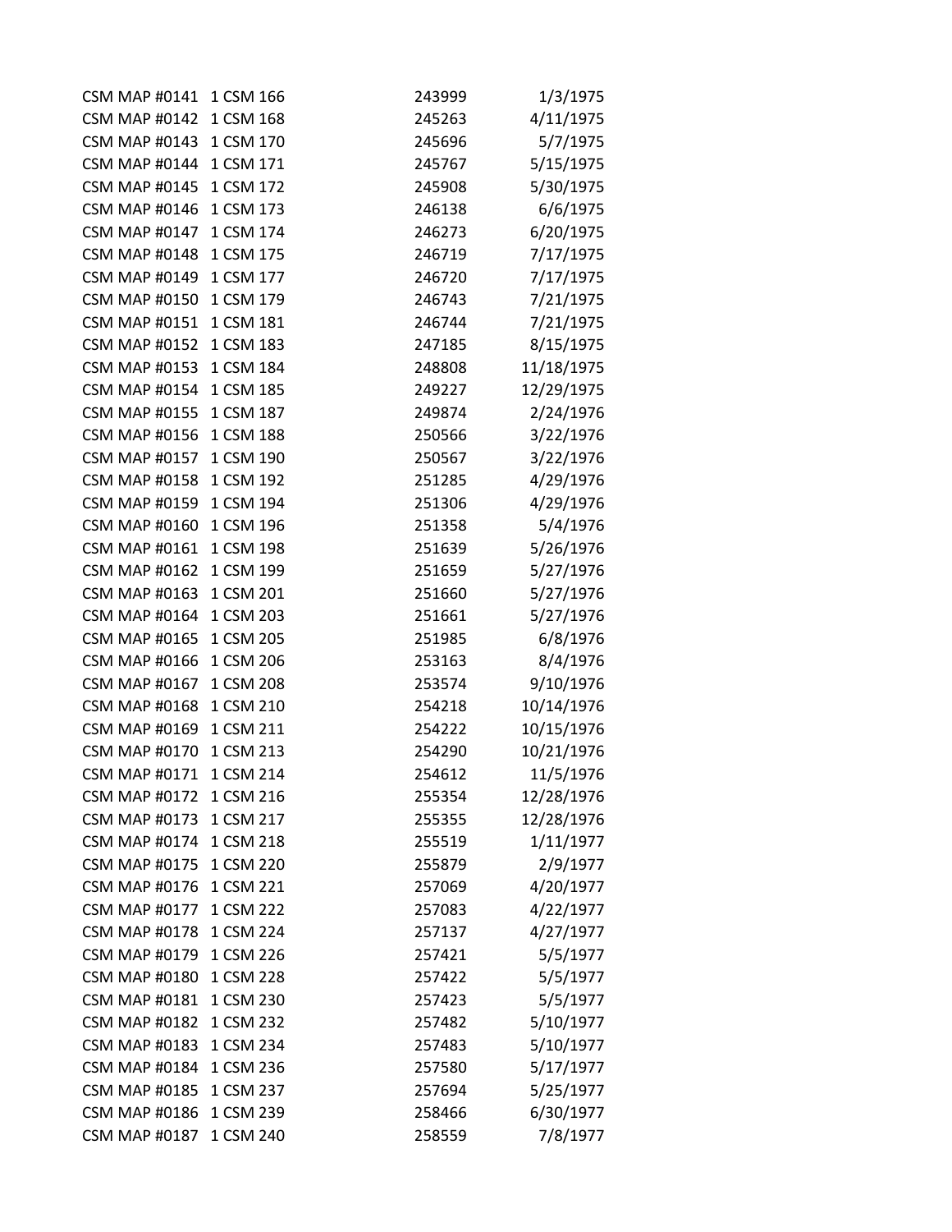| | | | |
|---|---|---|---|
| CSM MAP #0141 | 1 CSM 166 | 243999 | 1/3/1975 |
| CSM MAP #0142 | 1 CSM 168 | 245263 | 4/11/1975 |
| CSM MAP #0143 | 1 CSM 170 | 245696 | 5/7/1975 |
| CSM MAP #0144 | 1 CSM 171 | 245767 | 5/15/1975 |
| CSM MAP #0145 | 1 CSM 172 | 245908 | 5/30/1975 |
| CSM MAP #0146 | 1 CSM 173 | 246138 | 6/6/1975 |
| CSM MAP #0147 | 1 CSM 174 | 246273 | 6/20/1975 |
| CSM MAP #0148 | 1 CSM 175 | 246719 | 7/17/1975 |
| CSM MAP #0149 | 1 CSM 177 | 246720 | 7/17/1975 |
| CSM MAP #0150 | 1 CSM 179 | 246743 | 7/21/1975 |
| CSM MAP #0151 | 1 CSM 181 | 246744 | 7/21/1975 |
| CSM MAP #0152 | 1 CSM 183 | 247185 | 8/15/1975 |
| CSM MAP #0153 | 1 CSM 184 | 248808 | 11/18/1975 |
| CSM MAP #0154 | 1 CSM 185 | 249227 | 12/29/1975 |
| CSM MAP #0155 | 1 CSM 187 | 249874 | 2/24/1976 |
| CSM MAP #0156 | 1 CSM 188 | 250566 | 3/22/1976 |
| CSM MAP #0157 | 1 CSM 190 | 250567 | 3/22/1976 |
| CSM MAP #0158 | 1 CSM 192 | 251285 | 4/29/1976 |
| CSM MAP #0159 | 1 CSM 194 | 251306 | 4/29/1976 |
| CSM MAP #0160 | 1 CSM 196 | 251358 | 5/4/1976 |
| CSM MAP #0161 | 1 CSM 198 | 251639 | 5/26/1976 |
| CSM MAP #0162 | 1 CSM 199 | 251659 | 5/27/1976 |
| CSM MAP #0163 | 1 CSM 201 | 251660 | 5/27/1976 |
| CSM MAP #0164 | 1 CSM 203 | 251661 | 5/27/1976 |
| CSM MAP #0165 | 1 CSM 205 | 251985 | 6/8/1976 |
| CSM MAP #0166 | 1 CSM 206 | 253163 | 8/4/1976 |
| CSM MAP #0167 | 1 CSM 208 | 253574 | 9/10/1976 |
| CSM MAP #0168 | 1 CSM 210 | 254218 | 10/14/1976 |
| CSM MAP #0169 | 1 CSM 211 | 254222 | 10/15/1976 |
| CSM MAP #0170 | 1 CSM 213 | 254290 | 10/21/1976 |
| CSM MAP #0171 | 1 CSM 214 | 254612 | 11/5/1976 |
| CSM MAP #0172 | 1 CSM 216 | 255354 | 12/28/1976 |
| CSM MAP #0173 | 1 CSM 217 | 255355 | 12/28/1976 |
| CSM MAP #0174 | 1 CSM 218 | 255519 | 1/11/1977 |
| CSM MAP #0175 | 1 CSM 220 | 255879 | 2/9/1977 |
| CSM MAP #0176 | 1 CSM 221 | 257069 | 4/20/1977 |
| CSM MAP #0177 | 1 CSM 222 | 257083 | 4/22/1977 |
| CSM MAP #0178 | 1 CSM 224 | 257137 | 4/27/1977 |
| CSM MAP #0179 | 1 CSM 226 | 257421 | 5/5/1977 |
| CSM MAP #0180 | 1 CSM 228 | 257422 | 5/5/1977 |
| CSM MAP #0181 | 1 CSM 230 | 257423 | 5/5/1977 |
| CSM MAP #0182 | 1 CSM 232 | 257482 | 5/10/1977 |
| CSM MAP #0183 | 1 CSM 234 | 257483 | 5/10/1977 |
| CSM MAP #0184 | 1 CSM 236 | 257580 | 5/17/1977 |
| CSM MAP #0185 | 1 CSM 237 | 257694 | 5/25/1977 |
| CSM MAP #0186 | 1 CSM 239 | 258466 | 6/30/1977 |
| CSM MAP #0187 | 1 CSM 240 | 258559 | 7/8/1977 |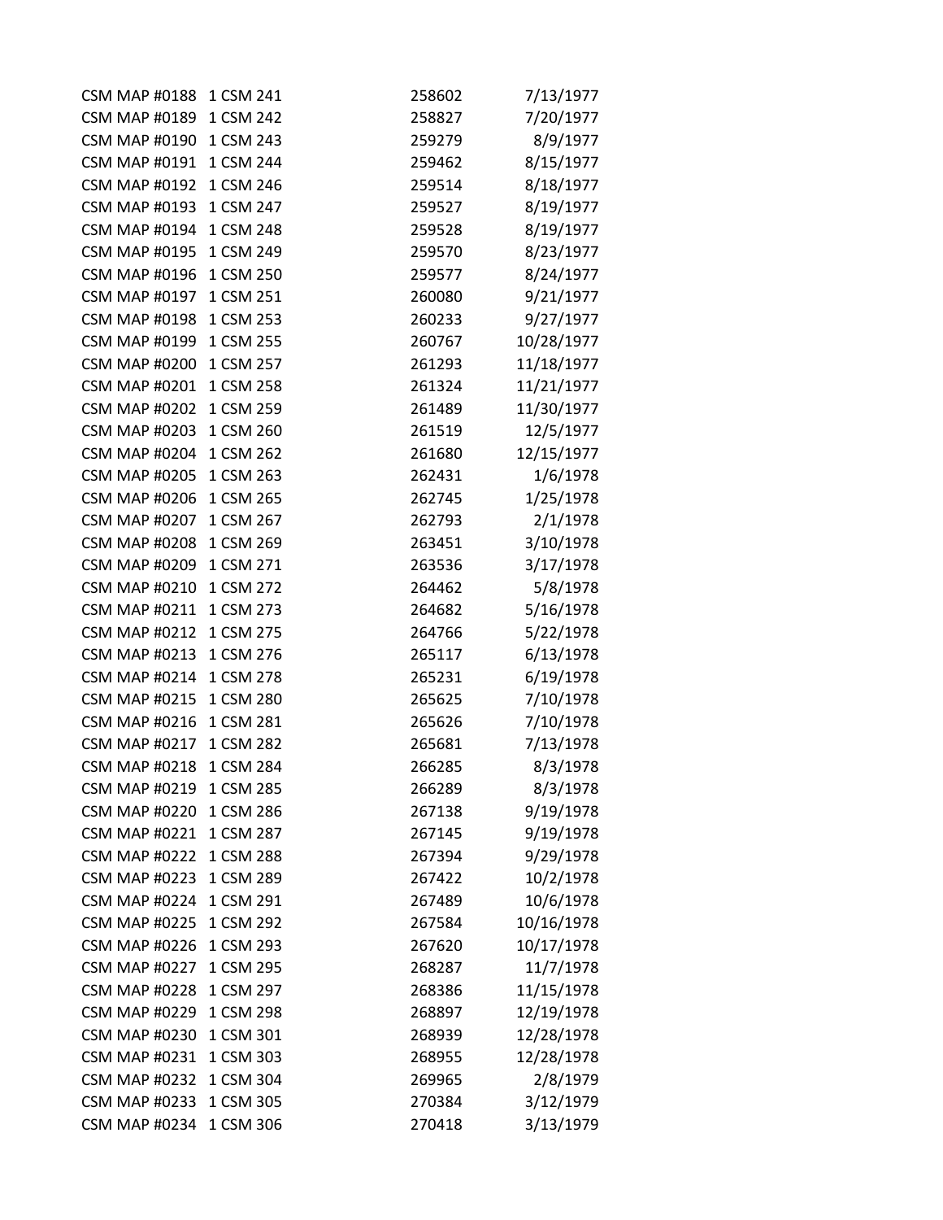| | | | |
|---|---|---|---|
| CSM MAP #0188 | 1 CSM 241 | 258602 | 7/13/1977 |
| CSM MAP #0189 | 1 CSM 242 | 258827 | 7/20/1977 |
| CSM MAP #0190 | 1 CSM 243 | 259279 | 8/9/1977 |
| CSM MAP #0191 | 1 CSM 244 | 259462 | 8/15/1977 |
| CSM MAP #0192 | 1 CSM 246 | 259514 | 8/18/1977 |
| CSM MAP #0193 | 1 CSM 247 | 259527 | 8/19/1977 |
| CSM MAP #0194 | 1 CSM 248 | 259528 | 8/19/1977 |
| CSM MAP #0195 | 1 CSM 249 | 259570 | 8/23/1977 |
| CSM MAP #0196 | 1 CSM 250 | 259577 | 8/24/1977 |
| CSM MAP #0197 | 1 CSM 251 | 260080 | 9/21/1977 |
| CSM MAP #0198 | 1 CSM 253 | 260233 | 9/27/1977 |
| CSM MAP #0199 | 1 CSM 255 | 260767 | 10/28/1977 |
| CSM MAP #0200 | 1 CSM 257 | 261293 | 11/18/1977 |
| CSM MAP #0201 | 1 CSM 258 | 261324 | 11/21/1977 |
| CSM MAP #0202 | 1 CSM 259 | 261489 | 11/30/1977 |
| CSM MAP #0203 | 1 CSM 260 | 261519 | 12/5/1977 |
| CSM MAP #0204 | 1 CSM 262 | 261680 | 12/15/1977 |
| CSM MAP #0205 | 1 CSM 263 | 262431 | 1/6/1978 |
| CSM MAP #0206 | 1 CSM 265 | 262745 | 1/25/1978 |
| CSM MAP #0207 | 1 CSM 267 | 262793 | 2/1/1978 |
| CSM MAP #0208 | 1 CSM 269 | 263451 | 3/10/1978 |
| CSM MAP #0209 | 1 CSM 271 | 263536 | 3/17/1978 |
| CSM MAP #0210 | 1 CSM 272 | 264462 | 5/8/1978 |
| CSM MAP #0211 | 1 CSM 273 | 264682 | 5/16/1978 |
| CSM MAP #0212 | 1 CSM 275 | 264766 | 5/22/1978 |
| CSM MAP #0213 | 1 CSM 276 | 265117 | 6/13/1978 |
| CSM MAP #0214 | 1 CSM 278 | 265231 | 6/19/1978 |
| CSM MAP #0215 | 1 CSM 280 | 265625 | 7/10/1978 |
| CSM MAP #0216 | 1 CSM 281 | 265626 | 7/10/1978 |
| CSM MAP #0217 | 1 CSM 282 | 265681 | 7/13/1978 |
| CSM MAP #0218 | 1 CSM 284 | 266285 | 8/3/1978 |
| CSM MAP #0219 | 1 CSM 285 | 266289 | 8/3/1978 |
| CSM MAP #0220 | 1 CSM 286 | 267138 | 9/19/1978 |
| CSM MAP #0221 | 1 CSM 287 | 267145 | 9/19/1978 |
| CSM MAP #0222 | 1 CSM 288 | 267394 | 9/29/1978 |
| CSM MAP #0223 | 1 CSM 289 | 267422 | 10/2/1978 |
| CSM MAP #0224 | 1 CSM 291 | 267489 | 10/6/1978 |
| CSM MAP #0225 | 1 CSM 292 | 267584 | 10/16/1978 |
| CSM MAP #0226 | 1 CSM 293 | 267620 | 10/17/1978 |
| CSM MAP #0227 | 1 CSM 295 | 268287 | 11/7/1978 |
| CSM MAP #0228 | 1 CSM 297 | 268386 | 11/15/1978 |
| CSM MAP #0229 | 1 CSM 298 | 268897 | 12/19/1978 |
| CSM MAP #0230 | 1 CSM 301 | 268939 | 12/28/1978 |
| CSM MAP #0231 | 1 CSM 303 | 268955 | 12/28/1978 |
| CSM MAP #0232 | 1 CSM 304 | 269965 | 2/8/1979 |
| CSM MAP #0233 | 1 CSM 305 | 270384 | 3/12/1979 |
| CSM MAP #0234 | 1 CSM 306 | 270418 | 3/13/1979 |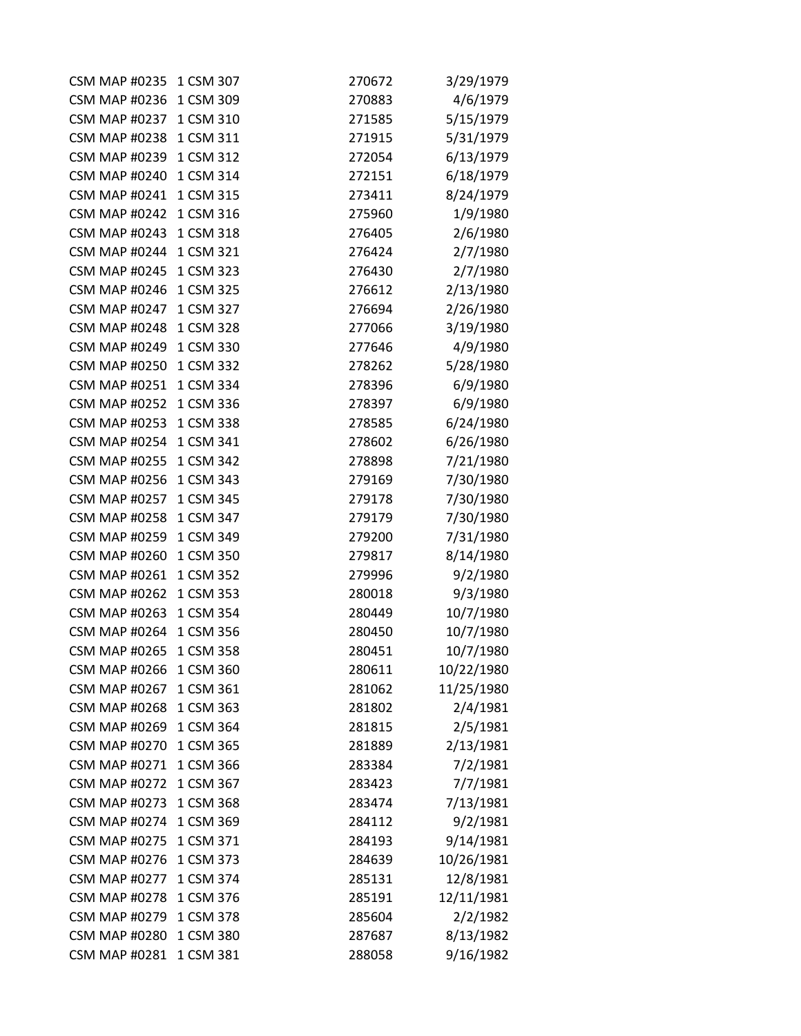| | | | |
|---|---|---|---|
| CSM MAP #0235 | 1 CSM 307 | 270672 | 3/29/1979 |
| CSM MAP #0236 | 1 CSM 309 | 270883 | 4/6/1979 |
| CSM MAP #0237 | 1 CSM 310 | 271585 | 5/15/1979 |
| CSM MAP #0238 | 1 CSM 311 | 271915 | 5/31/1979 |
| CSM MAP #0239 | 1 CSM 312 | 272054 | 6/13/1979 |
| CSM MAP #0240 | 1 CSM 314 | 272151 | 6/18/1979 |
| CSM MAP #0241 | 1 CSM 315 | 273411 | 8/24/1979 |
| CSM MAP #0242 | 1 CSM 316 | 275960 | 1/9/1980 |
| CSM MAP #0243 | 1 CSM 318 | 276405 | 2/6/1980 |
| CSM MAP #0244 | 1 CSM 321 | 276424 | 2/7/1980 |
| CSM MAP #0245 | 1 CSM 323 | 276430 | 2/7/1980 |
| CSM MAP #0246 | 1 CSM 325 | 276612 | 2/13/1980 |
| CSM MAP #0247 | 1 CSM 327 | 276694 | 2/26/1980 |
| CSM MAP #0248 | 1 CSM 328 | 277066 | 3/19/1980 |
| CSM MAP #0249 | 1 CSM 330 | 277646 | 4/9/1980 |
| CSM MAP #0250 | 1 CSM 332 | 278262 | 5/28/1980 |
| CSM MAP #0251 | 1 CSM 334 | 278396 | 6/9/1980 |
| CSM MAP #0252 | 1 CSM 336 | 278397 | 6/9/1980 |
| CSM MAP #0253 | 1 CSM 338 | 278585 | 6/24/1980 |
| CSM MAP #0254 | 1 CSM 341 | 278602 | 6/26/1980 |
| CSM MAP #0255 | 1 CSM 342 | 278898 | 7/21/1980 |
| CSM MAP #0256 | 1 CSM 343 | 279169 | 7/30/1980 |
| CSM MAP #0257 | 1 CSM 345 | 279178 | 7/30/1980 |
| CSM MAP #0258 | 1 CSM 347 | 279179 | 7/30/1980 |
| CSM MAP #0259 | 1 CSM 349 | 279200 | 7/31/1980 |
| CSM MAP #0260 | 1 CSM 350 | 279817 | 8/14/1980 |
| CSM MAP #0261 | 1 CSM 352 | 279996 | 9/2/1980 |
| CSM MAP #0262 | 1 CSM 353 | 280018 | 9/3/1980 |
| CSM MAP #0263 | 1 CSM 354 | 280449 | 10/7/1980 |
| CSM MAP #0264 | 1 CSM 356 | 280450 | 10/7/1980 |
| CSM MAP #0265 | 1 CSM 358 | 280451 | 10/7/1980 |
| CSM MAP #0266 | 1 CSM 360 | 280611 | 10/22/1980 |
| CSM MAP #0267 | 1 CSM 361 | 281062 | 11/25/1980 |
| CSM MAP #0268 | 1 CSM 363 | 281802 | 2/4/1981 |
| CSM MAP #0269 | 1 CSM 364 | 281815 | 2/5/1981 |
| CSM MAP #0270 | 1 CSM 365 | 281889 | 2/13/1981 |
| CSM MAP #0271 | 1 CSM 366 | 283384 | 7/2/1981 |
| CSM MAP #0272 | 1 CSM 367 | 283423 | 7/7/1981 |
| CSM MAP #0273 | 1 CSM 368 | 283474 | 7/13/1981 |
| CSM MAP #0274 | 1 CSM 369 | 284112 | 9/2/1981 |
| CSM MAP #0275 | 1 CSM 371 | 284193 | 9/14/1981 |
| CSM MAP #0276 | 1 CSM 373 | 284639 | 10/26/1981 |
| CSM MAP #0277 | 1 CSM 374 | 285131 | 12/8/1981 |
| CSM MAP #0278 | 1 CSM 376 | 285191 | 12/11/1981 |
| CSM MAP #0279 | 1 CSM 378 | 285604 | 2/2/1982 |
| CSM MAP #0280 | 1 CSM 380 | 287687 | 8/13/1982 |
| CSM MAP #0281 | 1 CSM 381 | 288058 | 9/16/1982 |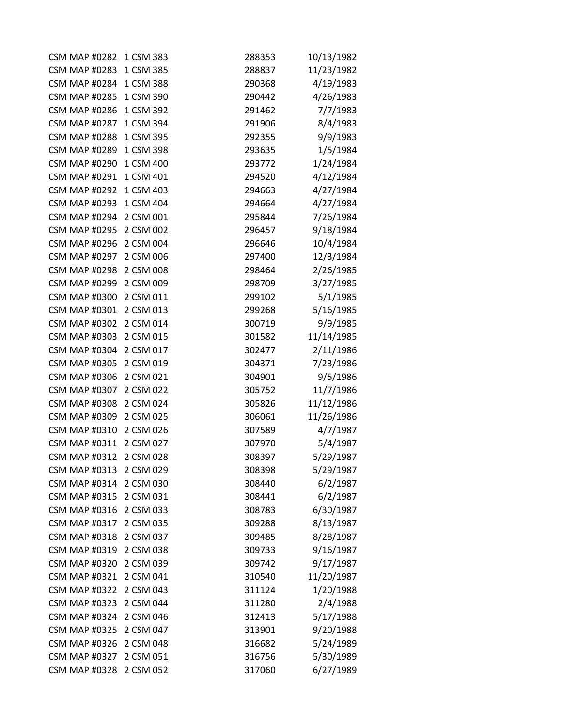| | | | |
|---|---|---|---|
| CSM MAP #0282 | 1 CSM 383 | 288353 | 10/13/1982 |
| CSM MAP #0283 | 1 CSM 385 | 288837 | 11/23/1982 |
| CSM MAP #0284 | 1 CSM 388 | 290368 | 4/19/1983 |
| CSM MAP #0285 | 1 CSM 390 | 290442 | 4/26/1983 |
| CSM MAP #0286 | 1 CSM 392 | 291462 | 7/7/1983 |
| CSM MAP #0287 | 1 CSM 394 | 291906 | 8/4/1983 |
| CSM MAP #0288 | 1 CSM 395 | 292355 | 9/9/1983 |
| CSM MAP #0289 | 1 CSM 398 | 293635 | 1/5/1984 |
| CSM MAP #0290 | 1 CSM 400 | 293772 | 1/24/1984 |
| CSM MAP #0291 | 1 CSM 401 | 294520 | 4/12/1984 |
| CSM MAP #0292 | 1 CSM 403 | 294663 | 4/27/1984 |
| CSM MAP #0293 | 1 CSM 404 | 294664 | 4/27/1984 |
| CSM MAP #0294 | 2 CSM 001 | 295844 | 7/26/1984 |
| CSM MAP #0295 | 2 CSM 002 | 296457 | 9/18/1984 |
| CSM MAP #0296 | 2 CSM 004 | 296646 | 10/4/1984 |
| CSM MAP #0297 | 2 CSM 006 | 297400 | 12/3/1984 |
| CSM MAP #0298 | 2 CSM 008 | 298464 | 2/26/1985 |
| CSM MAP #0299 | 2 CSM 009 | 298709 | 3/27/1985 |
| CSM MAP #0300 | 2 CSM 011 | 299102 | 5/1/1985 |
| CSM MAP #0301 | 2 CSM 013 | 299268 | 5/16/1985 |
| CSM MAP #0302 | 2 CSM 014 | 300719 | 9/9/1985 |
| CSM MAP #0303 | 2 CSM 015 | 301582 | 11/14/1985 |
| CSM MAP #0304 | 2 CSM 017 | 302477 | 2/11/1986 |
| CSM MAP #0305 | 2 CSM 019 | 304371 | 7/23/1986 |
| CSM MAP #0306 | 2 CSM 021 | 304901 | 9/5/1986 |
| CSM MAP #0307 | 2 CSM 022 | 305752 | 11/7/1986 |
| CSM MAP #0308 | 2 CSM 024 | 305826 | 11/12/1986 |
| CSM MAP #0309 | 2 CSM 025 | 306061 | 11/26/1986 |
| CSM MAP #0310 | 2 CSM 026 | 307589 | 4/7/1987 |
| CSM MAP #0311 | 2 CSM 027 | 307970 | 5/4/1987 |
| CSM MAP #0312 | 2 CSM 028 | 308397 | 5/29/1987 |
| CSM MAP #0313 | 2 CSM 029 | 308398 | 5/29/1987 |
| CSM MAP #0314 | 2 CSM 030 | 308440 | 6/2/1987 |
| CSM MAP #0315 | 2 CSM 031 | 308441 | 6/2/1987 |
| CSM MAP #0316 | 2 CSM 033 | 308783 | 6/30/1987 |
| CSM MAP #0317 | 2 CSM 035 | 309288 | 8/13/1987 |
| CSM MAP #0318 | 2 CSM 037 | 309485 | 8/28/1987 |
| CSM MAP #0319 | 2 CSM 038 | 309733 | 9/16/1987 |
| CSM MAP #0320 | 2 CSM 039 | 309742 | 9/17/1987 |
| CSM MAP #0321 | 2 CSM 041 | 310540 | 11/20/1987 |
| CSM MAP #0322 | 2 CSM 043 | 311124 | 1/20/1988 |
| CSM MAP #0323 | 2 CSM 044 | 311280 | 2/4/1988 |
| CSM MAP #0324 | 2 CSM 046 | 312413 | 5/17/1988 |
| CSM MAP #0325 | 2 CSM 047 | 313901 | 9/20/1988 |
| CSM MAP #0326 | 2 CSM 048 | 316682 | 5/24/1989 |
| CSM MAP #0327 | 2 CSM 051 | 316756 | 5/30/1989 |
| CSM MAP #0328 | 2 CSM 052 | 317060 | 6/27/1989 |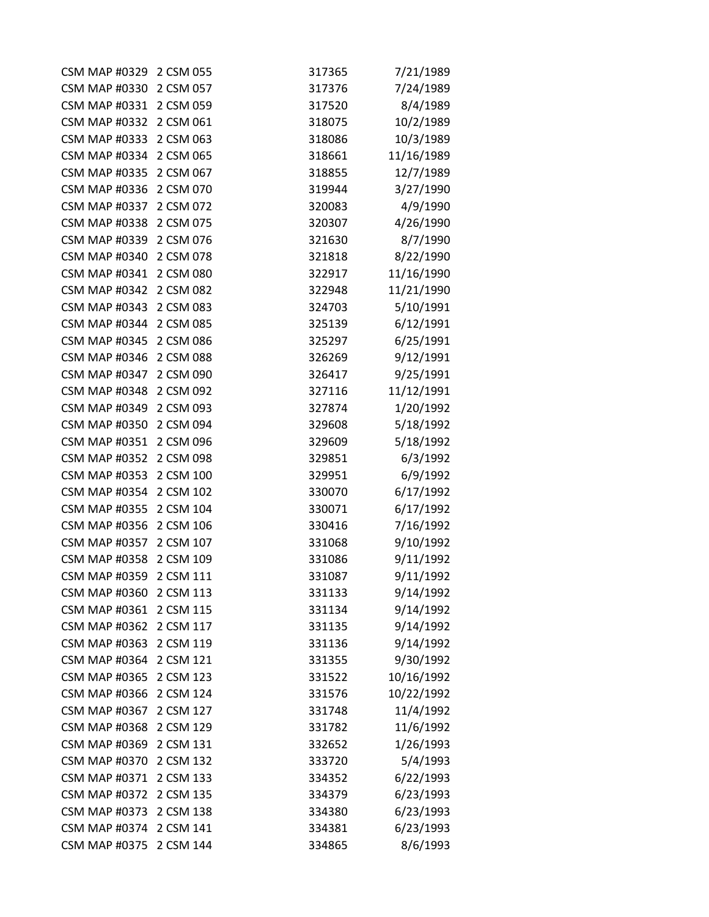| | | | |
|---|---|---|---|
| CSM MAP #0329 | 2 CSM 055 | 317365 | 7/21/1989 |
| CSM MAP #0330 | 2 CSM 057 | 317376 | 7/24/1989 |
| CSM MAP #0331 | 2 CSM 059 | 317520 | 8/4/1989 |
| CSM MAP #0332 | 2 CSM 061 | 318075 | 10/2/1989 |
| CSM MAP #0333 | 2 CSM 063 | 318086 | 10/3/1989 |
| CSM MAP #0334 | 2 CSM 065 | 318661 | 11/16/1989 |
| CSM MAP #0335 | 2 CSM 067 | 318855 | 12/7/1989 |
| CSM MAP #0336 | 2 CSM 070 | 319944 | 3/27/1990 |
| CSM MAP #0337 | 2 CSM 072 | 320083 | 4/9/1990 |
| CSM MAP #0338 | 2 CSM 075 | 320307 | 4/26/1990 |
| CSM MAP #0339 | 2 CSM 076 | 321630 | 8/7/1990 |
| CSM MAP #0340 | 2 CSM 078 | 321818 | 8/22/1990 |
| CSM MAP #0341 | 2 CSM 080 | 322917 | 11/16/1990 |
| CSM MAP #0342 | 2 CSM 082 | 322948 | 11/21/1990 |
| CSM MAP #0343 | 2 CSM 083 | 324703 | 5/10/1991 |
| CSM MAP #0344 | 2 CSM 085 | 325139 | 6/12/1991 |
| CSM MAP #0345 | 2 CSM 086 | 325297 | 6/25/1991 |
| CSM MAP #0346 | 2 CSM 088 | 326269 | 9/12/1991 |
| CSM MAP #0347 | 2 CSM 090 | 326417 | 9/25/1991 |
| CSM MAP #0348 | 2 CSM 092 | 327116 | 11/12/1991 |
| CSM MAP #0349 | 2 CSM 093 | 327874 | 1/20/1992 |
| CSM MAP #0350 | 2 CSM 094 | 329608 | 5/18/1992 |
| CSM MAP #0351 | 2 CSM 096 | 329609 | 5/18/1992 |
| CSM MAP #0352 | 2 CSM 098 | 329851 | 6/3/1992 |
| CSM MAP #0353 | 2 CSM 100 | 329951 | 6/9/1992 |
| CSM MAP #0354 | 2 CSM 102 | 330070 | 6/17/1992 |
| CSM MAP #0355 | 2 CSM 104 | 330071 | 6/17/1992 |
| CSM MAP #0356 | 2 CSM 106 | 330416 | 7/16/1992 |
| CSM MAP #0357 | 2 CSM 107 | 331068 | 9/10/1992 |
| CSM MAP #0358 | 2 CSM 109 | 331086 | 9/11/1992 |
| CSM MAP #0359 | 2 CSM 111 | 331087 | 9/11/1992 |
| CSM MAP #0360 | 2 CSM 113 | 331133 | 9/14/1992 |
| CSM MAP #0361 | 2 CSM 115 | 331134 | 9/14/1992 |
| CSM MAP #0362 | 2 CSM 117 | 331135 | 9/14/1992 |
| CSM MAP #0363 | 2 CSM 119 | 331136 | 9/14/1992 |
| CSM MAP #0364 | 2 CSM 121 | 331355 | 9/30/1992 |
| CSM MAP #0365 | 2 CSM 123 | 331522 | 10/16/1992 |
| CSM MAP #0366 | 2 CSM 124 | 331576 | 10/22/1992 |
| CSM MAP #0367 | 2 CSM 127 | 331748 | 11/4/1992 |
| CSM MAP #0368 | 2 CSM 129 | 331782 | 11/6/1992 |
| CSM MAP #0369 | 2 CSM 131 | 332652 | 1/26/1993 |
| CSM MAP #0370 | 2 CSM 132 | 333720 | 5/4/1993 |
| CSM MAP #0371 | 2 CSM 133 | 334352 | 6/22/1993 |
| CSM MAP #0372 | 2 CSM 135 | 334379 | 6/23/1993 |
| CSM MAP #0373 | 2 CSM 138 | 334380 | 6/23/1993 |
| CSM MAP #0374 | 2 CSM 141 | 334381 | 6/23/1993 |
| CSM MAP #0375 | 2 CSM 144 | 334865 | 8/6/1993 |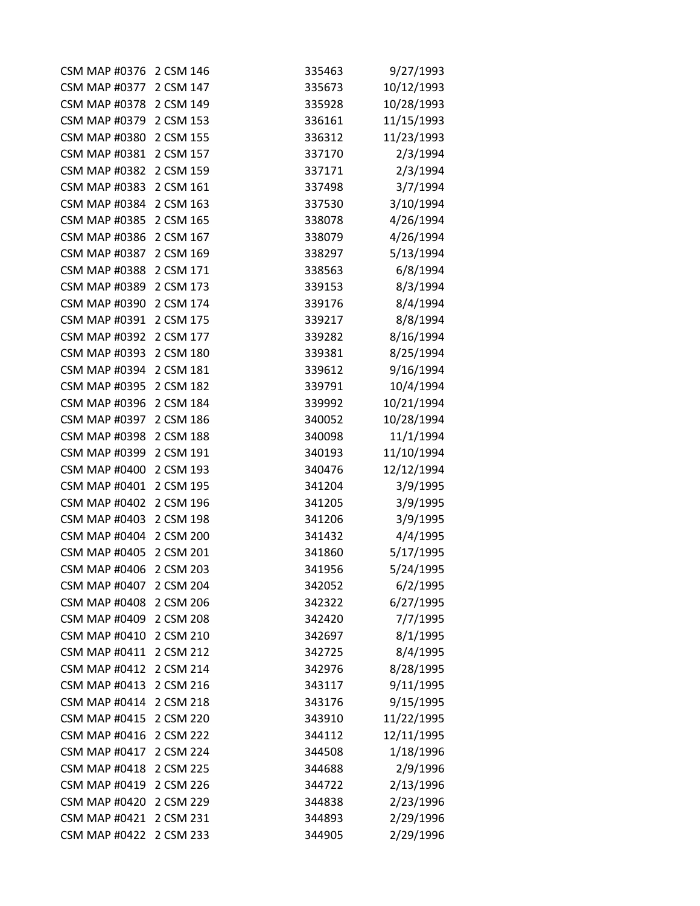| | | | |
|---|---|---|---|
| CSM MAP #0376 | 2 CSM 146 | 335463 | 9/27/1993 |
| CSM MAP #0377 | 2 CSM 147 | 335673 | 10/12/1993 |
| CSM MAP #0378 | 2 CSM 149 | 335928 | 10/28/1993 |
| CSM MAP #0379 | 2 CSM 153 | 336161 | 11/15/1993 |
| CSM MAP #0380 | 2 CSM 155 | 336312 | 11/23/1993 |
| CSM MAP #0381 | 2 CSM 157 | 337170 | 2/3/1994 |
| CSM MAP #0382 | 2 CSM 159 | 337171 | 2/3/1994 |
| CSM MAP #0383 | 2 CSM 161 | 337498 | 3/7/1994 |
| CSM MAP #0384 | 2 CSM 163 | 337530 | 3/10/1994 |
| CSM MAP #0385 | 2 CSM 165 | 338078 | 4/26/1994 |
| CSM MAP #0386 | 2 CSM 167 | 338079 | 4/26/1994 |
| CSM MAP #0387 | 2 CSM 169 | 338297 | 5/13/1994 |
| CSM MAP #0388 | 2 CSM 171 | 338563 | 6/8/1994 |
| CSM MAP #0389 | 2 CSM 173 | 339153 | 8/3/1994 |
| CSM MAP #0390 | 2 CSM 174 | 339176 | 8/4/1994 |
| CSM MAP #0391 | 2 CSM 175 | 339217 | 8/8/1994 |
| CSM MAP #0392 | 2 CSM 177 | 339282 | 8/16/1994 |
| CSM MAP #0393 | 2 CSM 180 | 339381 | 8/25/1994 |
| CSM MAP #0394 | 2 CSM 181 | 339612 | 9/16/1994 |
| CSM MAP #0395 | 2 CSM 182 | 339791 | 10/4/1994 |
| CSM MAP #0396 | 2 CSM 184 | 339992 | 10/21/1994 |
| CSM MAP #0397 | 2 CSM 186 | 340052 | 10/28/1994 |
| CSM MAP #0398 | 2 CSM 188 | 340098 | 11/1/1994 |
| CSM MAP #0399 | 2 CSM 191 | 340193 | 11/10/1994 |
| CSM MAP #0400 | 2 CSM 193 | 340476 | 12/12/1994 |
| CSM MAP #0401 | 2 CSM 195 | 341204 | 3/9/1995 |
| CSM MAP #0402 | 2 CSM 196 | 341205 | 3/9/1995 |
| CSM MAP #0403 | 2 CSM 198 | 341206 | 3/9/1995 |
| CSM MAP #0404 | 2 CSM 200 | 341432 | 4/4/1995 |
| CSM MAP #0405 | 2 CSM 201 | 341860 | 5/17/1995 |
| CSM MAP #0406 | 2 CSM 203 | 341956 | 5/24/1995 |
| CSM MAP #0407 | 2 CSM 204 | 342052 | 6/2/1995 |
| CSM MAP #0408 | 2 CSM 206 | 342322 | 6/27/1995 |
| CSM MAP #0409 | 2 CSM 208 | 342420 | 7/7/1995 |
| CSM MAP #0410 | 2 CSM 210 | 342697 | 8/1/1995 |
| CSM MAP #0411 | 2 CSM 212 | 342725 | 8/4/1995 |
| CSM MAP #0412 | 2 CSM 214 | 342976 | 8/28/1995 |
| CSM MAP #0413 | 2 CSM 216 | 343117 | 9/11/1995 |
| CSM MAP #0414 | 2 CSM 218 | 343176 | 9/15/1995 |
| CSM MAP #0415 | 2 CSM 220 | 343910 | 11/22/1995 |
| CSM MAP #0416 | 2 CSM 222 | 344112 | 12/11/1995 |
| CSM MAP #0417 | 2 CSM 224 | 344508 | 1/18/1996 |
| CSM MAP #0418 | 2 CSM 225 | 344688 | 2/9/1996 |
| CSM MAP #0419 | 2 CSM 226 | 344722 | 2/13/1996 |
| CSM MAP #0420 | 2 CSM 229 | 344838 | 2/23/1996 |
| CSM MAP #0421 | 2 CSM 231 | 344893 | 2/29/1996 |
| CSM MAP #0422 | 2 CSM 233 | 344905 | 2/29/1996 |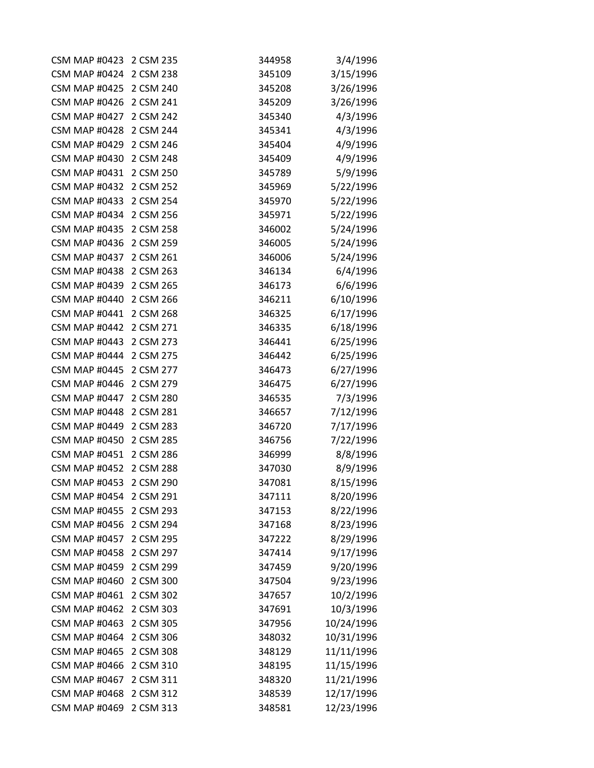| | | | |
|---|---|---|---|
| CSM MAP #0423 | 2 CSM 235 | 344958 | 3/4/1996 |
| CSM MAP #0424 | 2 CSM 238 | 345109 | 3/15/1996 |
| CSM MAP #0425 | 2 CSM 240 | 345208 | 3/26/1996 |
| CSM MAP #0426 | 2 CSM 241 | 345209 | 3/26/1996 |
| CSM MAP #0427 | 2 CSM 242 | 345340 | 4/3/1996 |
| CSM MAP #0428 | 2 CSM 244 | 345341 | 4/3/1996 |
| CSM MAP #0429 | 2 CSM 246 | 345404 | 4/9/1996 |
| CSM MAP #0430 | 2 CSM 248 | 345409 | 4/9/1996 |
| CSM MAP #0431 | 2 CSM 250 | 345789 | 5/9/1996 |
| CSM MAP #0432 | 2 CSM 252 | 345969 | 5/22/1996 |
| CSM MAP #0433 | 2 CSM 254 | 345970 | 5/22/1996 |
| CSM MAP #0434 | 2 CSM 256 | 345971 | 5/22/1996 |
| CSM MAP #0435 | 2 CSM 258 | 346002 | 5/24/1996 |
| CSM MAP #0436 | 2 CSM 259 | 346005 | 5/24/1996 |
| CSM MAP #0437 | 2 CSM 261 | 346006 | 5/24/1996 |
| CSM MAP #0438 | 2 CSM 263 | 346134 | 6/4/1996 |
| CSM MAP #0439 | 2 CSM 265 | 346173 | 6/6/1996 |
| CSM MAP #0440 | 2 CSM 266 | 346211 | 6/10/1996 |
| CSM MAP #0441 | 2 CSM 268 | 346325 | 6/17/1996 |
| CSM MAP #0442 | 2 CSM 271 | 346335 | 6/18/1996 |
| CSM MAP #0443 | 2 CSM 273 | 346441 | 6/25/1996 |
| CSM MAP #0444 | 2 CSM 275 | 346442 | 6/25/1996 |
| CSM MAP #0445 | 2 CSM 277 | 346473 | 6/27/1996 |
| CSM MAP #0446 | 2 CSM 279 | 346475 | 6/27/1996 |
| CSM MAP #0447 | 2 CSM 280 | 346535 | 7/3/1996 |
| CSM MAP #0448 | 2 CSM 281 | 346657 | 7/12/1996 |
| CSM MAP #0449 | 2 CSM 283 | 346720 | 7/17/1996 |
| CSM MAP #0450 | 2 CSM 285 | 346756 | 7/22/1996 |
| CSM MAP #0451 | 2 CSM 286 | 346999 | 8/8/1996 |
| CSM MAP #0452 | 2 CSM 288 | 347030 | 8/9/1996 |
| CSM MAP #0453 | 2 CSM 290 | 347081 | 8/15/1996 |
| CSM MAP #0454 | 2 CSM 291 | 347111 | 8/20/1996 |
| CSM MAP #0455 | 2 CSM 293 | 347153 | 8/22/1996 |
| CSM MAP #0456 | 2 CSM 294 | 347168 | 8/23/1996 |
| CSM MAP #0457 | 2 CSM 295 | 347222 | 8/29/1996 |
| CSM MAP #0458 | 2 CSM 297 | 347414 | 9/17/1996 |
| CSM MAP #0459 | 2 CSM 299 | 347459 | 9/20/1996 |
| CSM MAP #0460 | 2 CSM 300 | 347504 | 9/23/1996 |
| CSM MAP #0461 | 2 CSM 302 | 347657 | 10/2/1996 |
| CSM MAP #0462 | 2 CSM 303 | 347691 | 10/3/1996 |
| CSM MAP #0463 | 2 CSM 305 | 347956 | 10/24/1996 |
| CSM MAP #0464 | 2 CSM 306 | 348032 | 10/31/1996 |
| CSM MAP #0465 | 2 CSM 308 | 348129 | 11/11/1996 |
| CSM MAP #0466 | 2 CSM 310 | 348195 | 11/15/1996 |
| CSM MAP #0467 | 2 CSM 311 | 348320 | 11/21/1996 |
| CSM MAP #0468 | 2 CSM 312 | 348539 | 12/17/1996 |
| CSM MAP #0469 | 2 CSM 313 | 348581 | 12/23/1996 |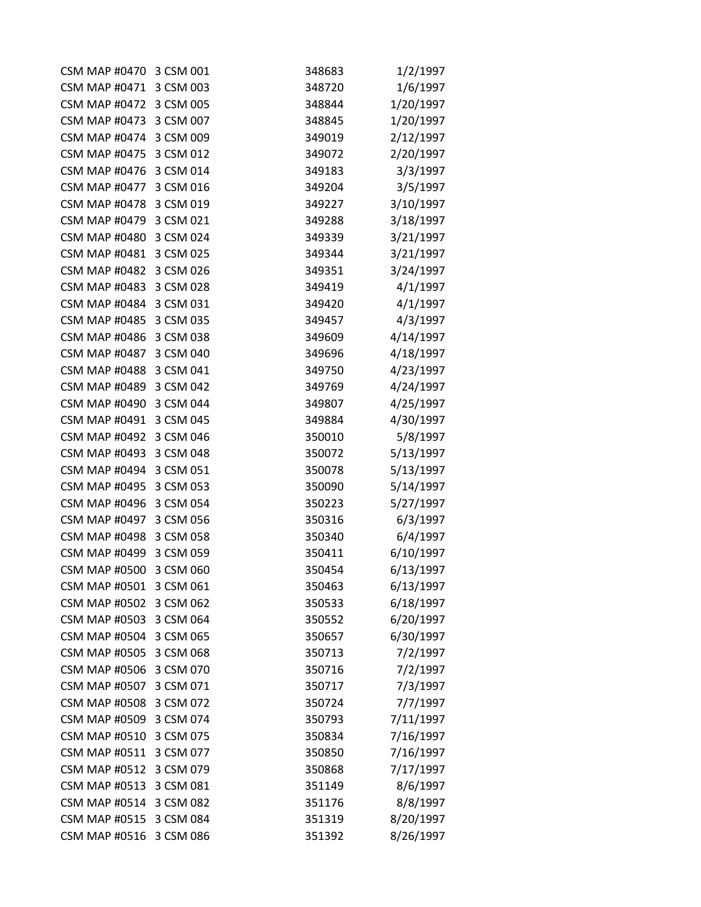| | | | |
|---|---|---|---|
| CSM MAP #0470 | 3 CSM 001 | 348683 | 1/2/1997 |
| CSM MAP #0471 | 3 CSM 003 | 348720 | 1/6/1997 |
| CSM MAP #0472 | 3 CSM 005 | 348844 | 1/20/1997 |
| CSM MAP #0473 | 3 CSM 007 | 348845 | 1/20/1997 |
| CSM MAP #0474 | 3 CSM 009 | 349019 | 2/12/1997 |
| CSM MAP #0475 | 3 CSM 012 | 349072 | 2/20/1997 |
| CSM MAP #0476 | 3 CSM 014 | 349183 | 3/3/1997 |
| CSM MAP #0477 | 3 CSM 016 | 349204 | 3/5/1997 |
| CSM MAP #0478 | 3 CSM 019 | 349227 | 3/10/1997 |
| CSM MAP #0479 | 3 CSM 021 | 349288 | 3/18/1997 |
| CSM MAP #0480 | 3 CSM 024 | 349339 | 3/21/1997 |
| CSM MAP #0481 | 3 CSM 025 | 349344 | 3/21/1997 |
| CSM MAP #0482 | 3 CSM 026 | 349351 | 3/24/1997 |
| CSM MAP #0483 | 3 CSM 028 | 349419 | 4/1/1997 |
| CSM MAP #0484 | 3 CSM 031 | 349420 | 4/1/1997 |
| CSM MAP #0485 | 3 CSM 035 | 349457 | 4/3/1997 |
| CSM MAP #0486 | 3 CSM 038 | 349609 | 4/14/1997 |
| CSM MAP #0487 | 3 CSM 040 | 349696 | 4/18/1997 |
| CSM MAP #0488 | 3 CSM 041 | 349750 | 4/23/1997 |
| CSM MAP #0489 | 3 CSM 042 | 349769 | 4/24/1997 |
| CSM MAP #0490 | 3 CSM 044 | 349807 | 4/25/1997 |
| CSM MAP #0491 | 3 CSM 045 | 349884 | 4/30/1997 |
| CSM MAP #0492 | 3 CSM 046 | 350010 | 5/8/1997 |
| CSM MAP #0493 | 3 CSM 048 | 350072 | 5/13/1997 |
| CSM MAP #0494 | 3 CSM 051 | 350078 | 5/13/1997 |
| CSM MAP #0495 | 3 CSM 053 | 350090 | 5/14/1997 |
| CSM MAP #0496 | 3 CSM 054 | 350223 | 5/27/1997 |
| CSM MAP #0497 | 3 CSM 056 | 350316 | 6/3/1997 |
| CSM MAP #0498 | 3 CSM 058 | 350340 | 6/4/1997 |
| CSM MAP #0499 | 3 CSM 059 | 350411 | 6/10/1997 |
| CSM MAP #0500 | 3 CSM 060 | 350454 | 6/13/1997 |
| CSM MAP #0501 | 3 CSM 061 | 350463 | 6/13/1997 |
| CSM MAP #0502 | 3 CSM 062 | 350533 | 6/18/1997 |
| CSM MAP #0503 | 3 CSM 064 | 350552 | 6/20/1997 |
| CSM MAP #0504 | 3 CSM 065 | 350657 | 6/30/1997 |
| CSM MAP #0505 | 3 CSM 068 | 350713 | 7/2/1997 |
| CSM MAP #0506 | 3 CSM 070 | 350716 | 7/2/1997 |
| CSM MAP #0507 | 3 CSM 071 | 350717 | 7/3/1997 |
| CSM MAP #0508 | 3 CSM 072 | 350724 | 7/7/1997 |
| CSM MAP #0509 | 3 CSM 074 | 350793 | 7/11/1997 |
| CSM MAP #0510 | 3 CSM 075 | 350834 | 7/16/1997 |
| CSM MAP #0511 | 3 CSM 077 | 350850 | 7/16/1997 |
| CSM MAP #0512 | 3 CSM 079 | 350868 | 7/17/1997 |
| CSM MAP #0513 | 3 CSM 081 | 351149 | 8/6/1997 |
| CSM MAP #0514 | 3 CSM 082 | 351176 | 8/8/1997 |
| CSM MAP #0515 | 3 CSM 084 | 351319 | 8/20/1997 |
| CSM MAP #0516 | 3 CSM 086 | 351392 | 8/26/1997 |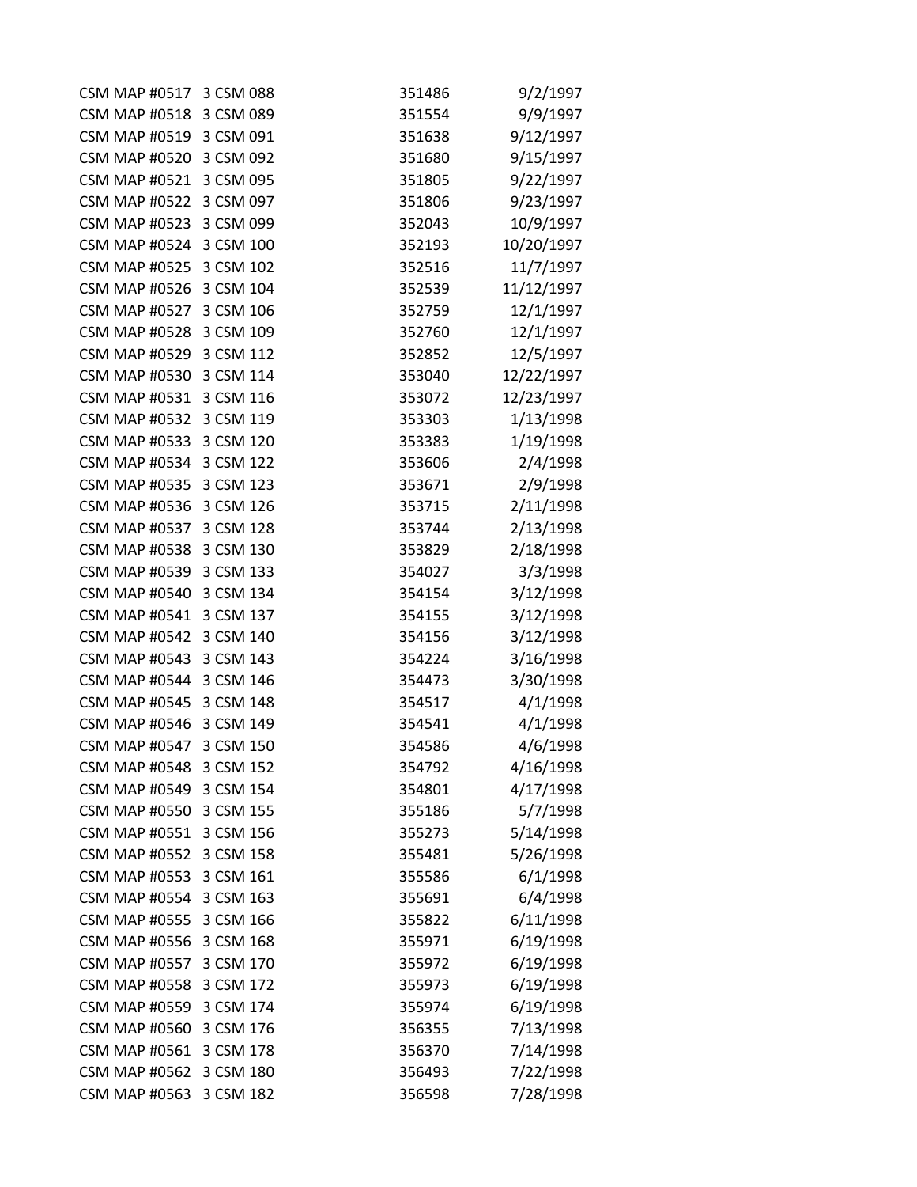| | | | |
|---|---|---|---|
| CSM MAP #0517 | 3 CSM 088 | 351486 | 9/2/1997 |
| CSM MAP #0518 | 3 CSM 089 | 351554 | 9/9/1997 |
| CSM MAP #0519 | 3 CSM 091 | 351638 | 9/12/1997 |
| CSM MAP #0520 | 3 CSM 092 | 351680 | 9/15/1997 |
| CSM MAP #0521 | 3 CSM 095 | 351805 | 9/22/1997 |
| CSM MAP #0522 | 3 CSM 097 | 351806 | 9/23/1997 |
| CSM MAP #0523 | 3 CSM 099 | 352043 | 10/9/1997 |
| CSM MAP #0524 | 3 CSM 100 | 352193 | 10/20/1997 |
| CSM MAP #0525 | 3 CSM 102 | 352516 | 11/7/1997 |
| CSM MAP #0526 | 3 CSM 104 | 352539 | 11/12/1997 |
| CSM MAP #0527 | 3 CSM 106 | 352759 | 12/1/1997 |
| CSM MAP #0528 | 3 CSM 109 | 352760 | 12/1/1997 |
| CSM MAP #0529 | 3 CSM 112 | 352852 | 12/5/1997 |
| CSM MAP #0530 | 3 CSM 114 | 353040 | 12/22/1997 |
| CSM MAP #0531 | 3 CSM 116 | 353072 | 12/23/1997 |
| CSM MAP #0532 | 3 CSM 119 | 353303 | 1/13/1998 |
| CSM MAP #0533 | 3 CSM 120 | 353383 | 1/19/1998 |
| CSM MAP #0534 | 3 CSM 122 | 353606 | 2/4/1998 |
| CSM MAP #0535 | 3 CSM 123 | 353671 | 2/9/1998 |
| CSM MAP #0536 | 3 CSM 126 | 353715 | 2/11/1998 |
| CSM MAP #0537 | 3 CSM 128 | 353744 | 2/13/1998 |
| CSM MAP #0538 | 3 CSM 130 | 353829 | 2/18/1998 |
| CSM MAP #0539 | 3 CSM 133 | 354027 | 3/3/1998 |
| CSM MAP #0540 | 3 CSM 134 | 354154 | 3/12/1998 |
| CSM MAP #0541 | 3 CSM 137 | 354155 | 3/12/1998 |
| CSM MAP #0542 | 3 CSM 140 | 354156 | 3/12/1998 |
| CSM MAP #0543 | 3 CSM 143 | 354224 | 3/16/1998 |
| CSM MAP #0544 | 3 CSM 146 | 354473 | 3/30/1998 |
| CSM MAP #0545 | 3 CSM 148 | 354517 | 4/1/1998 |
| CSM MAP #0546 | 3 CSM 149 | 354541 | 4/1/1998 |
| CSM MAP #0547 | 3 CSM 150 | 354586 | 4/6/1998 |
| CSM MAP #0548 | 3 CSM 152 | 354792 | 4/16/1998 |
| CSM MAP #0549 | 3 CSM 154 | 354801 | 4/17/1998 |
| CSM MAP #0550 | 3 CSM 155 | 355186 | 5/7/1998 |
| CSM MAP #0551 | 3 CSM 156 | 355273 | 5/14/1998 |
| CSM MAP #0552 | 3 CSM 158 | 355481 | 5/26/1998 |
| CSM MAP #0553 | 3 CSM 161 | 355586 | 6/1/1998 |
| CSM MAP #0554 | 3 CSM 163 | 355691 | 6/4/1998 |
| CSM MAP #0555 | 3 CSM 166 | 355822 | 6/11/1998 |
| CSM MAP #0556 | 3 CSM 168 | 355971 | 6/19/1998 |
| CSM MAP #0557 | 3 CSM 170 | 355972 | 6/19/1998 |
| CSM MAP #0558 | 3 CSM 172 | 355973 | 6/19/1998 |
| CSM MAP #0559 | 3 CSM 174 | 355974 | 6/19/1998 |
| CSM MAP #0560 | 3 CSM 176 | 356355 | 7/13/1998 |
| CSM MAP #0561 | 3 CSM 178 | 356370 | 7/14/1998 |
| CSM MAP #0562 | 3 CSM 180 | 356493 | 7/22/1998 |
| CSM MAP #0563 | 3 CSM 182 | 356598 | 7/28/1998 |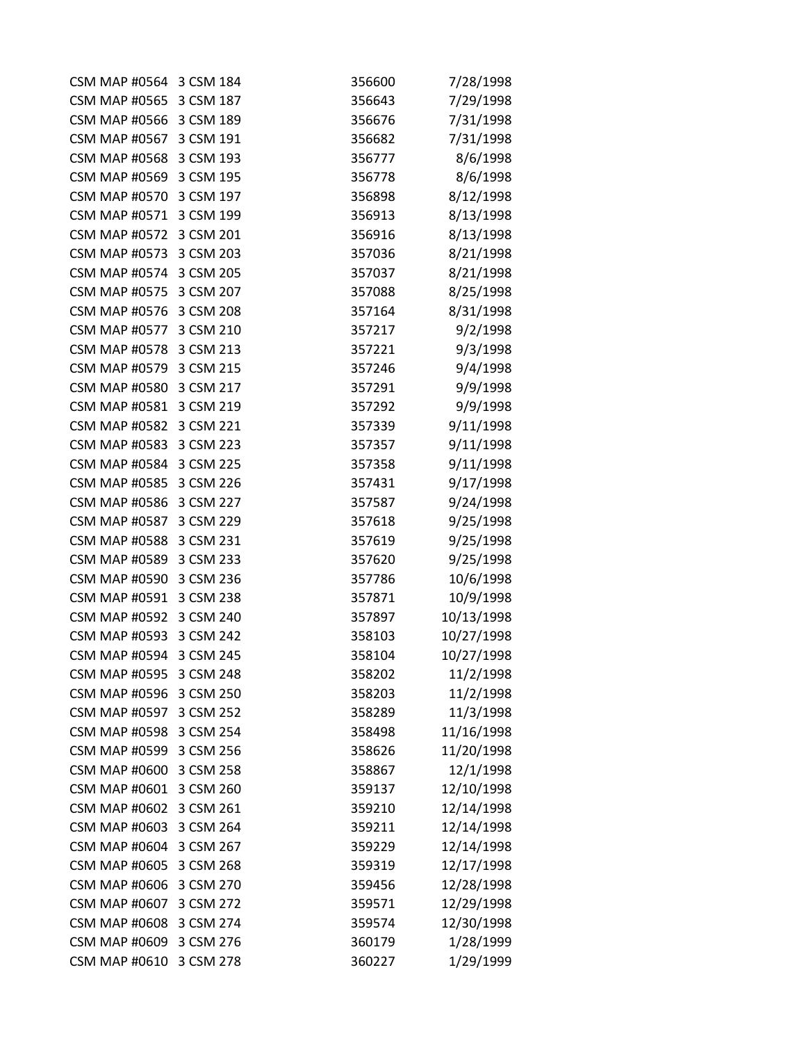| | | | |
|---|---|---|---|
| CSM MAP #0564 | 3 CSM 184 | 356600 | 7/28/1998 |
| CSM MAP #0565 | 3 CSM 187 | 356643 | 7/29/1998 |
| CSM MAP #0566 | 3 CSM 189 | 356676 | 7/31/1998 |
| CSM MAP #0567 | 3 CSM 191 | 356682 | 7/31/1998 |
| CSM MAP #0568 | 3 CSM 193 | 356777 | 8/6/1998 |
| CSM MAP #0569 | 3 CSM 195 | 356778 | 8/6/1998 |
| CSM MAP #0570 | 3 CSM 197 | 356898 | 8/12/1998 |
| CSM MAP #0571 | 3 CSM 199 | 356913 | 8/13/1998 |
| CSM MAP #0572 | 3 CSM 201 | 356916 | 8/13/1998 |
| CSM MAP #0573 | 3 CSM 203 | 357036 | 8/21/1998 |
| CSM MAP #0574 | 3 CSM 205 | 357037 | 8/21/1998 |
| CSM MAP #0575 | 3 CSM 207 | 357088 | 8/25/1998 |
| CSM MAP #0576 | 3 CSM 208 | 357164 | 8/31/1998 |
| CSM MAP #0577 | 3 CSM 210 | 357217 | 9/2/1998 |
| CSM MAP #0578 | 3 CSM 213 | 357221 | 9/3/1998 |
| CSM MAP #0579 | 3 CSM 215 | 357246 | 9/4/1998 |
| CSM MAP #0580 | 3 CSM 217 | 357291 | 9/9/1998 |
| CSM MAP #0581 | 3 CSM 219 | 357292 | 9/9/1998 |
| CSM MAP #0582 | 3 CSM 221 | 357339 | 9/11/1998 |
| CSM MAP #0583 | 3 CSM 223 | 357357 | 9/11/1998 |
| CSM MAP #0584 | 3 CSM 225 | 357358 | 9/11/1998 |
| CSM MAP #0585 | 3 CSM 226 | 357431 | 9/17/1998 |
| CSM MAP #0586 | 3 CSM 227 | 357587 | 9/24/1998 |
| CSM MAP #0587 | 3 CSM 229 | 357618 | 9/25/1998 |
| CSM MAP #0588 | 3 CSM 231 | 357619 | 9/25/1998 |
| CSM MAP #0589 | 3 CSM 233 | 357620 | 9/25/1998 |
| CSM MAP #0590 | 3 CSM 236 | 357786 | 10/6/1998 |
| CSM MAP #0591 | 3 CSM 238 | 357871 | 10/9/1998 |
| CSM MAP #0592 | 3 CSM 240 | 357897 | 10/13/1998 |
| CSM MAP #0593 | 3 CSM 242 | 358103 | 10/27/1998 |
| CSM MAP #0594 | 3 CSM 245 | 358104 | 10/27/1998 |
| CSM MAP #0595 | 3 CSM 248 | 358202 | 11/2/1998 |
| CSM MAP #0596 | 3 CSM 250 | 358203 | 11/2/1998 |
| CSM MAP #0597 | 3 CSM 252 | 358289 | 11/3/1998 |
| CSM MAP #0598 | 3 CSM 254 | 358498 | 11/16/1998 |
| CSM MAP #0599 | 3 CSM 256 | 358626 | 11/20/1998 |
| CSM MAP #0600 | 3 CSM 258 | 358867 | 12/1/1998 |
| CSM MAP #0601 | 3 CSM 260 | 359137 | 12/10/1998 |
| CSM MAP #0602 | 3 CSM 261 | 359210 | 12/14/1998 |
| CSM MAP #0603 | 3 CSM 264 | 359211 | 12/14/1998 |
| CSM MAP #0604 | 3 CSM 267 | 359229 | 12/14/1998 |
| CSM MAP #0605 | 3 CSM 268 | 359319 | 12/17/1998 |
| CSM MAP #0606 | 3 CSM 270 | 359456 | 12/28/1998 |
| CSM MAP #0607 | 3 CSM 272 | 359571 | 12/29/1998 |
| CSM MAP #0608 | 3 CSM 274 | 359574 | 12/30/1998 |
| CSM MAP #0609 | 3 CSM 276 | 360179 | 1/28/1999 |
| CSM MAP #0610 | 3 CSM 278 | 360227 | 1/29/1999 |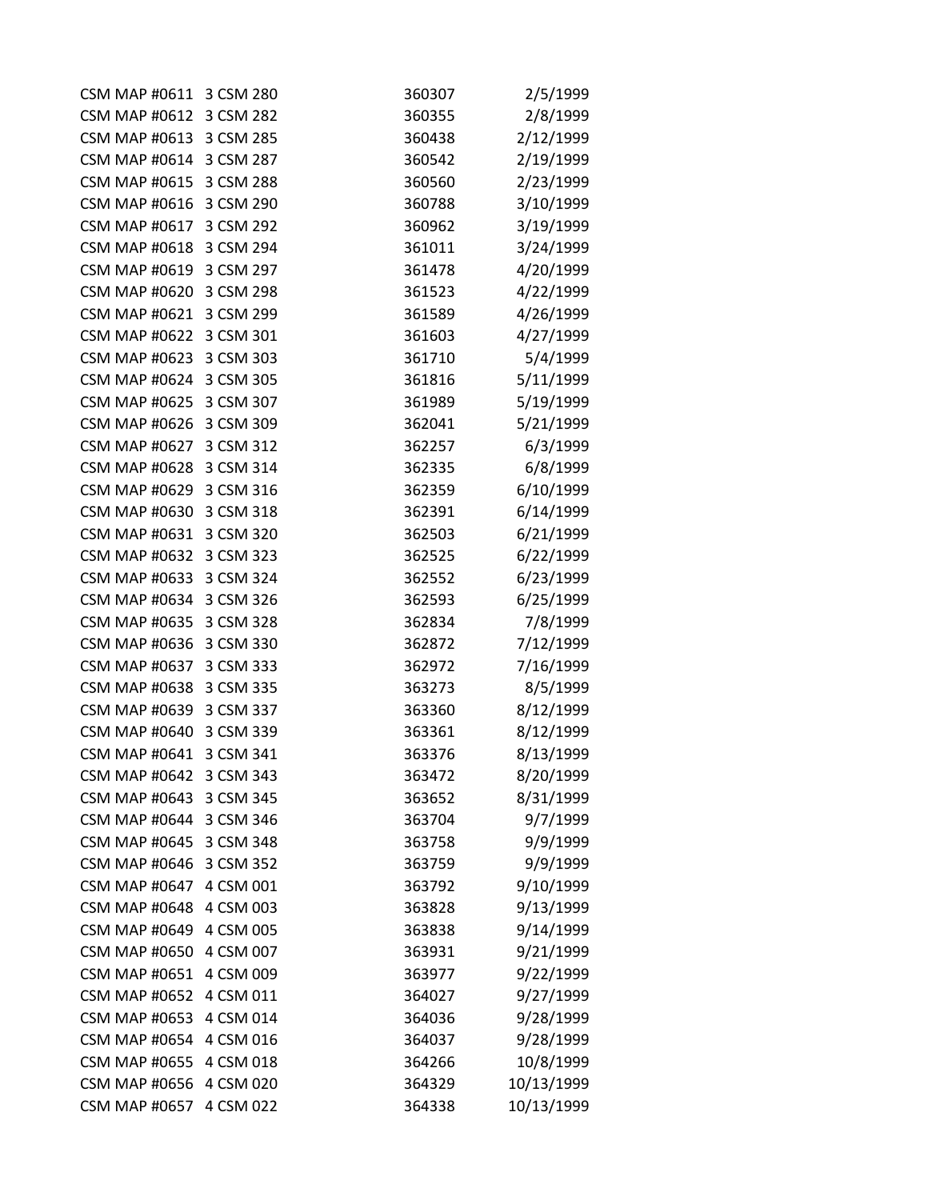| | | | |
|---|---|---|---|
| CSM MAP #0611 | 3 CSM 280 | 360307 | 2/5/1999 |
| CSM MAP #0612 | 3 CSM 282 | 360355 | 2/8/1999 |
| CSM MAP #0613 | 3 CSM 285 | 360438 | 2/12/1999 |
| CSM MAP #0614 | 3 CSM 287 | 360542 | 2/19/1999 |
| CSM MAP #0615 | 3 CSM 288 | 360560 | 2/23/1999 |
| CSM MAP #0616 | 3 CSM 290 | 360788 | 3/10/1999 |
| CSM MAP #0617 | 3 CSM 292 | 360962 | 3/19/1999 |
| CSM MAP #0618 | 3 CSM 294 | 361011 | 3/24/1999 |
| CSM MAP #0619 | 3 CSM 297 | 361478 | 4/20/1999 |
| CSM MAP #0620 | 3 CSM 298 | 361523 | 4/22/1999 |
| CSM MAP #0621 | 3 CSM 299 | 361589 | 4/26/1999 |
| CSM MAP #0622 | 3 CSM 301 | 361603 | 4/27/1999 |
| CSM MAP #0623 | 3 CSM 303 | 361710 | 5/4/1999 |
| CSM MAP #0624 | 3 CSM 305 | 361816 | 5/11/1999 |
| CSM MAP #0625 | 3 CSM 307 | 361989 | 5/19/1999 |
| CSM MAP #0626 | 3 CSM 309 | 362041 | 5/21/1999 |
| CSM MAP #0627 | 3 CSM 312 | 362257 | 6/3/1999 |
| CSM MAP #0628 | 3 CSM 314 | 362335 | 6/8/1999 |
| CSM MAP #0629 | 3 CSM 316 | 362359 | 6/10/1999 |
| CSM MAP #0630 | 3 CSM 318 | 362391 | 6/14/1999 |
| CSM MAP #0631 | 3 CSM 320 | 362503 | 6/21/1999 |
| CSM MAP #0632 | 3 CSM 323 | 362525 | 6/22/1999 |
| CSM MAP #0633 | 3 CSM 324 | 362552 | 6/23/1999 |
| CSM MAP #0634 | 3 CSM 326 | 362593 | 6/25/1999 |
| CSM MAP #0635 | 3 CSM 328 | 362834 | 7/8/1999 |
| CSM MAP #0636 | 3 CSM 330 | 362872 | 7/12/1999 |
| CSM MAP #0637 | 3 CSM 333 | 362972 | 7/16/1999 |
| CSM MAP #0638 | 3 CSM 335 | 363273 | 8/5/1999 |
| CSM MAP #0639 | 3 CSM 337 | 363360 | 8/12/1999 |
| CSM MAP #0640 | 3 CSM 339 | 363361 | 8/12/1999 |
| CSM MAP #0641 | 3 CSM 341 | 363376 | 8/13/1999 |
| CSM MAP #0642 | 3 CSM 343 | 363472 | 8/20/1999 |
| CSM MAP #0643 | 3 CSM 345 | 363652 | 8/31/1999 |
| CSM MAP #0644 | 3 CSM 346 | 363704 | 9/7/1999 |
| CSM MAP #0645 | 3 CSM 348 | 363758 | 9/9/1999 |
| CSM MAP #0646 | 3 CSM 352 | 363759 | 9/9/1999 |
| CSM MAP #0647 | 4 CSM 001 | 363792 | 9/10/1999 |
| CSM MAP #0648 | 4 CSM 003 | 363828 | 9/13/1999 |
| CSM MAP #0649 | 4 CSM 005 | 363838 | 9/14/1999 |
| CSM MAP #0650 | 4 CSM 007 | 363931 | 9/21/1999 |
| CSM MAP #0651 | 4 CSM 009 | 363977 | 9/22/1999 |
| CSM MAP #0652 | 4 CSM 011 | 364027 | 9/27/1999 |
| CSM MAP #0653 | 4 CSM 014 | 364036 | 9/28/1999 |
| CSM MAP #0654 | 4 CSM 016 | 364037 | 9/28/1999 |
| CSM MAP #0655 | 4 CSM 018 | 364266 | 10/8/1999 |
| CSM MAP #0656 | 4 CSM 020 | 364329 | 10/13/1999 |
| CSM MAP #0657 | 4 CSM 022 | 364338 | 10/13/1999 |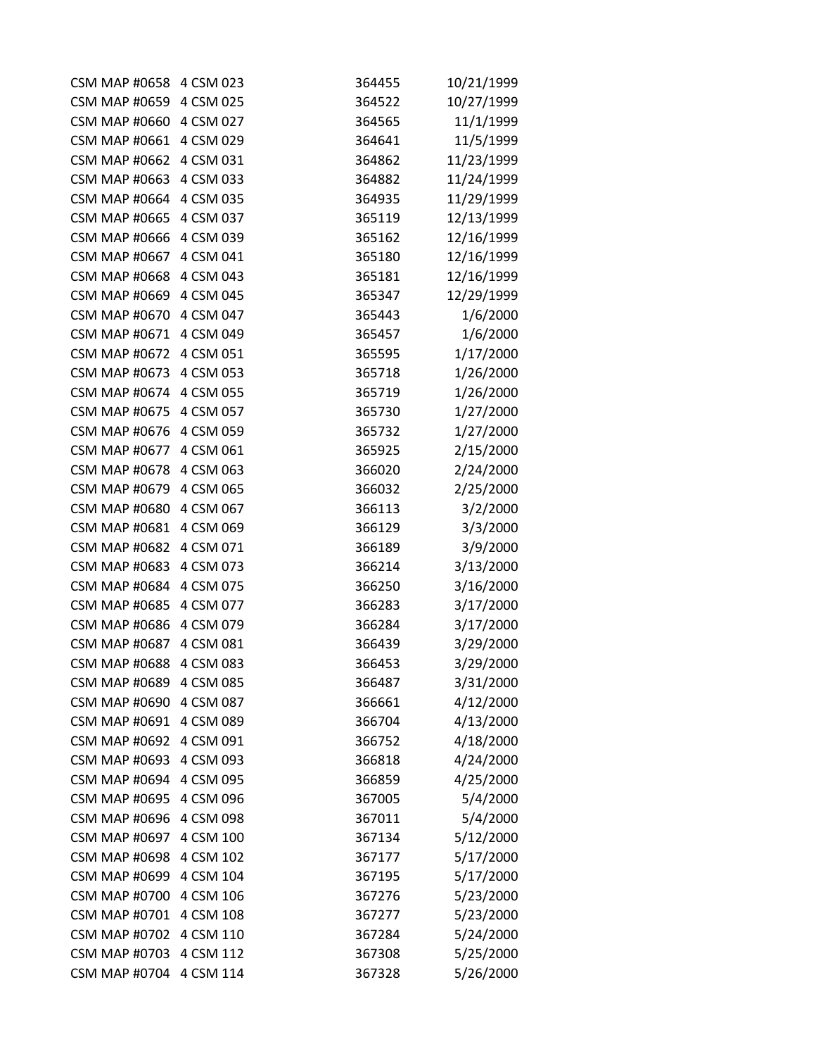| | | | |
|---|---|---|---|
| CSM MAP #0658 | 4 CSM 023 | 364455 | 10/21/1999 |
| CSM MAP #0659 | 4 CSM 025 | 364522 | 10/27/1999 |
| CSM MAP #0660 | 4 CSM 027 | 364565 | 11/1/1999 |
| CSM MAP #0661 | 4 CSM 029 | 364641 | 11/5/1999 |
| CSM MAP #0662 | 4 CSM 031 | 364862 | 11/23/1999 |
| CSM MAP #0663 | 4 CSM 033 | 364882 | 11/24/1999 |
| CSM MAP #0664 | 4 CSM 035 | 364935 | 11/29/1999 |
| CSM MAP #0665 | 4 CSM 037 | 365119 | 12/13/1999 |
| CSM MAP #0666 | 4 CSM 039 | 365162 | 12/16/1999 |
| CSM MAP #0667 | 4 CSM 041 | 365180 | 12/16/1999 |
| CSM MAP #0668 | 4 CSM 043 | 365181 | 12/16/1999 |
| CSM MAP #0669 | 4 CSM 045 | 365347 | 12/29/1999 |
| CSM MAP #0670 | 4 CSM 047 | 365443 | 1/6/2000 |
| CSM MAP #0671 | 4 CSM 049 | 365457 | 1/6/2000 |
| CSM MAP #0672 | 4 CSM 051 | 365595 | 1/17/2000 |
| CSM MAP #0673 | 4 CSM 053 | 365718 | 1/26/2000 |
| CSM MAP #0674 | 4 CSM 055 | 365719 | 1/26/2000 |
| CSM MAP #0675 | 4 CSM 057 | 365730 | 1/27/2000 |
| CSM MAP #0676 | 4 CSM 059 | 365732 | 1/27/2000 |
| CSM MAP #0677 | 4 CSM 061 | 365925 | 2/15/2000 |
| CSM MAP #0678 | 4 CSM 063 | 366020 | 2/24/2000 |
| CSM MAP #0679 | 4 CSM 065 | 366032 | 2/25/2000 |
| CSM MAP #0680 | 4 CSM 067 | 366113 | 3/2/2000 |
| CSM MAP #0681 | 4 CSM 069 | 366129 | 3/3/2000 |
| CSM MAP #0682 | 4 CSM 071 | 366189 | 3/9/2000 |
| CSM MAP #0683 | 4 CSM 073 | 366214 | 3/13/2000 |
| CSM MAP #0684 | 4 CSM 075 | 366250 | 3/16/2000 |
| CSM MAP #0685 | 4 CSM 077 | 366283 | 3/17/2000 |
| CSM MAP #0686 | 4 CSM 079 | 366284 | 3/17/2000 |
| CSM MAP #0687 | 4 CSM 081 | 366439 | 3/29/2000 |
| CSM MAP #0688 | 4 CSM 083 | 366453 | 3/29/2000 |
| CSM MAP #0689 | 4 CSM 085 | 366487 | 3/31/2000 |
| CSM MAP #0690 | 4 CSM 087 | 366661 | 4/12/2000 |
| CSM MAP #0691 | 4 CSM 089 | 366704 | 4/13/2000 |
| CSM MAP #0692 | 4 CSM 091 | 366752 | 4/18/2000 |
| CSM MAP #0693 | 4 CSM 093 | 366818 | 4/24/2000 |
| CSM MAP #0694 | 4 CSM 095 | 366859 | 4/25/2000 |
| CSM MAP #0695 | 4 CSM 096 | 367005 | 5/4/2000 |
| CSM MAP #0696 | 4 CSM 098 | 367011 | 5/4/2000 |
| CSM MAP #0697 | 4 CSM 100 | 367134 | 5/12/2000 |
| CSM MAP #0698 | 4 CSM 102 | 367177 | 5/17/2000 |
| CSM MAP #0699 | 4 CSM 104 | 367195 | 5/17/2000 |
| CSM MAP #0700 | 4 CSM 106 | 367276 | 5/23/2000 |
| CSM MAP #0701 | 4 CSM 108 | 367277 | 5/23/2000 |
| CSM MAP #0702 | 4 CSM 110 | 367284 | 5/24/2000 |
| CSM MAP #0703 | 4 CSM 112 | 367308 | 5/25/2000 |
| CSM MAP #0704 | 4 CSM 114 | 367328 | 5/26/2000 |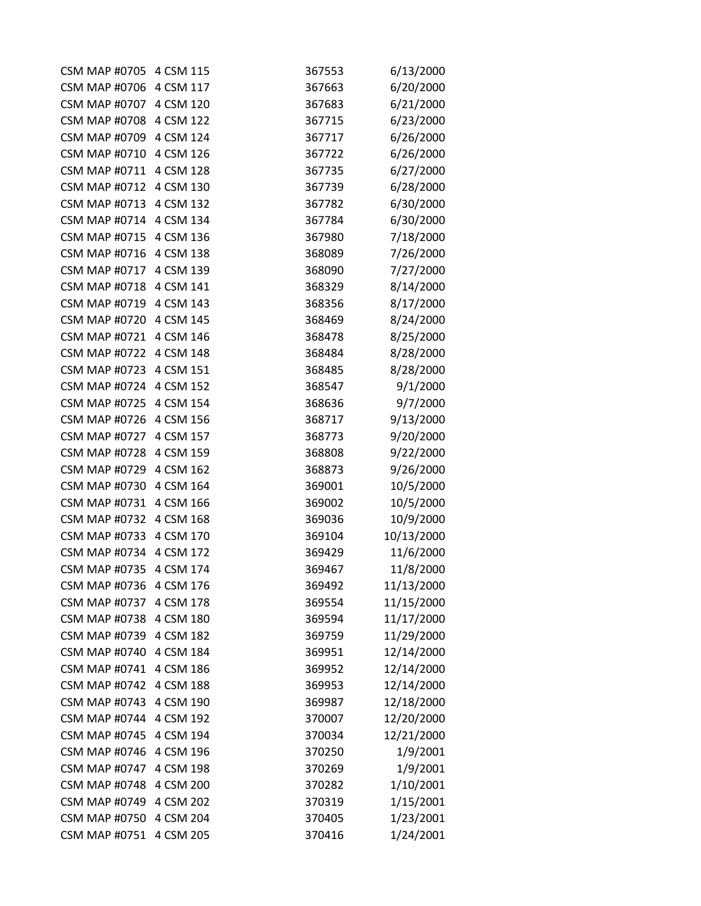| | | | |
|---|---|---|---|
| CSM MAP #0705 | 4 CSM 115 | 367553 | 6/13/2000 |
| CSM MAP #0706 | 4 CSM 117 | 367663 | 6/20/2000 |
| CSM MAP #0707 | 4 CSM 120 | 367683 | 6/21/2000 |
| CSM MAP #0708 | 4 CSM 122 | 367715 | 6/23/2000 |
| CSM MAP #0709 | 4 CSM 124 | 367717 | 6/26/2000 |
| CSM MAP #0710 | 4 CSM 126 | 367722 | 6/26/2000 |
| CSM MAP #0711 | 4 CSM 128 | 367735 | 6/27/2000 |
| CSM MAP #0712 | 4 CSM 130 | 367739 | 6/28/2000 |
| CSM MAP #0713 | 4 CSM 132 | 367782 | 6/30/2000 |
| CSM MAP #0714 | 4 CSM 134 | 367784 | 6/30/2000 |
| CSM MAP #0715 | 4 CSM 136 | 367980 | 7/18/2000 |
| CSM MAP #0716 | 4 CSM 138 | 368089 | 7/26/2000 |
| CSM MAP #0717 | 4 CSM 139 | 368090 | 7/27/2000 |
| CSM MAP #0718 | 4 CSM 141 | 368329 | 8/14/2000 |
| CSM MAP #0719 | 4 CSM 143 | 368356 | 8/17/2000 |
| CSM MAP #0720 | 4 CSM 145 | 368469 | 8/24/2000 |
| CSM MAP #0721 | 4 CSM 146 | 368478 | 8/25/2000 |
| CSM MAP #0722 | 4 CSM 148 | 368484 | 8/28/2000 |
| CSM MAP #0723 | 4 CSM 151 | 368485 | 8/28/2000 |
| CSM MAP #0724 | 4 CSM 152 | 368547 | 9/1/2000 |
| CSM MAP #0725 | 4 CSM 154 | 368636 | 9/7/2000 |
| CSM MAP #0726 | 4 CSM 156 | 368717 | 9/13/2000 |
| CSM MAP #0727 | 4 CSM 157 | 368773 | 9/20/2000 |
| CSM MAP #0728 | 4 CSM 159 | 368808 | 9/22/2000 |
| CSM MAP #0729 | 4 CSM 162 | 368873 | 9/26/2000 |
| CSM MAP #0730 | 4 CSM 164 | 369001 | 10/5/2000 |
| CSM MAP #0731 | 4 CSM 166 | 369002 | 10/5/2000 |
| CSM MAP #0732 | 4 CSM 168 | 369036 | 10/9/2000 |
| CSM MAP #0733 | 4 CSM 170 | 369104 | 10/13/2000 |
| CSM MAP #0734 | 4 CSM 172 | 369429 | 11/6/2000 |
| CSM MAP #0735 | 4 CSM 174 | 369467 | 11/8/2000 |
| CSM MAP #0736 | 4 CSM 176 | 369492 | 11/13/2000 |
| CSM MAP #0737 | 4 CSM 178 | 369554 | 11/15/2000 |
| CSM MAP #0738 | 4 CSM 180 | 369594 | 11/17/2000 |
| CSM MAP #0739 | 4 CSM 182 | 369759 | 11/29/2000 |
| CSM MAP #0740 | 4 CSM 184 | 369951 | 12/14/2000 |
| CSM MAP #0741 | 4 CSM 186 | 369952 | 12/14/2000 |
| CSM MAP #0742 | 4 CSM 188 | 369953 | 12/14/2000 |
| CSM MAP #0743 | 4 CSM 190 | 369987 | 12/18/2000 |
| CSM MAP #0744 | 4 CSM 192 | 370007 | 12/20/2000 |
| CSM MAP #0745 | 4 CSM 194 | 370034 | 12/21/2000 |
| CSM MAP #0746 | 4 CSM 196 | 370250 | 1/9/2001 |
| CSM MAP #0747 | 4 CSM 198 | 370269 | 1/9/2001 |
| CSM MAP #0748 | 4 CSM 200 | 370282 | 1/10/2001 |
| CSM MAP #0749 | 4 CSM 202 | 370319 | 1/15/2001 |
| CSM MAP #0750 | 4 CSM 204 | 370405 | 1/23/2001 |
| CSM MAP #0751 | 4 CSM 205 | 370416 | 1/24/2001 |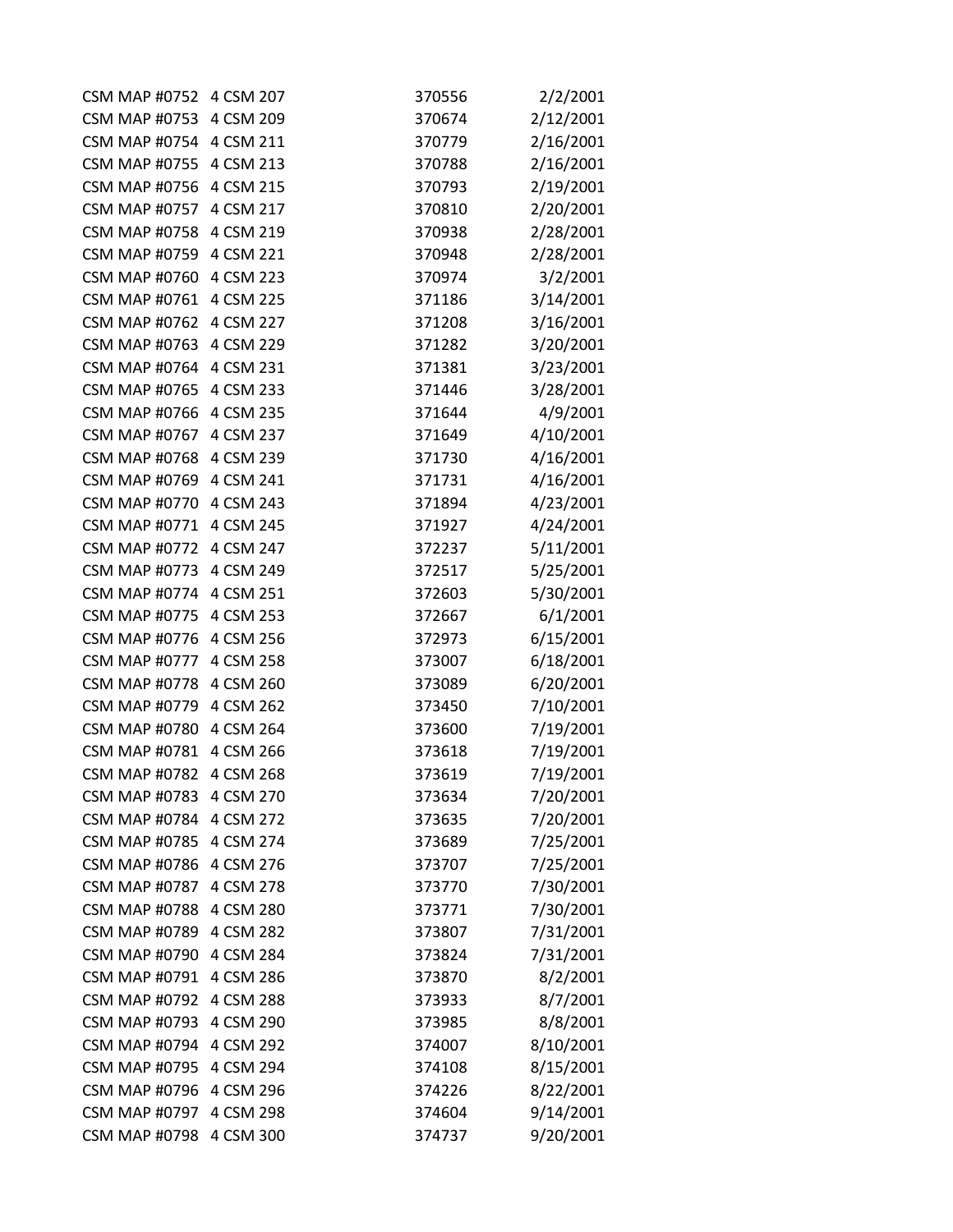| | | | |
|---|---|---|---|
| CSM MAP #0752 | 4 CSM 207 | 370556 | 2/2/2001 |
| CSM MAP #0753 | 4 CSM 209 | 370674 | 2/12/2001 |
| CSM MAP #0754 | 4 CSM 211 | 370779 | 2/16/2001 |
| CSM MAP #0755 | 4 CSM 213 | 370788 | 2/16/2001 |
| CSM MAP #0756 | 4 CSM 215 | 370793 | 2/19/2001 |
| CSM MAP #0757 | 4 CSM 217 | 370810 | 2/20/2001 |
| CSM MAP #0758 | 4 CSM 219 | 370938 | 2/28/2001 |
| CSM MAP #0759 | 4 CSM 221 | 370948 | 2/28/2001 |
| CSM MAP #0760 | 4 CSM 223 | 370974 | 3/2/2001 |
| CSM MAP #0761 | 4 CSM 225 | 371186 | 3/14/2001 |
| CSM MAP #0762 | 4 CSM 227 | 371208 | 3/16/2001 |
| CSM MAP #0763 | 4 CSM 229 | 371282 | 3/20/2001 |
| CSM MAP #0764 | 4 CSM 231 | 371381 | 3/23/2001 |
| CSM MAP #0765 | 4 CSM 233 | 371446 | 3/28/2001 |
| CSM MAP #0766 | 4 CSM 235 | 371644 | 4/9/2001 |
| CSM MAP #0767 | 4 CSM 237 | 371649 | 4/10/2001 |
| CSM MAP #0768 | 4 CSM 239 | 371730 | 4/16/2001 |
| CSM MAP #0769 | 4 CSM 241 | 371731 | 4/16/2001 |
| CSM MAP #0770 | 4 CSM 243 | 371894 | 4/23/2001 |
| CSM MAP #0771 | 4 CSM 245 | 371927 | 4/24/2001 |
| CSM MAP #0772 | 4 CSM 247 | 372237 | 5/11/2001 |
| CSM MAP #0773 | 4 CSM 249 | 372517 | 5/25/2001 |
| CSM MAP #0774 | 4 CSM 251 | 372603 | 5/30/2001 |
| CSM MAP #0775 | 4 CSM 253 | 372667 | 6/1/2001 |
| CSM MAP #0776 | 4 CSM 256 | 372973 | 6/15/2001 |
| CSM MAP #0777 | 4 CSM 258 | 373007 | 6/18/2001 |
| CSM MAP #0778 | 4 CSM 260 | 373089 | 6/20/2001 |
| CSM MAP #0779 | 4 CSM 262 | 373450 | 7/10/2001 |
| CSM MAP #0780 | 4 CSM 264 | 373600 | 7/19/2001 |
| CSM MAP #0781 | 4 CSM 266 | 373618 | 7/19/2001 |
| CSM MAP #0782 | 4 CSM 268 | 373619 | 7/19/2001 |
| CSM MAP #0783 | 4 CSM 270 | 373634 | 7/20/2001 |
| CSM MAP #0784 | 4 CSM 272 | 373635 | 7/20/2001 |
| CSM MAP #0785 | 4 CSM 274 | 373689 | 7/25/2001 |
| CSM MAP #0786 | 4 CSM 276 | 373707 | 7/25/2001 |
| CSM MAP #0787 | 4 CSM 278 | 373770 | 7/30/2001 |
| CSM MAP #0788 | 4 CSM 280 | 373771 | 7/30/2001 |
| CSM MAP #0789 | 4 CSM 282 | 373807 | 7/31/2001 |
| CSM MAP #0790 | 4 CSM 284 | 373824 | 7/31/2001 |
| CSM MAP #0791 | 4 CSM 286 | 373870 | 8/2/2001 |
| CSM MAP #0792 | 4 CSM 288 | 373933 | 8/7/2001 |
| CSM MAP #0793 | 4 CSM 290 | 373985 | 8/8/2001 |
| CSM MAP #0794 | 4 CSM 292 | 374007 | 8/10/2001 |
| CSM MAP #0795 | 4 CSM 294 | 374108 | 8/15/2001 |
| CSM MAP #0796 | 4 CSM 296 | 374226 | 8/22/2001 |
| CSM MAP #0797 | 4 CSM 298 | 374604 | 9/14/2001 |
| CSM MAP #0798 | 4 CSM 300 | 374737 | 9/20/2001 |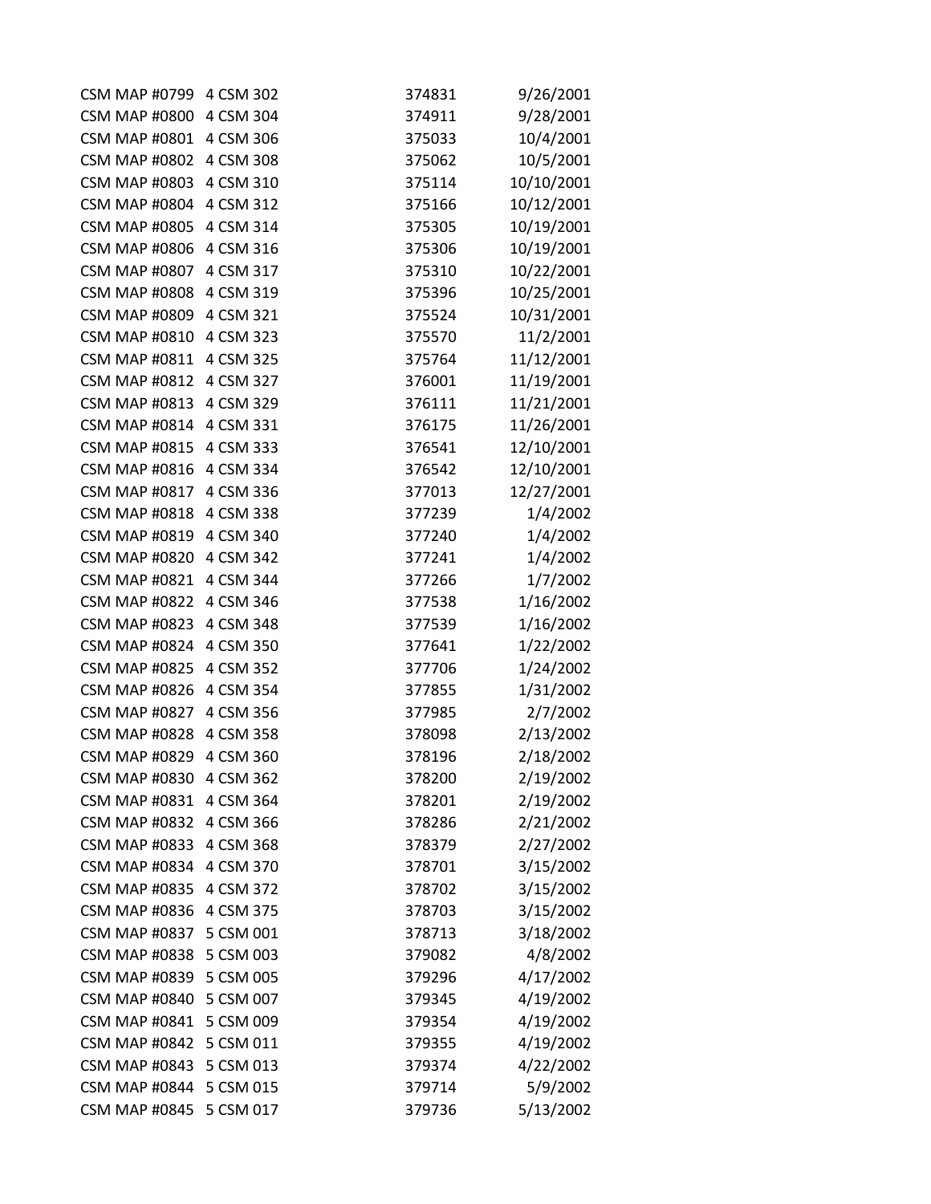| | | | |
|---|---|---|---|
| CSM MAP #0799 | 4 CSM 302 | 374831 | 9/26/2001 |
| CSM MAP #0800 | 4 CSM 304 | 374911 | 9/28/2001 |
| CSM MAP #0801 | 4 CSM 306 | 375033 | 10/4/2001 |
| CSM MAP #0802 | 4 CSM 308 | 375062 | 10/5/2001 |
| CSM MAP #0803 | 4 CSM 310 | 375114 | 10/10/2001 |
| CSM MAP #0804 | 4 CSM 312 | 375166 | 10/12/2001 |
| CSM MAP #0805 | 4 CSM 314 | 375305 | 10/19/2001 |
| CSM MAP #0806 | 4 CSM 316 | 375306 | 10/19/2001 |
| CSM MAP #0807 | 4 CSM 317 | 375310 | 10/22/2001 |
| CSM MAP #0808 | 4 CSM 319 | 375396 | 10/25/2001 |
| CSM MAP #0809 | 4 CSM 321 | 375524 | 10/31/2001 |
| CSM MAP #0810 | 4 CSM 323 | 375570 | 11/2/2001 |
| CSM MAP #0811 | 4 CSM 325 | 375764 | 11/12/2001 |
| CSM MAP #0812 | 4 CSM 327 | 376001 | 11/19/2001 |
| CSM MAP #0813 | 4 CSM 329 | 376111 | 11/21/2001 |
| CSM MAP #0814 | 4 CSM 331 | 376175 | 11/26/2001 |
| CSM MAP #0815 | 4 CSM 333 | 376541 | 12/10/2001 |
| CSM MAP #0816 | 4 CSM 334 | 376542 | 12/10/2001 |
| CSM MAP #0817 | 4 CSM 336 | 377013 | 12/27/2001 |
| CSM MAP #0818 | 4 CSM 338 | 377239 | 1/4/2002 |
| CSM MAP #0819 | 4 CSM 340 | 377240 | 1/4/2002 |
| CSM MAP #0820 | 4 CSM 342 | 377241 | 1/4/2002 |
| CSM MAP #0821 | 4 CSM 344 | 377266 | 1/7/2002 |
| CSM MAP #0822 | 4 CSM 346 | 377538 | 1/16/2002 |
| CSM MAP #0823 | 4 CSM 348 | 377539 | 1/16/2002 |
| CSM MAP #0824 | 4 CSM 350 | 377641 | 1/22/2002 |
| CSM MAP #0825 | 4 CSM 352 | 377706 | 1/24/2002 |
| CSM MAP #0826 | 4 CSM 354 | 377855 | 1/31/2002 |
| CSM MAP #0827 | 4 CSM 356 | 377985 | 2/7/2002 |
| CSM MAP #0828 | 4 CSM 358 | 378098 | 2/13/2002 |
| CSM MAP #0829 | 4 CSM 360 | 378196 | 2/18/2002 |
| CSM MAP #0830 | 4 CSM 362 | 378200 | 2/19/2002 |
| CSM MAP #0831 | 4 CSM 364 | 378201 | 2/19/2002 |
| CSM MAP #0832 | 4 CSM 366 | 378286 | 2/21/2002 |
| CSM MAP #0833 | 4 CSM 368 | 378379 | 2/27/2002 |
| CSM MAP #0834 | 4 CSM 370 | 378701 | 3/15/2002 |
| CSM MAP #0835 | 4 CSM 372 | 378702 | 3/15/2002 |
| CSM MAP #0836 | 4 CSM 375 | 378703 | 3/15/2002 |
| CSM MAP #0837 | 5 CSM 001 | 378713 | 3/18/2002 |
| CSM MAP #0838 | 5 CSM 003 | 379082 | 4/8/2002 |
| CSM MAP #0839 | 5 CSM 005 | 379296 | 4/17/2002 |
| CSM MAP #0840 | 5 CSM 007 | 379345 | 4/19/2002 |
| CSM MAP #0841 | 5 CSM 009 | 379354 | 4/19/2002 |
| CSM MAP #0842 | 5 CSM 011 | 379355 | 4/19/2002 |
| CSM MAP #0843 | 5 CSM 013 | 379374 | 4/22/2002 |
| CSM MAP #0844 | 5 CSM 015 | 379714 | 5/9/2002 |
| CSM MAP #0845 | 5 CSM 017 | 379736 | 5/13/2002 |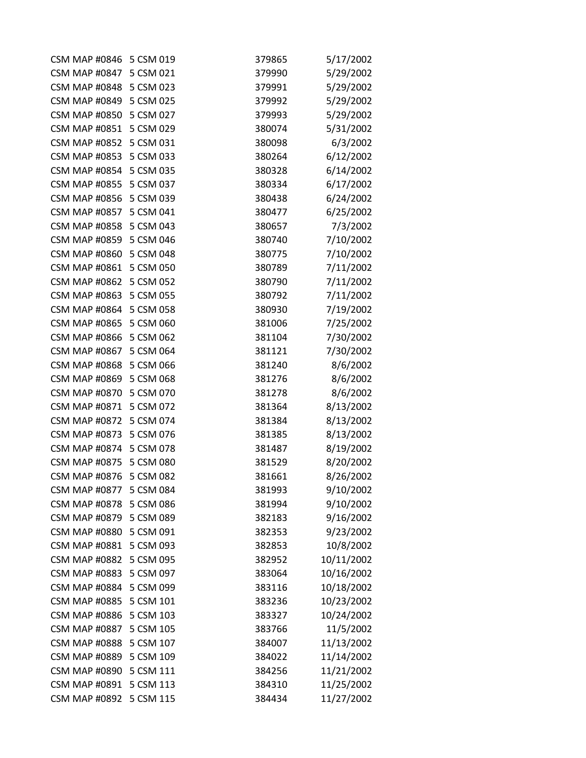| | | | |
|---|---|---|---|
| CSM MAP #0846 | 5 CSM 019 | 379865 | 5/17/2002 |
| CSM MAP #0847 | 5 CSM 021 | 379990 | 5/29/2002 |
| CSM MAP #0848 | 5 CSM 023 | 379991 | 5/29/2002 |
| CSM MAP #0849 | 5 CSM 025 | 379992 | 5/29/2002 |
| CSM MAP #0850 | 5 CSM 027 | 379993 | 5/29/2002 |
| CSM MAP #0851 | 5 CSM 029 | 380074 | 5/31/2002 |
| CSM MAP #0852 | 5 CSM 031 | 380098 | 6/3/2002 |
| CSM MAP #0853 | 5 CSM 033 | 380264 | 6/12/2002 |
| CSM MAP #0854 | 5 CSM 035 | 380328 | 6/14/2002 |
| CSM MAP #0855 | 5 CSM 037 | 380334 | 6/17/2002 |
| CSM MAP #0856 | 5 CSM 039 | 380438 | 6/24/2002 |
| CSM MAP #0857 | 5 CSM 041 | 380477 | 6/25/2002 |
| CSM MAP #0858 | 5 CSM 043 | 380657 | 7/3/2002 |
| CSM MAP #0859 | 5 CSM 046 | 380740 | 7/10/2002 |
| CSM MAP #0860 | 5 CSM 048 | 380775 | 7/10/2002 |
| CSM MAP #0861 | 5 CSM 050 | 380789 | 7/11/2002 |
| CSM MAP #0862 | 5 CSM 052 | 380790 | 7/11/2002 |
| CSM MAP #0863 | 5 CSM 055 | 380792 | 7/11/2002 |
| CSM MAP #0864 | 5 CSM 058 | 380930 | 7/19/2002 |
| CSM MAP #0865 | 5 CSM 060 | 381006 | 7/25/2002 |
| CSM MAP #0866 | 5 CSM 062 | 381104 | 7/30/2002 |
| CSM MAP #0867 | 5 CSM 064 | 381121 | 7/30/2002 |
| CSM MAP #0868 | 5 CSM 066 | 381240 | 8/6/2002 |
| CSM MAP #0869 | 5 CSM 068 | 381276 | 8/6/2002 |
| CSM MAP #0870 | 5 CSM 070 | 381278 | 8/6/2002 |
| CSM MAP #0871 | 5 CSM 072 | 381364 | 8/13/2002 |
| CSM MAP #0872 | 5 CSM 074 | 381384 | 8/13/2002 |
| CSM MAP #0873 | 5 CSM 076 | 381385 | 8/13/2002 |
| CSM MAP #0874 | 5 CSM 078 | 381487 | 8/19/2002 |
| CSM MAP #0875 | 5 CSM 080 | 381529 | 8/20/2002 |
| CSM MAP #0876 | 5 CSM 082 | 381661 | 8/26/2002 |
| CSM MAP #0877 | 5 CSM 084 | 381993 | 9/10/2002 |
| CSM MAP #0878 | 5 CSM 086 | 381994 | 9/10/2002 |
| CSM MAP #0879 | 5 CSM 089 | 382183 | 9/16/2002 |
| CSM MAP #0880 | 5 CSM 091 | 382353 | 9/23/2002 |
| CSM MAP #0881 | 5 CSM 093 | 382853 | 10/8/2002 |
| CSM MAP #0882 | 5 CSM 095 | 382952 | 10/11/2002 |
| CSM MAP #0883 | 5 CSM 097 | 383064 | 10/16/2002 |
| CSM MAP #0884 | 5 CSM 099 | 383116 | 10/18/2002 |
| CSM MAP #0885 | 5 CSM 101 | 383236 | 10/23/2002 |
| CSM MAP #0886 | 5 CSM 103 | 383327 | 10/24/2002 |
| CSM MAP #0887 | 5 CSM 105 | 383766 | 11/5/2002 |
| CSM MAP #0888 | 5 CSM 107 | 384007 | 11/13/2002 |
| CSM MAP #0889 | 5 CSM 109 | 384022 | 11/14/2002 |
| CSM MAP #0890 | 5 CSM 111 | 384256 | 11/21/2002 |
| CSM MAP #0891 | 5 CSM 113 | 384310 | 11/25/2002 |
| CSM MAP #0892 | 5 CSM 115 | 384434 | 11/27/2002 |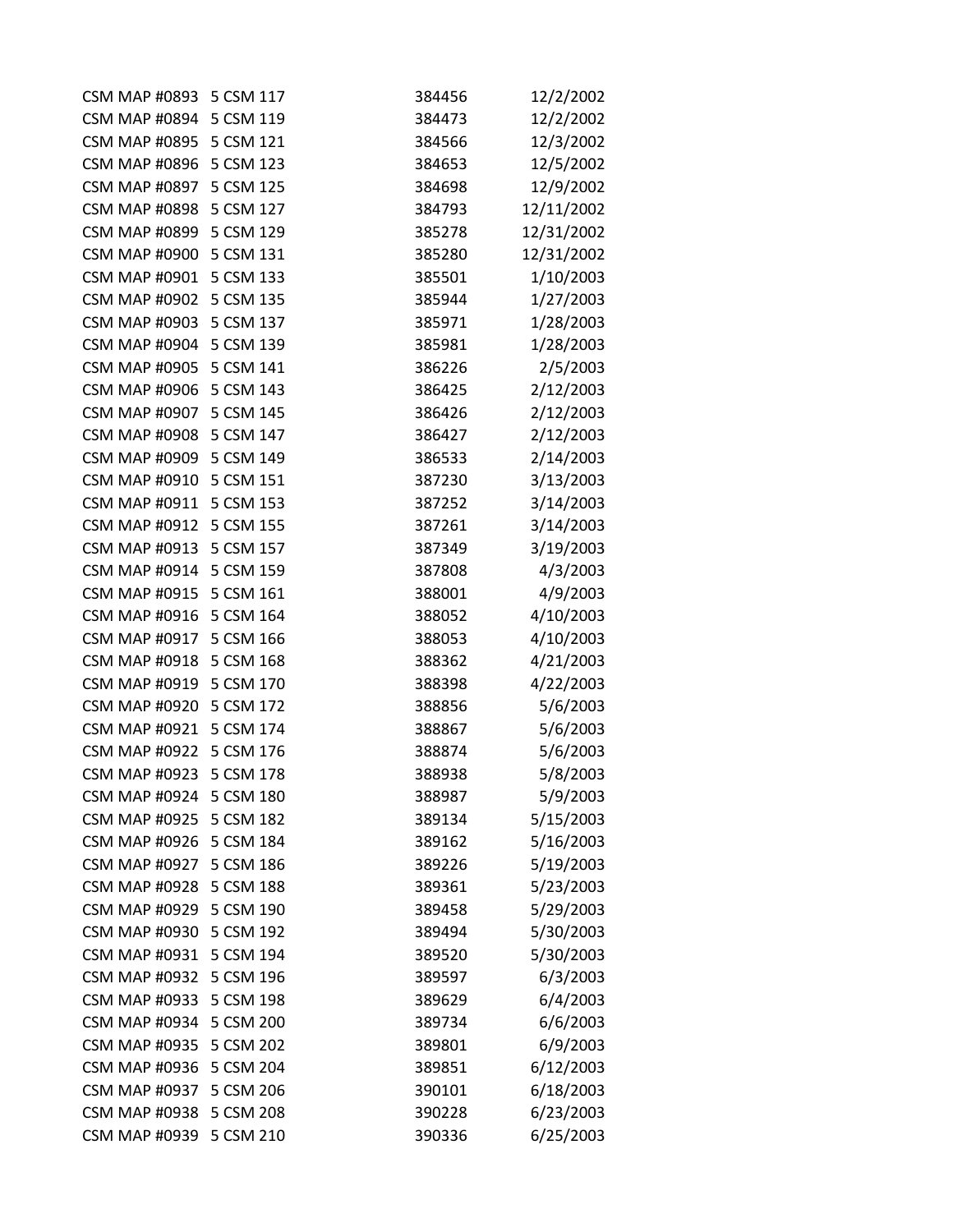| | | | |
|---|---|---|---|
| CSM MAP #0893 | 5 CSM 117 | 384456 | 12/2/2002 |
| CSM MAP #0894 | 5 CSM 119 | 384473 | 12/2/2002 |
| CSM MAP #0895 | 5 CSM 121 | 384566 | 12/3/2002 |
| CSM MAP #0896 | 5 CSM 123 | 384653 | 12/5/2002 |
| CSM MAP #0897 | 5 CSM 125 | 384698 | 12/9/2002 |
| CSM MAP #0898 | 5 CSM 127 | 384793 | 12/11/2002 |
| CSM MAP #0899 | 5 CSM 129 | 385278 | 12/31/2002 |
| CSM MAP #0900 | 5 CSM 131 | 385280 | 12/31/2002 |
| CSM MAP #0901 | 5 CSM 133 | 385501 | 1/10/2003 |
| CSM MAP #0902 | 5 CSM 135 | 385944 | 1/27/2003 |
| CSM MAP #0903 | 5 CSM 137 | 385971 | 1/28/2003 |
| CSM MAP #0904 | 5 CSM 139 | 385981 | 1/28/2003 |
| CSM MAP #0905 | 5 CSM 141 | 386226 | 2/5/2003 |
| CSM MAP #0906 | 5 CSM 143 | 386425 | 2/12/2003 |
| CSM MAP #0907 | 5 CSM 145 | 386426 | 2/12/2003 |
| CSM MAP #0908 | 5 CSM 147 | 386427 | 2/12/2003 |
| CSM MAP #0909 | 5 CSM 149 | 386533 | 2/14/2003 |
| CSM MAP #0910 | 5 CSM 151 | 387230 | 3/13/2003 |
| CSM MAP #0911 | 5 CSM 153 | 387252 | 3/14/2003 |
| CSM MAP #0912 | 5 CSM 155 | 387261 | 3/14/2003 |
| CSM MAP #0913 | 5 CSM 157 | 387349 | 3/19/2003 |
| CSM MAP #0914 | 5 CSM 159 | 387808 | 4/3/2003 |
| CSM MAP #0915 | 5 CSM 161 | 388001 | 4/9/2003 |
| CSM MAP #0916 | 5 CSM 164 | 388052 | 4/10/2003 |
| CSM MAP #0917 | 5 CSM 166 | 388053 | 4/10/2003 |
| CSM MAP #0918 | 5 CSM 168 | 388362 | 4/21/2003 |
| CSM MAP #0919 | 5 CSM 170 | 388398 | 4/22/2003 |
| CSM MAP #0920 | 5 CSM 172 | 388856 | 5/6/2003 |
| CSM MAP #0921 | 5 CSM 174 | 388867 | 5/6/2003 |
| CSM MAP #0922 | 5 CSM 176 | 388874 | 5/6/2003 |
| CSM MAP #0923 | 5 CSM 178 | 388938 | 5/8/2003 |
| CSM MAP #0924 | 5 CSM 180 | 388987 | 5/9/2003 |
| CSM MAP #0925 | 5 CSM 182 | 389134 | 5/15/2003 |
| CSM MAP #0926 | 5 CSM 184 | 389162 | 5/16/2003 |
| CSM MAP #0927 | 5 CSM 186 | 389226 | 5/19/2003 |
| CSM MAP #0928 | 5 CSM 188 | 389361 | 5/23/2003 |
| CSM MAP #0929 | 5 CSM 190 | 389458 | 5/29/2003 |
| CSM MAP #0930 | 5 CSM 192 | 389494 | 5/30/2003 |
| CSM MAP #0931 | 5 CSM 194 | 389520 | 5/30/2003 |
| CSM MAP #0932 | 5 CSM 196 | 389597 | 6/3/2003 |
| CSM MAP #0933 | 5 CSM 198 | 389629 | 6/4/2003 |
| CSM MAP #0934 | 5 CSM 200 | 389734 | 6/6/2003 |
| CSM MAP #0935 | 5 CSM 202 | 389801 | 6/9/2003 |
| CSM MAP #0936 | 5 CSM 204 | 389851 | 6/12/2003 |
| CSM MAP #0937 | 5 CSM 206 | 390101 | 6/18/2003 |
| CSM MAP #0938 | 5 CSM 208 | 390228 | 6/23/2003 |
| CSM MAP #0939 | 5 CSM 210 | 390336 | 6/25/2003 |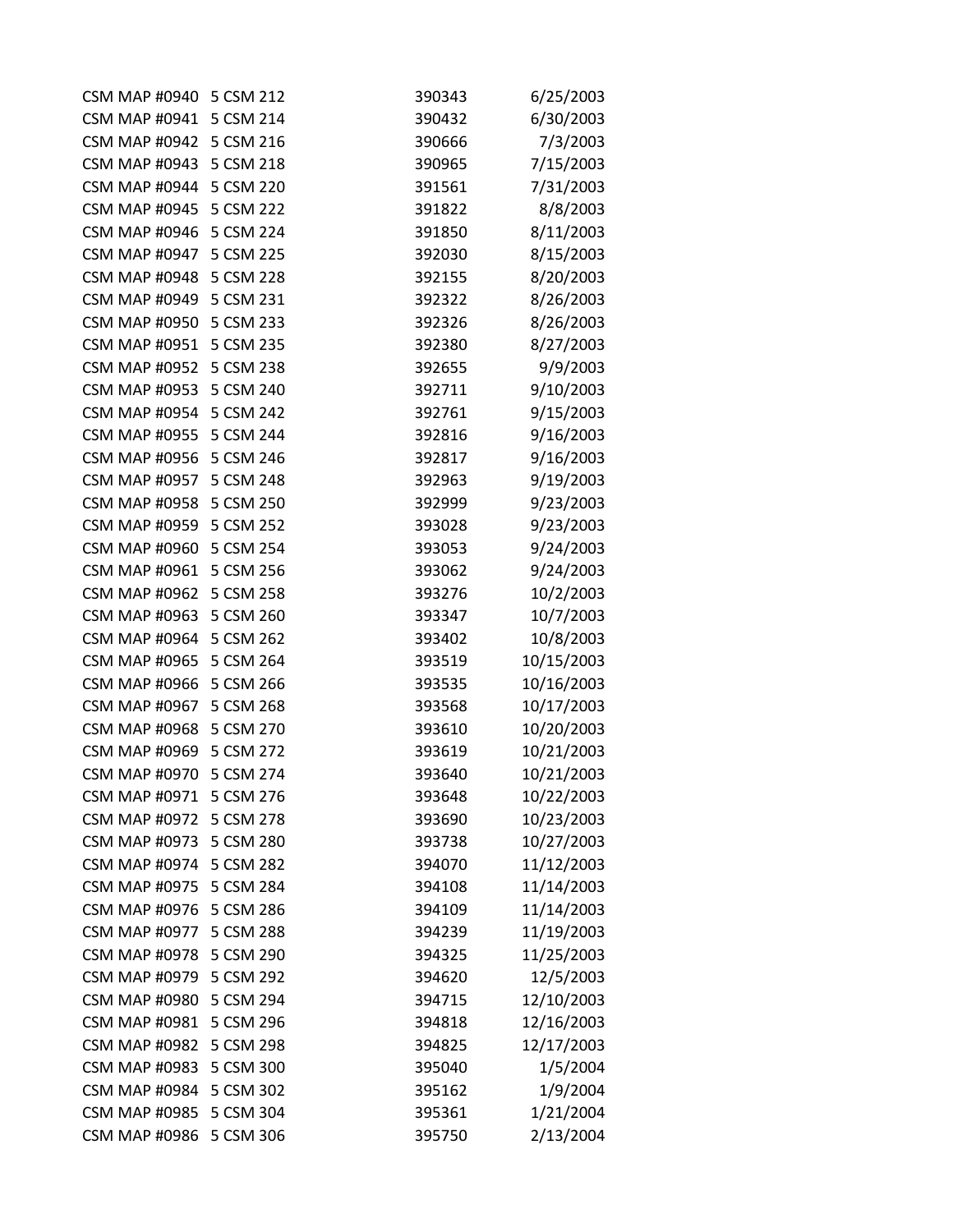| | | | |
|---|---|---|---|
| CSM MAP #0940 | 5 CSM 212 | 390343 | 6/25/2003 |
| CSM MAP #0941 | 5 CSM 214 | 390432 | 6/30/2003 |
| CSM MAP #0942 | 5 CSM 216 | 390666 | 7/3/2003 |
| CSM MAP #0943 | 5 CSM 218 | 390965 | 7/15/2003 |
| CSM MAP #0944 | 5 CSM 220 | 391561 | 7/31/2003 |
| CSM MAP #0945 | 5 CSM 222 | 391822 | 8/8/2003 |
| CSM MAP #0946 | 5 CSM 224 | 391850 | 8/11/2003 |
| CSM MAP #0947 | 5 CSM 225 | 392030 | 8/15/2003 |
| CSM MAP #0948 | 5 CSM 228 | 392155 | 8/20/2003 |
| CSM MAP #0949 | 5 CSM 231 | 392322 | 8/26/2003 |
| CSM MAP #0950 | 5 CSM 233 | 392326 | 8/26/2003 |
| CSM MAP #0951 | 5 CSM 235 | 392380 | 8/27/2003 |
| CSM MAP #0952 | 5 CSM 238 | 392655 | 9/9/2003 |
| CSM MAP #0953 | 5 CSM 240 | 392711 | 9/10/2003 |
| CSM MAP #0954 | 5 CSM 242 | 392761 | 9/15/2003 |
| CSM MAP #0955 | 5 CSM 244 | 392816 | 9/16/2003 |
| CSM MAP #0956 | 5 CSM 246 | 392817 | 9/16/2003 |
| CSM MAP #0957 | 5 CSM 248 | 392963 | 9/19/2003 |
| CSM MAP #0958 | 5 CSM 250 | 392999 | 9/23/2003 |
| CSM MAP #0959 | 5 CSM 252 | 393028 | 9/23/2003 |
| CSM MAP #0960 | 5 CSM 254 | 393053 | 9/24/2003 |
| CSM MAP #0961 | 5 CSM 256 | 393062 | 9/24/2003 |
| CSM MAP #0962 | 5 CSM 258 | 393276 | 10/2/2003 |
| CSM MAP #0963 | 5 CSM 260 | 393347 | 10/7/2003 |
| CSM MAP #0964 | 5 CSM 262 | 393402 | 10/8/2003 |
| CSM MAP #0965 | 5 CSM 264 | 393519 | 10/15/2003 |
| CSM MAP #0966 | 5 CSM 266 | 393535 | 10/16/2003 |
| CSM MAP #0967 | 5 CSM 268 | 393568 | 10/17/2003 |
| CSM MAP #0968 | 5 CSM 270 | 393610 | 10/20/2003 |
| CSM MAP #0969 | 5 CSM 272 | 393619 | 10/21/2003 |
| CSM MAP #0970 | 5 CSM 274 | 393640 | 10/21/2003 |
| CSM MAP #0971 | 5 CSM 276 | 393648 | 10/22/2003 |
| CSM MAP #0972 | 5 CSM 278 | 393690 | 10/23/2003 |
| CSM MAP #0973 | 5 CSM 280 | 393738 | 10/27/2003 |
| CSM MAP #0974 | 5 CSM 282 | 394070 | 11/12/2003 |
| CSM MAP #0975 | 5 CSM 284 | 394108 | 11/14/2003 |
| CSM MAP #0976 | 5 CSM 286 | 394109 | 11/14/2003 |
| CSM MAP #0977 | 5 CSM 288 | 394239 | 11/19/2003 |
| CSM MAP #0978 | 5 CSM 290 | 394325 | 11/25/2003 |
| CSM MAP #0979 | 5 CSM 292 | 394620 | 12/5/2003 |
| CSM MAP #0980 | 5 CSM 294 | 394715 | 12/10/2003 |
| CSM MAP #0981 | 5 CSM 296 | 394818 | 12/16/2003 |
| CSM MAP #0982 | 5 CSM 298 | 394825 | 12/17/2003 |
| CSM MAP #0983 | 5 CSM 300 | 395040 | 1/5/2004 |
| CSM MAP #0984 | 5 CSM 302 | 395162 | 1/9/2004 |
| CSM MAP #0985 | 5 CSM 304 | 395361 | 1/21/2004 |
| CSM MAP #0986 | 5 CSM 306 | 395750 | 2/13/2004 |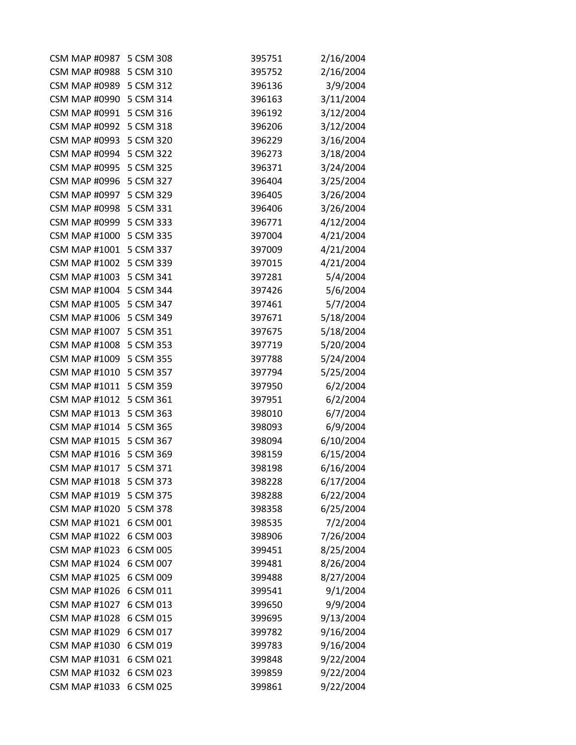| | | | |
|---|---|---|---|
| CSM MAP #0987 | 5 CSM 308 | 395751 | 2/16/2004 |
| CSM MAP #0988 | 5 CSM 310 | 395752 | 2/16/2004 |
| CSM MAP #0989 | 5 CSM 312 | 396136 | 3/9/2004 |
| CSM MAP #0990 | 5 CSM 314 | 396163 | 3/11/2004 |
| CSM MAP #0991 | 5 CSM 316 | 396192 | 3/12/2004 |
| CSM MAP #0992 | 5 CSM 318 | 396206 | 3/12/2004 |
| CSM MAP #0993 | 5 CSM 320 | 396229 | 3/16/2004 |
| CSM MAP #0994 | 5 CSM 322 | 396273 | 3/18/2004 |
| CSM MAP #0995 | 5 CSM 325 | 396371 | 3/24/2004 |
| CSM MAP #0996 | 5 CSM 327 | 396404 | 3/25/2004 |
| CSM MAP #0997 | 5 CSM 329 | 396405 | 3/26/2004 |
| CSM MAP #0998 | 5 CSM 331 | 396406 | 3/26/2004 |
| CSM MAP #0999 | 5 CSM 333 | 396771 | 4/12/2004 |
| CSM MAP #1000 | 5 CSM 335 | 397004 | 4/21/2004 |
| CSM MAP #1001 | 5 CSM 337 | 397009 | 4/21/2004 |
| CSM MAP #1002 | 5 CSM 339 | 397015 | 4/21/2004 |
| CSM MAP #1003 | 5 CSM 341 | 397281 | 5/4/2004 |
| CSM MAP #1004 | 5 CSM 344 | 397426 | 5/6/2004 |
| CSM MAP #1005 | 5 CSM 347 | 397461 | 5/7/2004 |
| CSM MAP #1006 | 5 CSM 349 | 397671 | 5/18/2004 |
| CSM MAP #1007 | 5 CSM 351 | 397675 | 5/18/2004 |
| CSM MAP #1008 | 5 CSM 353 | 397719 | 5/20/2004 |
| CSM MAP #1009 | 5 CSM 355 | 397788 | 5/24/2004 |
| CSM MAP #1010 | 5 CSM 357 | 397794 | 5/25/2004 |
| CSM MAP #1011 | 5 CSM 359 | 397950 | 6/2/2004 |
| CSM MAP #1012 | 5 CSM 361 | 397951 | 6/2/2004 |
| CSM MAP #1013 | 5 CSM 363 | 398010 | 6/7/2004 |
| CSM MAP #1014 | 5 CSM 365 | 398093 | 6/9/2004 |
| CSM MAP #1015 | 5 CSM 367 | 398094 | 6/10/2004 |
| CSM MAP #1016 | 5 CSM 369 | 398159 | 6/15/2004 |
| CSM MAP #1017 | 5 CSM 371 | 398198 | 6/16/2004 |
| CSM MAP #1018 | 5 CSM 373 | 398228 | 6/17/2004 |
| CSM MAP #1019 | 5 CSM 375 | 398288 | 6/22/2004 |
| CSM MAP #1020 | 5 CSM 378 | 398358 | 6/25/2004 |
| CSM MAP #1021 | 6 CSM 001 | 398535 | 7/2/2004 |
| CSM MAP #1022 | 6 CSM 003 | 398906 | 7/26/2004 |
| CSM MAP #1023 | 6 CSM 005 | 399451 | 8/25/2004 |
| CSM MAP #1024 | 6 CSM 007 | 399481 | 8/26/2004 |
| CSM MAP #1025 | 6 CSM 009 | 399488 | 8/27/2004 |
| CSM MAP #1026 | 6 CSM 011 | 399541 | 9/1/2004 |
| CSM MAP #1027 | 6 CSM 013 | 399650 | 9/9/2004 |
| CSM MAP #1028 | 6 CSM 015 | 399695 | 9/13/2004 |
| CSM MAP #1029 | 6 CSM 017 | 399782 | 9/16/2004 |
| CSM MAP #1030 | 6 CSM 019 | 399783 | 9/16/2004 |
| CSM MAP #1031 | 6 CSM 021 | 399848 | 9/22/2004 |
| CSM MAP #1032 | 6 CSM 023 | 399859 | 9/22/2004 |
| CSM MAP #1033 | 6 CSM 025 | 399861 | 9/22/2004 |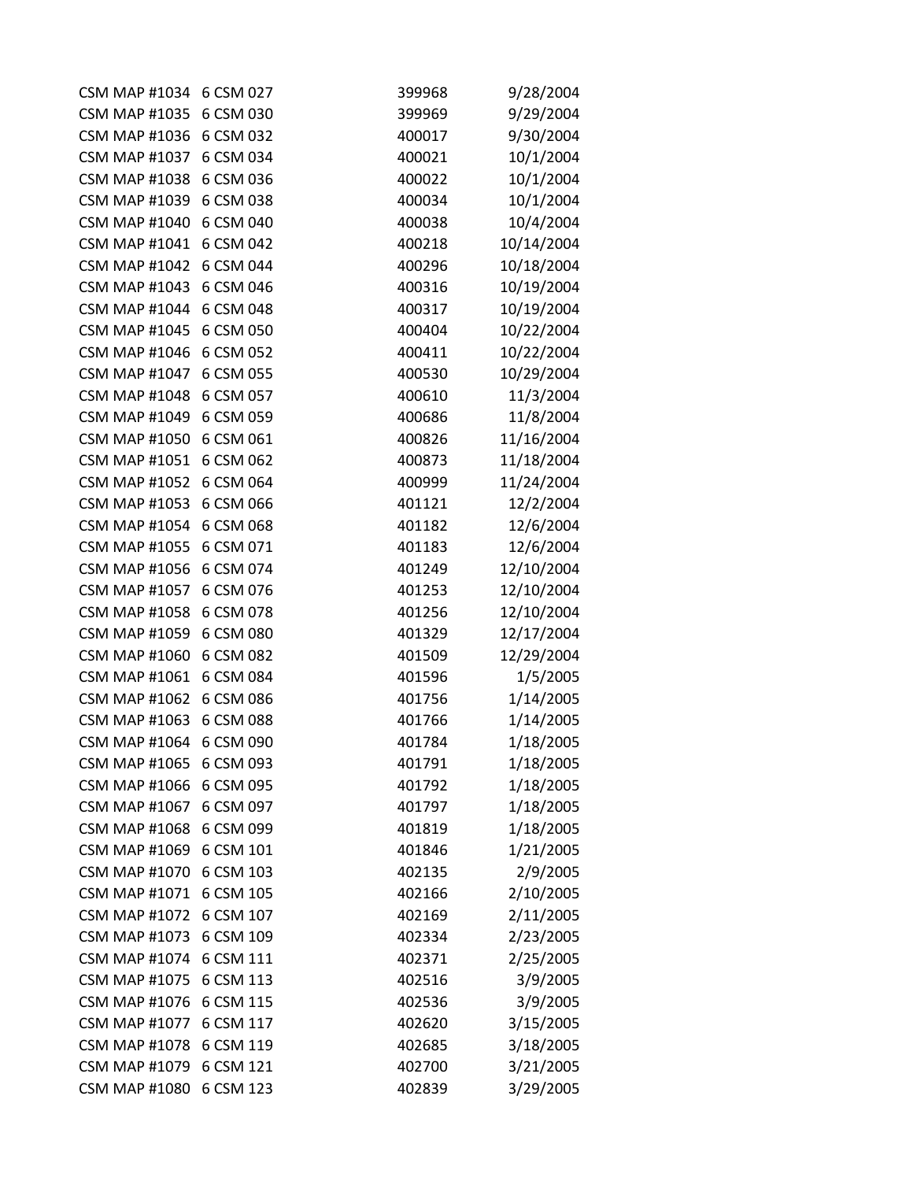| | | | |
|---|---|---|---|
| CSM MAP #1034 | 6 CSM 027 | 399968 | 9/28/2004 |
| CSM MAP #1035 | 6 CSM 030 | 399969 | 9/29/2004 |
| CSM MAP #1036 | 6 CSM 032 | 400017 | 9/30/2004 |
| CSM MAP #1037 | 6 CSM 034 | 400021 | 10/1/2004 |
| CSM MAP #1038 | 6 CSM 036 | 400022 | 10/1/2004 |
| CSM MAP #1039 | 6 CSM 038 | 400034 | 10/1/2004 |
| CSM MAP #1040 | 6 CSM 040 | 400038 | 10/4/2004 |
| CSM MAP #1041 | 6 CSM 042 | 400218 | 10/14/2004 |
| CSM MAP #1042 | 6 CSM 044 | 400296 | 10/18/2004 |
| CSM MAP #1043 | 6 CSM 046 | 400316 | 10/19/2004 |
| CSM MAP #1044 | 6 CSM 048 | 400317 | 10/19/2004 |
| CSM MAP #1045 | 6 CSM 050 | 400404 | 10/22/2004 |
| CSM MAP #1046 | 6 CSM 052 | 400411 | 10/22/2004 |
| CSM MAP #1047 | 6 CSM 055 | 400530 | 10/29/2004 |
| CSM MAP #1048 | 6 CSM 057 | 400610 | 11/3/2004 |
| CSM MAP #1049 | 6 CSM 059 | 400686 | 11/8/2004 |
| CSM MAP #1050 | 6 CSM 061 | 400826 | 11/16/2004 |
| CSM MAP #1051 | 6 CSM 062 | 400873 | 11/18/2004 |
| CSM MAP #1052 | 6 CSM 064 | 400999 | 11/24/2004 |
| CSM MAP #1053 | 6 CSM 066 | 401121 | 12/2/2004 |
| CSM MAP #1054 | 6 CSM 068 | 401182 | 12/6/2004 |
| CSM MAP #1055 | 6 CSM 071 | 401183 | 12/6/2004 |
| CSM MAP #1056 | 6 CSM 074 | 401249 | 12/10/2004 |
| CSM MAP #1057 | 6 CSM 076 | 401253 | 12/10/2004 |
| CSM MAP #1058 | 6 CSM 078 | 401256 | 12/10/2004 |
| CSM MAP #1059 | 6 CSM 080 | 401329 | 12/17/2004 |
| CSM MAP #1060 | 6 CSM 082 | 401509 | 12/29/2004 |
| CSM MAP #1061 | 6 CSM 084 | 401596 | 1/5/2005 |
| CSM MAP #1062 | 6 CSM 086 | 401756 | 1/14/2005 |
| CSM MAP #1063 | 6 CSM 088 | 401766 | 1/14/2005 |
| CSM MAP #1064 | 6 CSM 090 | 401784 | 1/18/2005 |
| CSM MAP #1065 | 6 CSM 093 | 401791 | 1/18/2005 |
| CSM MAP #1066 | 6 CSM 095 | 401792 | 1/18/2005 |
| CSM MAP #1067 | 6 CSM 097 | 401797 | 1/18/2005 |
| CSM MAP #1068 | 6 CSM 099 | 401819 | 1/18/2005 |
| CSM MAP #1069 | 6 CSM 101 | 401846 | 1/21/2005 |
| CSM MAP #1070 | 6 CSM 103 | 402135 | 2/9/2005 |
| CSM MAP #1071 | 6 CSM 105 | 402166 | 2/10/2005 |
| CSM MAP #1072 | 6 CSM 107 | 402169 | 2/11/2005 |
| CSM MAP #1073 | 6 CSM 109 | 402334 | 2/23/2005 |
| CSM MAP #1074 | 6 CSM 111 | 402371 | 2/25/2005 |
| CSM MAP #1075 | 6 CSM 113 | 402516 | 3/9/2005 |
| CSM MAP #1076 | 6 CSM 115 | 402536 | 3/9/2005 |
| CSM MAP #1077 | 6 CSM 117 | 402620 | 3/15/2005 |
| CSM MAP #1078 | 6 CSM 119 | 402685 | 3/18/2005 |
| CSM MAP #1079 | 6 CSM 121 | 402700 | 3/21/2005 |
| CSM MAP #1080 | 6 CSM 123 | 402839 | 3/29/2005 |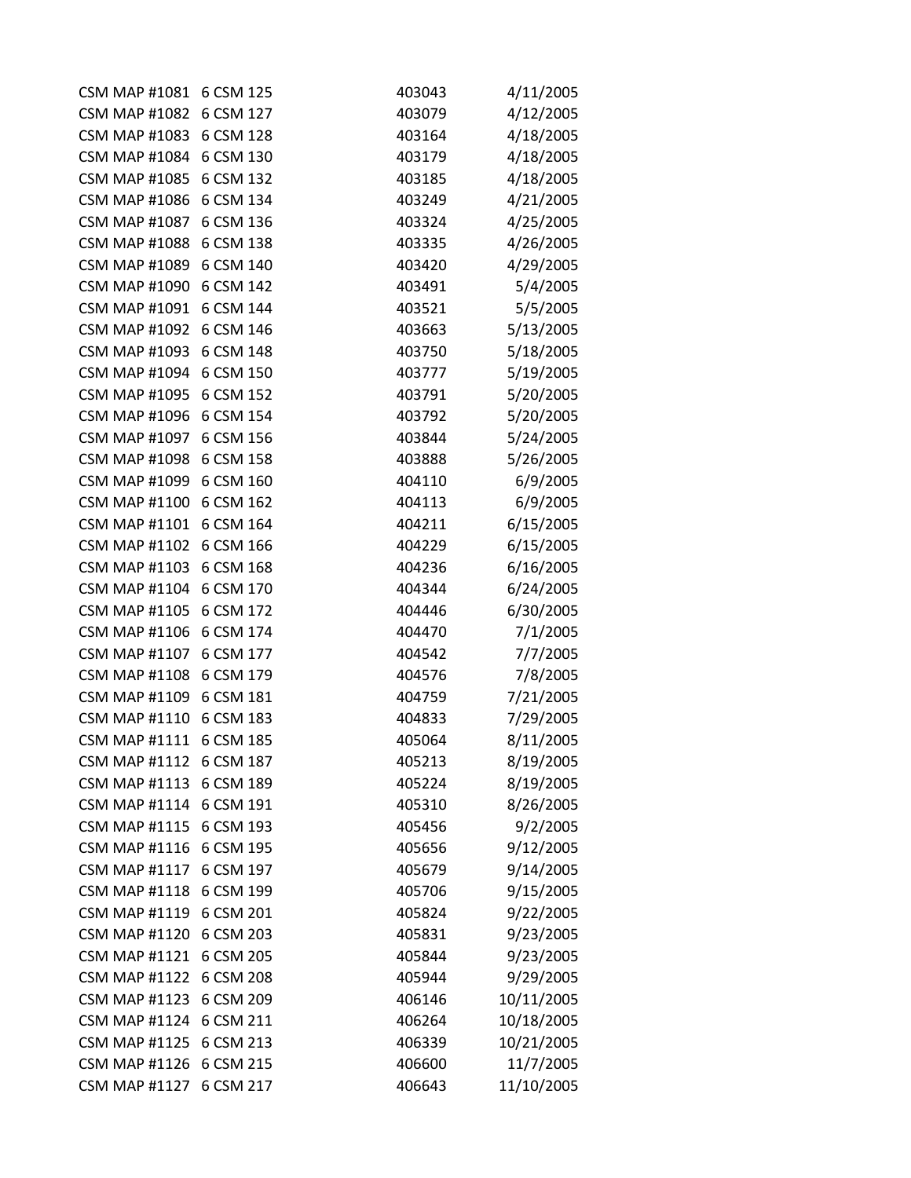| | | | |
|---|---|---|---|
| CSM MAP #1081 | 6 CSM 125 | 403043 | 4/11/2005 |
| CSM MAP #1082 | 6 CSM 127 | 403079 | 4/12/2005 |
| CSM MAP #1083 | 6 CSM 128 | 403164 | 4/18/2005 |
| CSM MAP #1084 | 6 CSM 130 | 403179 | 4/18/2005 |
| CSM MAP #1085 | 6 CSM 132 | 403185 | 4/18/2005 |
| CSM MAP #1086 | 6 CSM 134 | 403249 | 4/21/2005 |
| CSM MAP #1087 | 6 CSM 136 | 403324 | 4/25/2005 |
| CSM MAP #1088 | 6 CSM 138 | 403335 | 4/26/2005 |
| CSM MAP #1089 | 6 CSM 140 | 403420 | 4/29/2005 |
| CSM MAP #1090 | 6 CSM 142 | 403491 | 5/4/2005 |
| CSM MAP #1091 | 6 CSM 144 | 403521 | 5/5/2005 |
| CSM MAP #1092 | 6 CSM 146 | 403663 | 5/13/2005 |
| CSM MAP #1093 | 6 CSM 148 | 403750 | 5/18/2005 |
| CSM MAP #1094 | 6 CSM 150 | 403777 | 5/19/2005 |
| CSM MAP #1095 | 6 CSM 152 | 403791 | 5/20/2005 |
| CSM MAP #1096 | 6 CSM 154 | 403792 | 5/20/2005 |
| CSM MAP #1097 | 6 CSM 156 | 403844 | 5/24/2005 |
| CSM MAP #1098 | 6 CSM 158 | 403888 | 5/26/2005 |
| CSM MAP #1099 | 6 CSM 160 | 404110 | 6/9/2005 |
| CSM MAP #1100 | 6 CSM 162 | 404113 | 6/9/2005 |
| CSM MAP #1101 | 6 CSM 164 | 404211 | 6/15/2005 |
| CSM MAP #1102 | 6 CSM 166 | 404229 | 6/15/2005 |
| CSM MAP #1103 | 6 CSM 168 | 404236 | 6/16/2005 |
| CSM MAP #1104 | 6 CSM 170 | 404344 | 6/24/2005 |
| CSM MAP #1105 | 6 CSM 172 | 404446 | 6/30/2005 |
| CSM MAP #1106 | 6 CSM 174 | 404470 | 7/1/2005 |
| CSM MAP #1107 | 6 CSM 177 | 404542 | 7/7/2005 |
| CSM MAP #1108 | 6 CSM 179 | 404576 | 7/8/2005 |
| CSM MAP #1109 | 6 CSM 181 | 404759 | 7/21/2005 |
| CSM MAP #1110 | 6 CSM 183 | 404833 | 7/29/2005 |
| CSM MAP #1111 | 6 CSM 185 | 405064 | 8/11/2005 |
| CSM MAP #1112 | 6 CSM 187 | 405213 | 8/19/2005 |
| CSM MAP #1113 | 6 CSM 189 | 405224 | 8/19/2005 |
| CSM MAP #1114 | 6 CSM 191 | 405310 | 8/26/2005 |
| CSM MAP #1115 | 6 CSM 193 | 405456 | 9/2/2005 |
| CSM MAP #1116 | 6 CSM 195 | 405656 | 9/12/2005 |
| CSM MAP #1117 | 6 CSM 197 | 405679 | 9/14/2005 |
| CSM MAP #1118 | 6 CSM 199 | 405706 | 9/15/2005 |
| CSM MAP #1119 | 6 CSM 201 | 405824 | 9/22/2005 |
| CSM MAP #1120 | 6 CSM 203 | 405831 | 9/23/2005 |
| CSM MAP #1121 | 6 CSM 205 | 405844 | 9/23/2005 |
| CSM MAP #1122 | 6 CSM 208 | 405944 | 9/29/2005 |
| CSM MAP #1123 | 6 CSM 209 | 406146 | 10/11/2005 |
| CSM MAP #1124 | 6 CSM 211 | 406264 | 10/18/2005 |
| CSM MAP #1125 | 6 CSM 213 | 406339 | 10/21/2005 |
| CSM MAP #1126 | 6 CSM 215 | 406600 | 11/7/2005 |
| CSM MAP #1127 | 6 CSM 217 | 406643 | 11/10/2005 |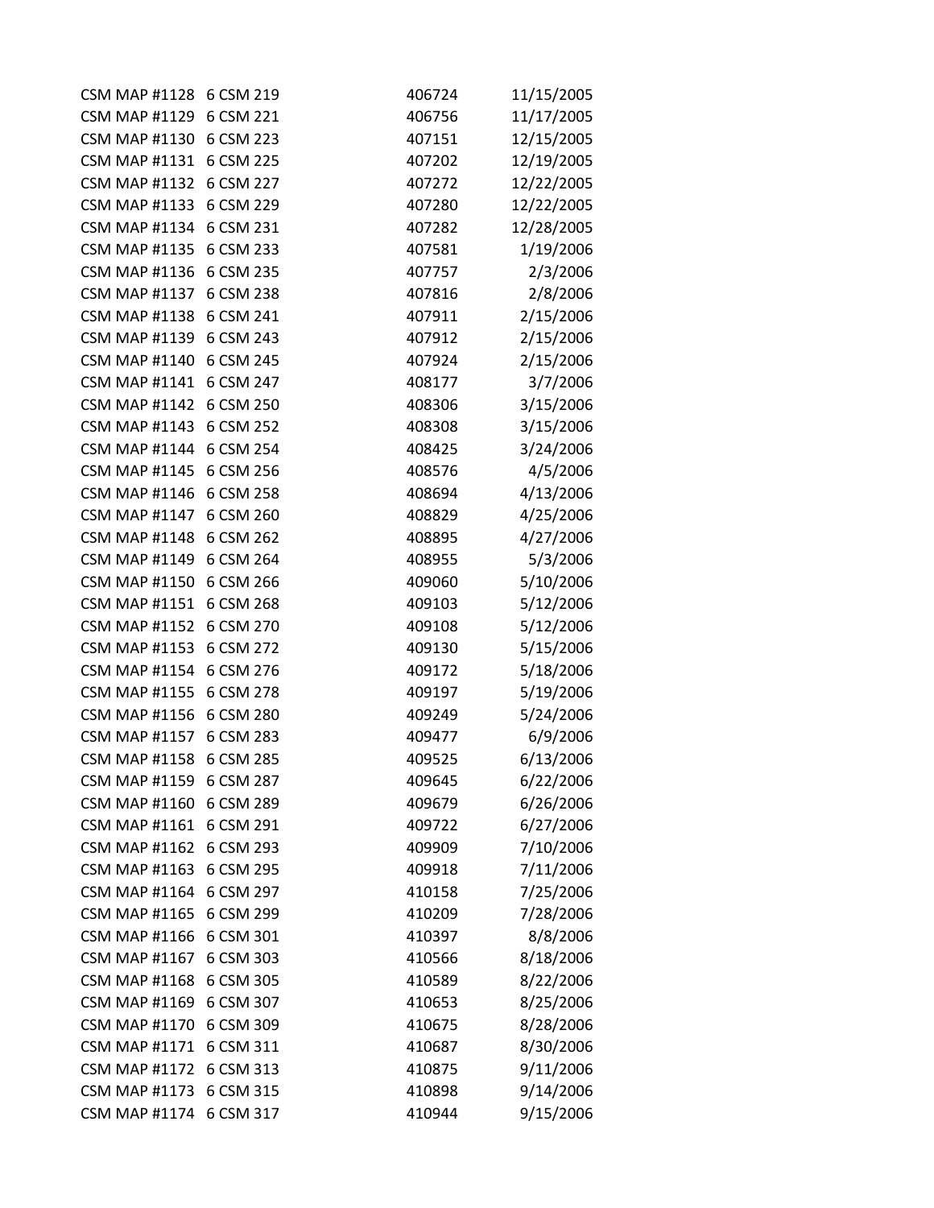| | | | |
|---|---|---|---|
| CSM MAP #1128 | 6 CSM 219 | 406724 | 11/15/2005 |
| CSM MAP #1129 | 6 CSM 221 | 406756 | 11/17/2005 |
| CSM MAP #1130 | 6 CSM 223 | 407151 | 12/15/2005 |
| CSM MAP #1131 | 6 CSM 225 | 407202 | 12/19/2005 |
| CSM MAP #1132 | 6 CSM 227 | 407272 | 12/22/2005 |
| CSM MAP #1133 | 6 CSM 229 | 407280 | 12/22/2005 |
| CSM MAP #1134 | 6 CSM 231 | 407282 | 12/28/2005 |
| CSM MAP #1135 | 6 CSM 233 | 407581 | 1/19/2006 |
| CSM MAP #1136 | 6 CSM 235 | 407757 | 2/3/2006 |
| CSM MAP #1137 | 6 CSM 238 | 407816 | 2/8/2006 |
| CSM MAP #1138 | 6 CSM 241 | 407911 | 2/15/2006 |
| CSM MAP #1139 | 6 CSM 243 | 407912 | 2/15/2006 |
| CSM MAP #1140 | 6 CSM 245 | 407924 | 2/15/2006 |
| CSM MAP #1141 | 6 CSM 247 | 408177 | 3/7/2006 |
| CSM MAP #1142 | 6 CSM 250 | 408306 | 3/15/2006 |
| CSM MAP #1143 | 6 CSM 252 | 408308 | 3/15/2006 |
| CSM MAP #1144 | 6 CSM 254 | 408425 | 3/24/2006 |
| CSM MAP #1145 | 6 CSM 256 | 408576 | 4/5/2006 |
| CSM MAP #1146 | 6 CSM 258 | 408694 | 4/13/2006 |
| CSM MAP #1147 | 6 CSM 260 | 408829 | 4/25/2006 |
| CSM MAP #1148 | 6 CSM 262 | 408895 | 4/27/2006 |
| CSM MAP #1149 | 6 CSM 264 | 408955 | 5/3/2006 |
| CSM MAP #1150 | 6 CSM 266 | 409060 | 5/10/2006 |
| CSM MAP #1151 | 6 CSM 268 | 409103 | 5/12/2006 |
| CSM MAP #1152 | 6 CSM 270 | 409108 | 5/12/2006 |
| CSM MAP #1153 | 6 CSM 272 | 409130 | 5/15/2006 |
| CSM MAP #1154 | 6 CSM 276 | 409172 | 5/18/2006 |
| CSM MAP #1155 | 6 CSM 278 | 409197 | 5/19/2006 |
| CSM MAP #1156 | 6 CSM 280 | 409249 | 5/24/2006 |
| CSM MAP #1157 | 6 CSM 283 | 409477 | 6/9/2006 |
| CSM MAP #1158 | 6 CSM 285 | 409525 | 6/13/2006 |
| CSM MAP #1159 | 6 CSM 287 | 409645 | 6/22/2006 |
| CSM MAP #1160 | 6 CSM 289 | 409679 | 6/26/2006 |
| CSM MAP #1161 | 6 CSM 291 | 409722 | 6/27/2006 |
| CSM MAP #1162 | 6 CSM 293 | 409909 | 7/10/2006 |
| CSM MAP #1163 | 6 CSM 295 | 409918 | 7/11/2006 |
| CSM MAP #1164 | 6 CSM 297 | 410158 | 7/25/2006 |
| CSM MAP #1165 | 6 CSM 299 | 410209 | 7/28/2006 |
| CSM MAP #1166 | 6 CSM 301 | 410397 | 8/8/2006 |
| CSM MAP #1167 | 6 CSM 303 | 410566 | 8/18/2006 |
| CSM MAP #1168 | 6 CSM 305 | 410589 | 8/22/2006 |
| CSM MAP #1169 | 6 CSM 307 | 410653 | 8/25/2006 |
| CSM MAP #1170 | 6 CSM 309 | 410675 | 8/28/2006 |
| CSM MAP #1171 | 6 CSM 311 | 410687 | 8/30/2006 |
| CSM MAP #1172 | 6 CSM 313 | 410875 | 9/11/2006 |
| CSM MAP #1173 | 6 CSM 315 | 410898 | 9/14/2006 |
| CSM MAP #1174 | 6 CSM 317 | 410944 | 9/15/2006 |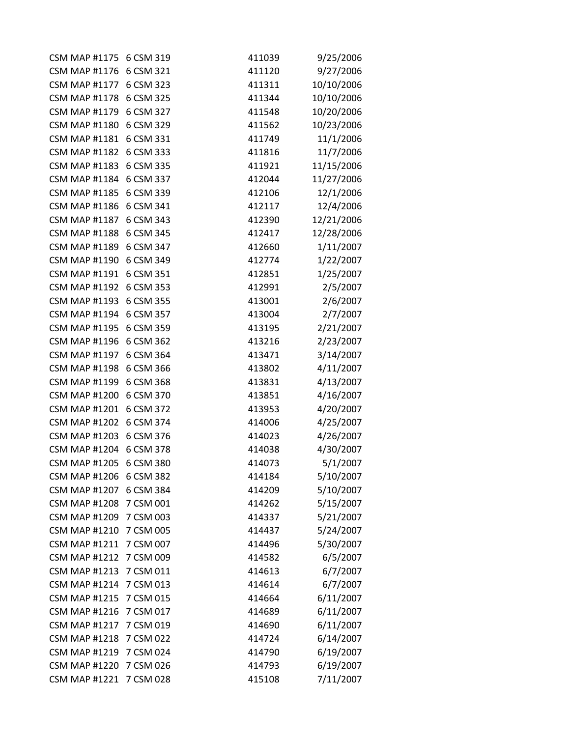| | | | |
|---|---|---|---|
| CSM MAP #1175 | 6 CSM 319 | 411039 | 9/25/2006 |
| CSM MAP #1176 | 6 CSM 321 | 411120 | 9/27/2006 |
| CSM MAP #1177 | 6 CSM 323 | 411311 | 10/10/2006 |
| CSM MAP #1178 | 6 CSM 325 | 411344 | 10/10/2006 |
| CSM MAP #1179 | 6 CSM 327 | 411548 | 10/20/2006 |
| CSM MAP #1180 | 6 CSM 329 | 411562 | 10/23/2006 |
| CSM MAP #1181 | 6 CSM 331 | 411749 | 11/1/2006 |
| CSM MAP #1182 | 6 CSM 333 | 411816 | 11/7/2006 |
| CSM MAP #1183 | 6 CSM 335 | 411921 | 11/15/2006 |
| CSM MAP #1184 | 6 CSM 337 | 412044 | 11/27/2006 |
| CSM MAP #1185 | 6 CSM 339 | 412106 | 12/1/2006 |
| CSM MAP #1186 | 6 CSM 341 | 412117 | 12/4/2006 |
| CSM MAP #1187 | 6 CSM 343 | 412390 | 12/21/2006 |
| CSM MAP #1188 | 6 CSM 345 | 412417 | 12/28/2006 |
| CSM MAP #1189 | 6 CSM 347 | 412660 | 1/11/2007 |
| CSM MAP #1190 | 6 CSM 349 | 412774 | 1/22/2007 |
| CSM MAP #1191 | 6 CSM 351 | 412851 | 1/25/2007 |
| CSM MAP #1192 | 6 CSM 353 | 412991 | 2/5/2007 |
| CSM MAP #1193 | 6 CSM 355 | 413001 | 2/6/2007 |
| CSM MAP #1194 | 6 CSM 357 | 413004 | 2/7/2007 |
| CSM MAP #1195 | 6 CSM 359 | 413195 | 2/21/2007 |
| CSM MAP #1196 | 6 CSM 362 | 413216 | 2/23/2007 |
| CSM MAP #1197 | 6 CSM 364 | 413471 | 3/14/2007 |
| CSM MAP #1198 | 6 CSM 366 | 413802 | 4/11/2007 |
| CSM MAP #1199 | 6 CSM 368 | 413831 | 4/13/2007 |
| CSM MAP #1200 | 6 CSM 370 | 413851 | 4/16/2007 |
| CSM MAP #1201 | 6 CSM 372 | 413953 | 4/20/2007 |
| CSM MAP #1202 | 6 CSM 374 | 414006 | 4/25/2007 |
| CSM MAP #1203 | 6 CSM 376 | 414023 | 4/26/2007 |
| CSM MAP #1204 | 6 CSM 378 | 414038 | 4/30/2007 |
| CSM MAP #1205 | 6 CSM 380 | 414073 | 5/1/2007 |
| CSM MAP #1206 | 6 CSM 382 | 414184 | 5/10/2007 |
| CSM MAP #1207 | 6 CSM 384 | 414209 | 5/10/2007 |
| CSM MAP #1208 | 7 CSM 001 | 414262 | 5/15/2007 |
| CSM MAP #1209 | 7 CSM 003 | 414337 | 5/21/2007 |
| CSM MAP #1210 | 7 CSM 005 | 414437 | 5/24/2007 |
| CSM MAP #1211 | 7 CSM 007 | 414496 | 5/30/2007 |
| CSM MAP #1212 | 7 CSM 009 | 414582 | 6/5/2007 |
| CSM MAP #1213 | 7 CSM 011 | 414613 | 6/7/2007 |
| CSM MAP #1214 | 7 CSM 013 | 414614 | 6/7/2007 |
| CSM MAP #1215 | 7 CSM 015 | 414664 | 6/11/2007 |
| CSM MAP #1216 | 7 CSM 017 | 414689 | 6/11/2007 |
| CSM MAP #1217 | 7 CSM 019 | 414690 | 6/11/2007 |
| CSM MAP #1218 | 7 CSM 022 | 414724 | 6/14/2007 |
| CSM MAP #1219 | 7 CSM 024 | 414790 | 6/19/2007 |
| CSM MAP #1220 | 7 CSM 026 | 414793 | 6/19/2007 |
| CSM MAP #1221 | 7 CSM 028 | 415108 | 7/11/2007 |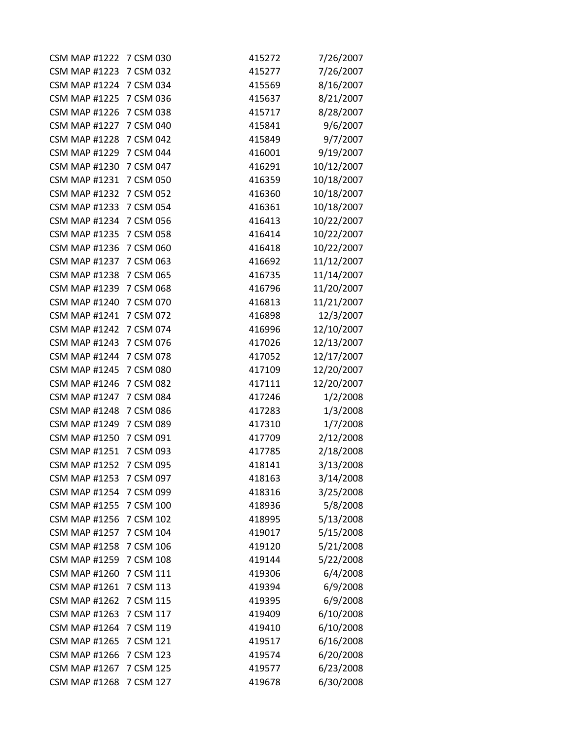| | | | |
|---|---|---|---|
| CSM MAP #1222 | 7 CSM 030 | 415272 | 7/26/2007 |
| CSM MAP #1223 | 7 CSM 032 | 415277 | 7/26/2007 |
| CSM MAP #1224 | 7 CSM 034 | 415569 | 8/16/2007 |
| CSM MAP #1225 | 7 CSM 036 | 415637 | 8/21/2007 |
| CSM MAP #1226 | 7 CSM 038 | 415717 | 8/28/2007 |
| CSM MAP #1227 | 7 CSM 040 | 415841 | 9/6/2007 |
| CSM MAP #1228 | 7 CSM 042 | 415849 | 9/7/2007 |
| CSM MAP #1229 | 7 CSM 044 | 416001 | 9/19/2007 |
| CSM MAP #1230 | 7 CSM 047 | 416291 | 10/12/2007 |
| CSM MAP #1231 | 7 CSM 050 | 416359 | 10/18/2007 |
| CSM MAP #1232 | 7 CSM 052 | 416360 | 10/18/2007 |
| CSM MAP #1233 | 7 CSM 054 | 416361 | 10/18/2007 |
| CSM MAP #1234 | 7 CSM 056 | 416413 | 10/22/2007 |
| CSM MAP #1235 | 7 CSM 058 | 416414 | 10/22/2007 |
| CSM MAP #1236 | 7 CSM 060 | 416418 | 10/22/2007 |
| CSM MAP #1237 | 7 CSM 063 | 416692 | 11/12/2007 |
| CSM MAP #1238 | 7 CSM 065 | 416735 | 11/14/2007 |
| CSM MAP #1239 | 7 CSM 068 | 416796 | 11/20/2007 |
| CSM MAP #1240 | 7 CSM 070 | 416813 | 11/21/2007 |
| CSM MAP #1241 | 7 CSM 072 | 416898 | 12/3/2007 |
| CSM MAP #1242 | 7 CSM 074 | 416996 | 12/10/2007 |
| CSM MAP #1243 | 7 CSM 076 | 417026 | 12/13/2007 |
| CSM MAP #1244 | 7 CSM 078 | 417052 | 12/17/2007 |
| CSM MAP #1245 | 7 CSM 080 | 417109 | 12/20/2007 |
| CSM MAP #1246 | 7 CSM 082 | 417111 | 12/20/2007 |
| CSM MAP #1247 | 7 CSM 084 | 417246 | 1/2/2008 |
| CSM MAP #1248 | 7 CSM 086 | 417283 | 1/3/2008 |
| CSM MAP #1249 | 7 CSM 089 | 417310 | 1/7/2008 |
| CSM MAP #1250 | 7 CSM 091 | 417709 | 2/12/2008 |
| CSM MAP #1251 | 7 CSM 093 | 417785 | 2/18/2008 |
| CSM MAP #1252 | 7 CSM 095 | 418141 | 3/13/2008 |
| CSM MAP #1253 | 7 CSM 097 | 418163 | 3/14/2008 |
| CSM MAP #1254 | 7 CSM 099 | 418316 | 3/25/2008 |
| CSM MAP #1255 | 7 CSM 100 | 418936 | 5/8/2008 |
| CSM MAP #1256 | 7 CSM 102 | 418995 | 5/13/2008 |
| CSM MAP #1257 | 7 CSM 104 | 419017 | 5/15/2008 |
| CSM MAP #1258 | 7 CSM 106 | 419120 | 5/21/2008 |
| CSM MAP #1259 | 7 CSM 108 | 419144 | 5/22/2008 |
| CSM MAP #1260 | 7 CSM 111 | 419306 | 6/4/2008 |
| CSM MAP #1261 | 7 CSM 113 | 419394 | 6/9/2008 |
| CSM MAP #1262 | 7 CSM 115 | 419395 | 6/9/2008 |
| CSM MAP #1263 | 7 CSM 117 | 419409 | 6/10/2008 |
| CSM MAP #1264 | 7 CSM 119 | 419410 | 6/10/2008 |
| CSM MAP #1265 | 7 CSM 121 | 419517 | 6/16/2008 |
| CSM MAP #1266 | 7 CSM 123 | 419574 | 6/20/2008 |
| CSM MAP #1267 | 7 CSM 125 | 419577 | 6/23/2008 |
| CSM MAP #1268 | 7 CSM 127 | 419678 | 6/30/2008 |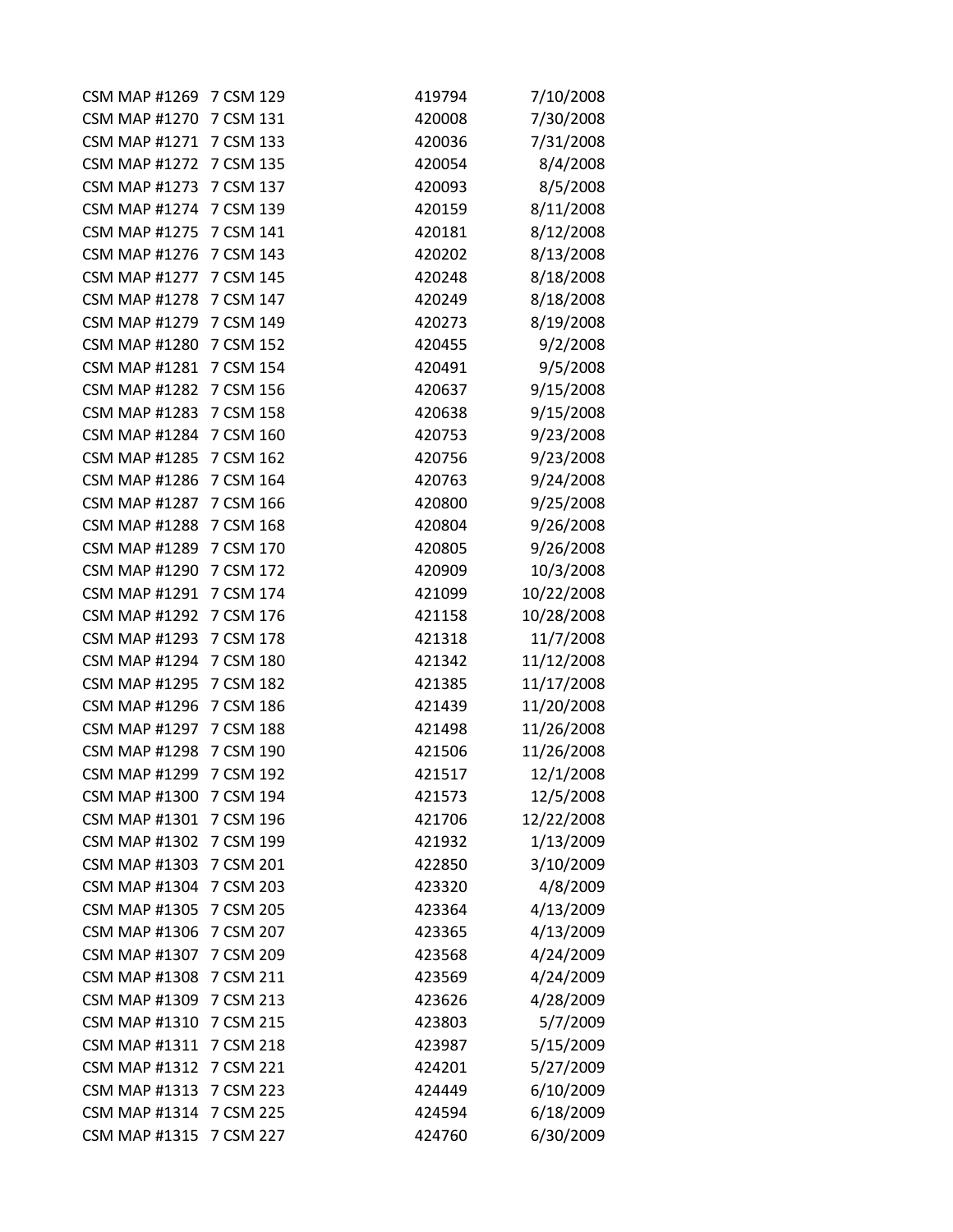| | | | |
|---|---|---|---|
| CSM MAP #1269 | 7 CSM 129 | 419794 | 7/10/2008 |
| CSM MAP #1270 | 7 CSM 131 | 420008 | 7/30/2008 |
| CSM MAP #1271 | 7 CSM 133 | 420036 | 7/31/2008 |
| CSM MAP #1272 | 7 CSM 135 | 420054 | 8/4/2008 |
| CSM MAP #1273 | 7 CSM 137 | 420093 | 8/5/2008 |
| CSM MAP #1274 | 7 CSM 139 | 420159 | 8/11/2008 |
| CSM MAP #1275 | 7 CSM 141 | 420181 | 8/12/2008 |
| CSM MAP #1276 | 7 CSM 143 | 420202 | 8/13/2008 |
| CSM MAP #1277 | 7 CSM 145 | 420248 | 8/18/2008 |
| CSM MAP #1278 | 7 CSM 147 | 420249 | 8/18/2008 |
| CSM MAP #1279 | 7 CSM 149 | 420273 | 8/19/2008 |
| CSM MAP #1280 | 7 CSM 152 | 420455 | 9/2/2008 |
| CSM MAP #1281 | 7 CSM 154 | 420491 | 9/5/2008 |
| CSM MAP #1282 | 7 CSM 156 | 420637 | 9/15/2008 |
| CSM MAP #1283 | 7 CSM 158 | 420638 | 9/15/2008 |
| CSM MAP #1284 | 7 CSM 160 | 420753 | 9/23/2008 |
| CSM MAP #1285 | 7 CSM 162 | 420756 | 9/23/2008 |
| CSM MAP #1286 | 7 CSM 164 | 420763 | 9/24/2008 |
| CSM MAP #1287 | 7 CSM 166 | 420800 | 9/25/2008 |
| CSM MAP #1288 | 7 CSM 168 | 420804 | 9/26/2008 |
| CSM MAP #1289 | 7 CSM 170 | 420805 | 9/26/2008 |
| CSM MAP #1290 | 7 CSM 172 | 420909 | 10/3/2008 |
| CSM MAP #1291 | 7 CSM 174 | 421099 | 10/22/2008 |
| CSM MAP #1292 | 7 CSM 176 | 421158 | 10/28/2008 |
| CSM MAP #1293 | 7 CSM 178 | 421318 | 11/7/2008 |
| CSM MAP #1294 | 7 CSM 180 | 421342 | 11/12/2008 |
| CSM MAP #1295 | 7 CSM 182 | 421385 | 11/17/2008 |
| CSM MAP #1296 | 7 CSM 186 | 421439 | 11/20/2008 |
| CSM MAP #1297 | 7 CSM 188 | 421498 | 11/26/2008 |
| CSM MAP #1298 | 7 CSM 190 | 421506 | 11/26/2008 |
| CSM MAP #1299 | 7 CSM 192 | 421517 | 12/1/2008 |
| CSM MAP #1300 | 7 CSM 194 | 421573 | 12/5/2008 |
| CSM MAP #1301 | 7 CSM 196 | 421706 | 12/22/2008 |
| CSM MAP #1302 | 7 CSM 199 | 421932 | 1/13/2009 |
| CSM MAP #1303 | 7 CSM 201 | 422850 | 3/10/2009 |
| CSM MAP #1304 | 7 CSM 203 | 423320 | 4/8/2009 |
| CSM MAP #1305 | 7 CSM 205 | 423364 | 4/13/2009 |
| CSM MAP #1306 | 7 CSM 207 | 423365 | 4/13/2009 |
| CSM MAP #1307 | 7 CSM 209 | 423568 | 4/24/2009 |
| CSM MAP #1308 | 7 CSM 211 | 423569 | 4/24/2009 |
| CSM MAP #1309 | 7 CSM 213 | 423626 | 4/28/2009 |
| CSM MAP #1310 | 7 CSM 215 | 423803 | 5/7/2009 |
| CSM MAP #1311 | 7 CSM 218 | 423987 | 5/15/2009 |
| CSM MAP #1312 | 7 CSM 221 | 424201 | 5/27/2009 |
| CSM MAP #1313 | 7 CSM 223 | 424449 | 6/10/2009 |
| CSM MAP #1314 | 7 CSM 225 | 424594 | 6/18/2009 |
| CSM MAP #1315 | 7 CSM 227 | 424760 | 6/30/2009 |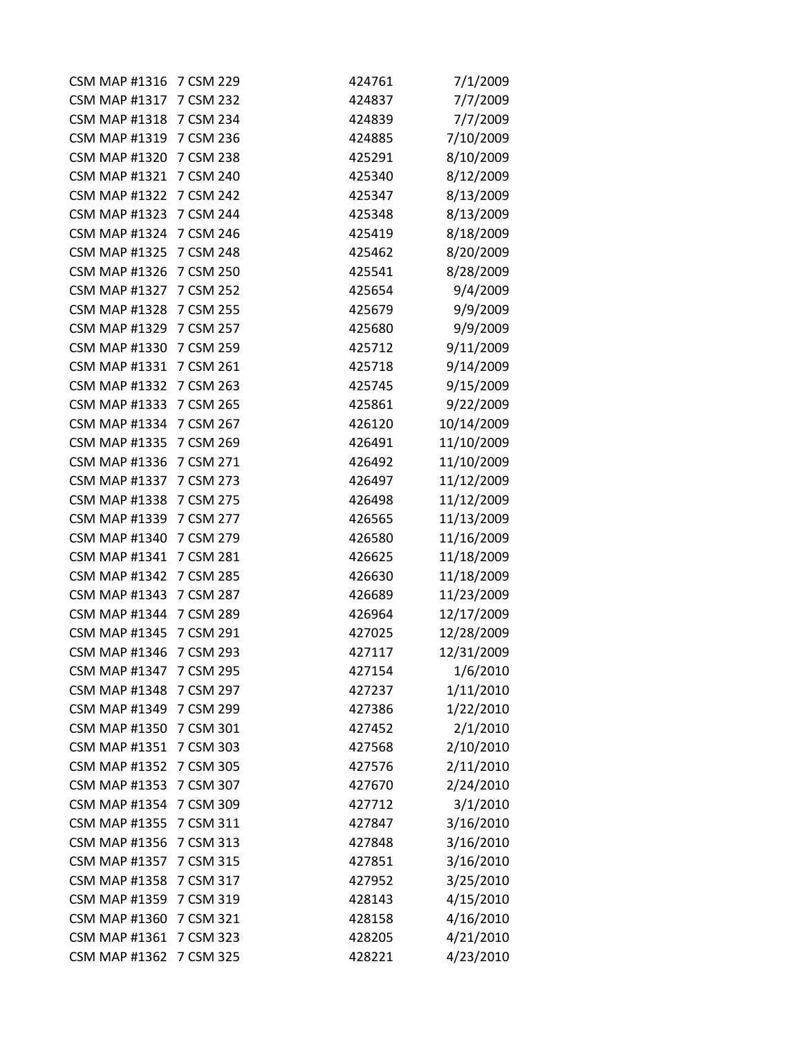| | | | |
|---|---|---|---|
| CSM MAP #1316 | 7 CSM 229 | 424761 | 7/1/2009 |
| CSM MAP #1317 | 7 CSM 232 | 424837 | 7/7/2009 |
| CSM MAP #1318 | 7 CSM 234 | 424839 | 7/7/2009 |
| CSM MAP #1319 | 7 CSM 236 | 424885 | 7/10/2009 |
| CSM MAP #1320 | 7 CSM 238 | 425291 | 8/10/2009 |
| CSM MAP #1321 | 7 CSM 240 | 425340 | 8/12/2009 |
| CSM MAP #1322 | 7 CSM 242 | 425347 | 8/13/2009 |
| CSM MAP #1323 | 7 CSM 244 | 425348 | 8/13/2009 |
| CSM MAP #1324 | 7 CSM 246 | 425419 | 8/18/2009 |
| CSM MAP #1325 | 7 CSM 248 | 425462 | 8/20/2009 |
| CSM MAP #1326 | 7 CSM 250 | 425541 | 8/28/2009 |
| CSM MAP #1327 | 7 CSM 252 | 425654 | 9/4/2009 |
| CSM MAP #1328 | 7 CSM 255 | 425679 | 9/9/2009 |
| CSM MAP #1329 | 7 CSM 257 | 425680 | 9/9/2009 |
| CSM MAP #1330 | 7 CSM 259 | 425712 | 9/11/2009 |
| CSM MAP #1331 | 7 CSM 261 | 425718 | 9/14/2009 |
| CSM MAP #1332 | 7 CSM 263 | 425745 | 9/15/2009 |
| CSM MAP #1333 | 7 CSM 265 | 425861 | 9/22/2009 |
| CSM MAP #1334 | 7 CSM 267 | 426120 | 10/14/2009 |
| CSM MAP #1335 | 7 CSM 269 | 426491 | 11/10/2009 |
| CSM MAP #1336 | 7 CSM 271 | 426492 | 11/10/2009 |
| CSM MAP #1337 | 7 CSM 273 | 426497 | 11/12/2009 |
| CSM MAP #1338 | 7 CSM 275 | 426498 | 11/12/2009 |
| CSM MAP #1339 | 7 CSM 277 | 426565 | 11/13/2009 |
| CSM MAP #1340 | 7 CSM 279 | 426580 | 11/16/2009 |
| CSM MAP #1341 | 7 CSM 281 | 426625 | 11/18/2009 |
| CSM MAP #1342 | 7 CSM 285 | 426630 | 11/18/2009 |
| CSM MAP #1343 | 7 CSM 287 | 426689 | 11/23/2009 |
| CSM MAP #1344 | 7 CSM 289 | 426964 | 12/17/2009 |
| CSM MAP #1345 | 7 CSM 291 | 427025 | 12/28/2009 |
| CSM MAP #1346 | 7 CSM 293 | 427117 | 12/31/2009 |
| CSM MAP #1347 | 7 CSM 295 | 427154 | 1/6/2010 |
| CSM MAP #1348 | 7 CSM 297 | 427237 | 1/11/2010 |
| CSM MAP #1349 | 7 CSM 299 | 427386 | 1/22/2010 |
| CSM MAP #1350 | 7 CSM 301 | 427452 | 2/1/2010 |
| CSM MAP #1351 | 7 CSM 303 | 427568 | 2/10/2010 |
| CSM MAP #1352 | 7 CSM 305 | 427576 | 2/11/2010 |
| CSM MAP #1353 | 7 CSM 307 | 427670 | 2/24/2010 |
| CSM MAP #1354 | 7 CSM 309 | 427712 | 3/1/2010 |
| CSM MAP #1355 | 7 CSM 311 | 427847 | 3/16/2010 |
| CSM MAP #1356 | 7 CSM 313 | 427848 | 3/16/2010 |
| CSM MAP #1357 | 7 CSM 315 | 427851 | 3/16/2010 |
| CSM MAP #1358 | 7 CSM 317 | 427952 | 3/25/2010 |
| CSM MAP #1359 | 7 CSM 319 | 428143 | 4/15/2010 |
| CSM MAP #1360 | 7 CSM 321 | 428158 | 4/16/2010 |
| CSM MAP #1361 | 7 CSM 323 | 428205 | 4/21/2010 |
| CSM MAP #1362 | 7 CSM 325 | 428221 | 4/23/2010 |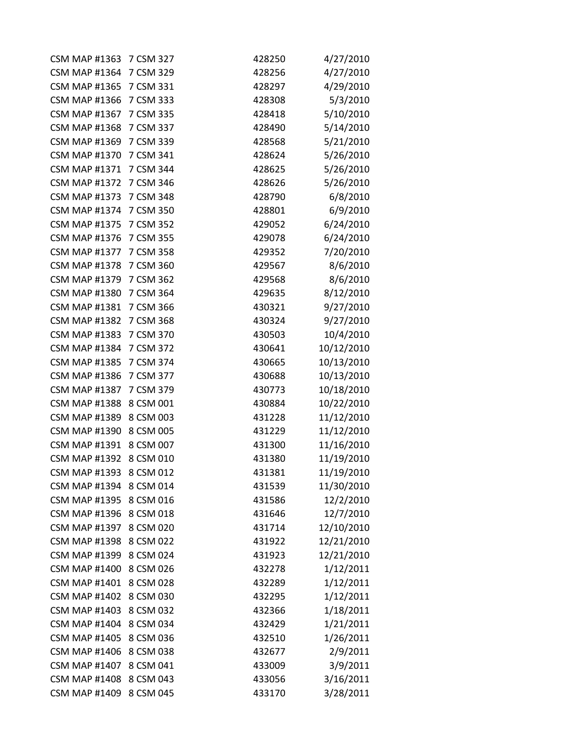| | | | |
|---|---|---|---|
| CSM MAP #1363 | 7 CSM 327 | 428250 | 4/27/2010 |
| CSM MAP #1364 | 7 CSM 329 | 428256 | 4/27/2010 |
| CSM MAP #1365 | 7 CSM 331 | 428297 | 4/29/2010 |
| CSM MAP #1366 | 7 CSM 333 | 428308 | 5/3/2010 |
| CSM MAP #1367 | 7 CSM 335 | 428418 | 5/10/2010 |
| CSM MAP #1368 | 7 CSM 337 | 428490 | 5/14/2010 |
| CSM MAP #1369 | 7 CSM 339 | 428568 | 5/21/2010 |
| CSM MAP #1370 | 7 CSM 341 | 428624 | 5/26/2010 |
| CSM MAP #1371 | 7 CSM 344 | 428625 | 5/26/2010 |
| CSM MAP #1372 | 7 CSM 346 | 428626 | 5/26/2010 |
| CSM MAP #1373 | 7 CSM 348 | 428790 | 6/8/2010 |
| CSM MAP #1374 | 7 CSM 350 | 428801 | 6/9/2010 |
| CSM MAP #1375 | 7 CSM 352 | 429052 | 6/24/2010 |
| CSM MAP #1376 | 7 CSM 355 | 429078 | 6/24/2010 |
| CSM MAP #1377 | 7 CSM 358 | 429352 | 7/20/2010 |
| CSM MAP #1378 | 7 CSM 360 | 429567 | 8/6/2010 |
| CSM MAP #1379 | 7 CSM 362 | 429568 | 8/6/2010 |
| CSM MAP #1380 | 7 CSM 364 | 429635 | 8/12/2010 |
| CSM MAP #1381 | 7 CSM 366 | 430321 | 9/27/2010 |
| CSM MAP #1382 | 7 CSM 368 | 430324 | 9/27/2010 |
| CSM MAP #1383 | 7 CSM 370 | 430503 | 10/4/2010 |
| CSM MAP #1384 | 7 CSM 372 | 430641 | 10/12/2010 |
| CSM MAP #1385 | 7 CSM 374 | 430665 | 10/13/2010 |
| CSM MAP #1386 | 7 CSM 377 | 430688 | 10/13/2010 |
| CSM MAP #1387 | 7 CSM 379 | 430773 | 10/18/2010 |
| CSM MAP #1388 | 8 CSM 001 | 430884 | 10/22/2010 |
| CSM MAP #1389 | 8 CSM 003 | 431228 | 11/12/2010 |
| CSM MAP #1390 | 8 CSM 005 | 431229 | 11/12/2010 |
| CSM MAP #1391 | 8 CSM 007 | 431300 | 11/16/2010 |
| CSM MAP #1392 | 8 CSM 010 | 431380 | 11/19/2010 |
| CSM MAP #1393 | 8 CSM 012 | 431381 | 11/19/2010 |
| CSM MAP #1394 | 8 CSM 014 | 431539 | 11/30/2010 |
| CSM MAP #1395 | 8 CSM 016 | 431586 | 12/2/2010 |
| CSM MAP #1396 | 8 CSM 018 | 431646 | 12/7/2010 |
| CSM MAP #1397 | 8 CSM 020 | 431714 | 12/10/2010 |
| CSM MAP #1398 | 8 CSM 022 | 431922 | 12/21/2010 |
| CSM MAP #1399 | 8 CSM 024 | 431923 | 12/21/2010 |
| CSM MAP #1400 | 8 CSM 026 | 432278 | 1/12/2011 |
| CSM MAP #1401 | 8 CSM 028 | 432289 | 1/12/2011 |
| CSM MAP #1402 | 8 CSM 030 | 432295 | 1/12/2011 |
| CSM MAP #1403 | 8 CSM 032 | 432366 | 1/18/2011 |
| CSM MAP #1404 | 8 CSM 034 | 432429 | 1/21/2011 |
| CSM MAP #1405 | 8 CSM 036 | 432510 | 1/26/2011 |
| CSM MAP #1406 | 8 CSM 038 | 432677 | 2/9/2011 |
| CSM MAP #1407 | 8 CSM 041 | 433009 | 3/9/2011 |
| CSM MAP #1408 | 8 CSM 043 | 433056 | 3/16/2011 |
| CSM MAP #1409 | 8 CSM 045 | 433170 | 3/28/2011 |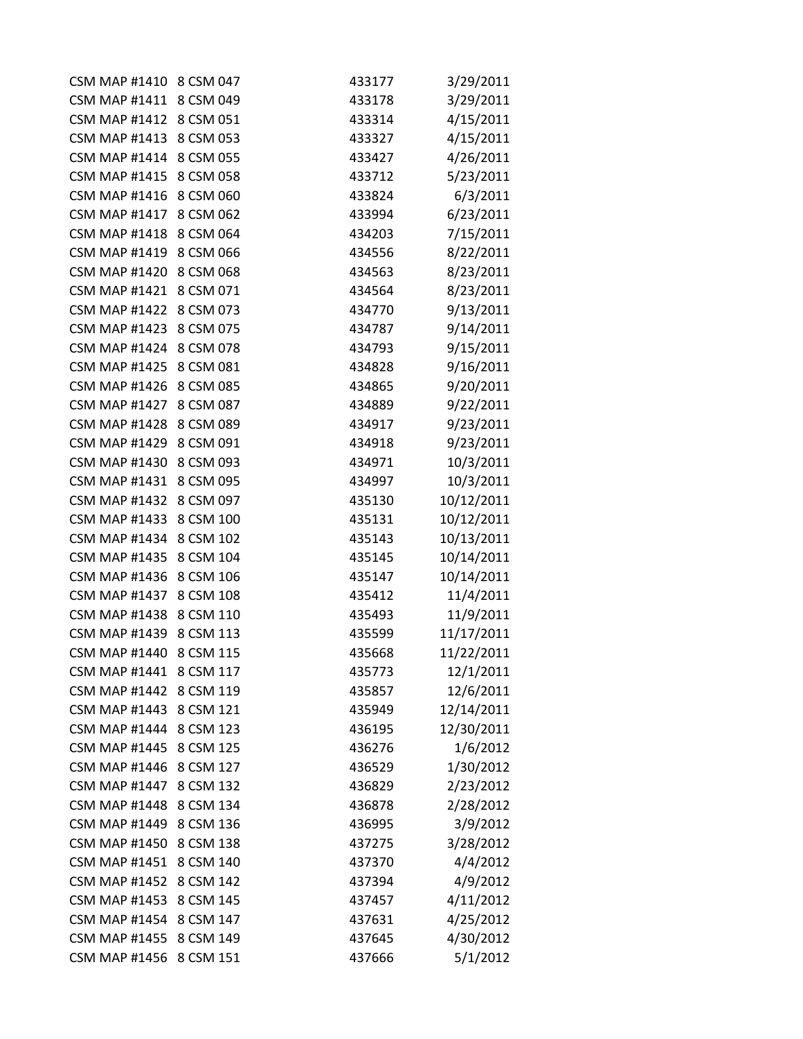| | | | |
|---|---|---|---|
| CSM MAP #1410 | 8 CSM 047 | 433177 | 3/29/2011 |
| CSM MAP #1411 | 8 CSM 049 | 433178 | 3/29/2011 |
| CSM MAP #1412 | 8 CSM 051 | 433314 | 4/15/2011 |
| CSM MAP #1413 | 8 CSM 053 | 433327 | 4/15/2011 |
| CSM MAP #1414 | 8 CSM 055 | 433427 | 4/26/2011 |
| CSM MAP #1415 | 8 CSM 058 | 433712 | 5/23/2011 |
| CSM MAP #1416 | 8 CSM 060 | 433824 | 6/3/2011 |
| CSM MAP #1417 | 8 CSM 062 | 433994 | 6/23/2011 |
| CSM MAP #1418 | 8 CSM 064 | 434203 | 7/15/2011 |
| CSM MAP #1419 | 8 CSM 066 | 434556 | 8/22/2011 |
| CSM MAP #1420 | 8 CSM 068 | 434563 | 8/23/2011 |
| CSM MAP #1421 | 8 CSM 071 | 434564 | 8/23/2011 |
| CSM MAP #1422 | 8 CSM 073 | 434770 | 9/13/2011 |
| CSM MAP #1423 | 8 CSM 075 | 434787 | 9/14/2011 |
| CSM MAP #1424 | 8 CSM 078 | 434793 | 9/15/2011 |
| CSM MAP #1425 | 8 CSM 081 | 434828 | 9/16/2011 |
| CSM MAP #1426 | 8 CSM 085 | 434865 | 9/20/2011 |
| CSM MAP #1427 | 8 CSM 087 | 434889 | 9/22/2011 |
| CSM MAP #1428 | 8 CSM 089 | 434917 | 9/23/2011 |
| CSM MAP #1429 | 8 CSM 091 | 434918 | 9/23/2011 |
| CSM MAP #1430 | 8 CSM 093 | 434971 | 10/3/2011 |
| CSM MAP #1431 | 8 CSM 095 | 434997 | 10/3/2011 |
| CSM MAP #1432 | 8 CSM 097 | 435130 | 10/12/2011 |
| CSM MAP #1433 | 8 CSM 100 | 435131 | 10/12/2011 |
| CSM MAP #1434 | 8 CSM 102 | 435143 | 10/13/2011 |
| CSM MAP #1435 | 8 CSM 104 | 435145 | 10/14/2011 |
| CSM MAP #1436 | 8 CSM 106 | 435147 | 10/14/2011 |
| CSM MAP #1437 | 8 CSM 108 | 435412 | 11/4/2011 |
| CSM MAP #1438 | 8 CSM 110 | 435493 | 11/9/2011 |
| CSM MAP #1439 | 8 CSM 113 | 435599 | 11/17/2011 |
| CSM MAP #1440 | 8 CSM 115 | 435668 | 11/22/2011 |
| CSM MAP #1441 | 8 CSM 117 | 435773 | 12/1/2011 |
| CSM MAP #1442 | 8 CSM 119 | 435857 | 12/6/2011 |
| CSM MAP #1443 | 8 CSM 121 | 435949 | 12/14/2011 |
| CSM MAP #1444 | 8 CSM 123 | 436195 | 12/30/2011 |
| CSM MAP #1445 | 8 CSM 125 | 436276 | 1/6/2012 |
| CSM MAP #1446 | 8 CSM 127 | 436529 | 1/30/2012 |
| CSM MAP #1447 | 8 CSM 132 | 436829 | 2/23/2012 |
| CSM MAP #1448 | 8 CSM 134 | 436878 | 2/28/2012 |
| CSM MAP #1449 | 8 CSM 136 | 436995 | 3/9/2012 |
| CSM MAP #1450 | 8 CSM 138 | 437275 | 3/28/2012 |
| CSM MAP #1451 | 8 CSM 140 | 437370 | 4/4/2012 |
| CSM MAP #1452 | 8 CSM 142 | 437394 | 4/9/2012 |
| CSM MAP #1453 | 8 CSM 145 | 437457 | 4/11/2012 |
| CSM MAP #1454 | 8 CSM 147 | 437631 | 4/25/2012 |
| CSM MAP #1455 | 8 CSM 149 | 437645 | 4/30/2012 |
| CSM MAP #1456 | 8 CSM 151 | 437666 | 5/1/2012 |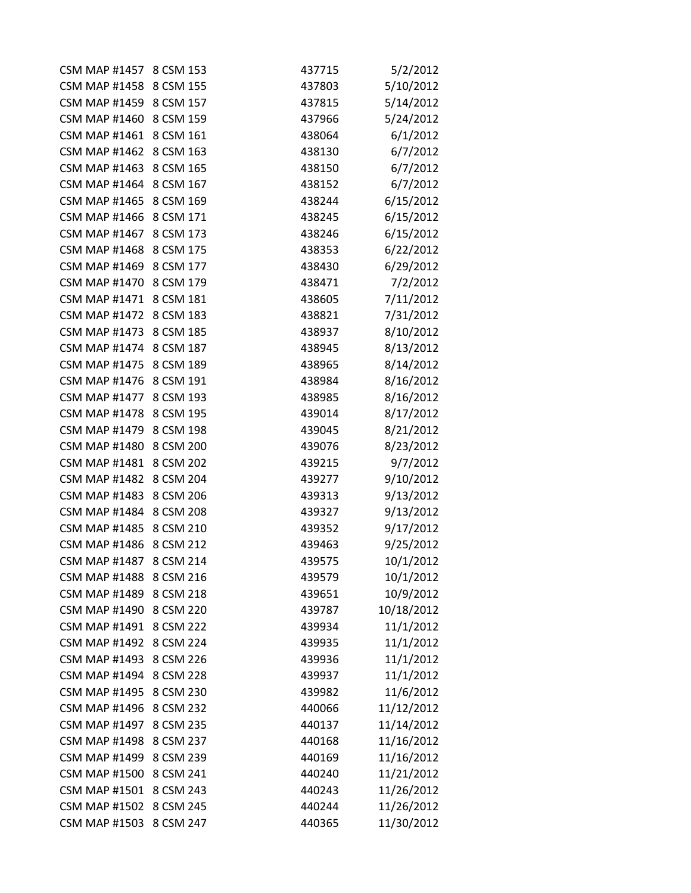| | | | |
|---|---|---|---|
| CSM MAP #1457 | 8 CSM 153 | 437715 | 5/2/2012 |
| CSM MAP #1458 | 8 CSM 155 | 437803 | 5/10/2012 |
| CSM MAP #1459 | 8 CSM 157 | 437815 | 5/14/2012 |
| CSM MAP #1460 | 8 CSM 159 | 437966 | 5/24/2012 |
| CSM MAP #1461 | 8 CSM 161 | 438064 | 6/1/2012 |
| CSM MAP #1462 | 8 CSM 163 | 438130 | 6/7/2012 |
| CSM MAP #1463 | 8 CSM 165 | 438150 | 6/7/2012 |
| CSM MAP #1464 | 8 CSM 167 | 438152 | 6/7/2012 |
| CSM MAP #1465 | 8 CSM 169 | 438244 | 6/15/2012 |
| CSM MAP #1466 | 8 CSM 171 | 438245 | 6/15/2012 |
| CSM MAP #1467 | 8 CSM 173 | 438246 | 6/15/2012 |
| CSM MAP #1468 | 8 CSM 175 | 438353 | 6/22/2012 |
| CSM MAP #1469 | 8 CSM 177 | 438430 | 6/29/2012 |
| CSM MAP #1470 | 8 CSM 179 | 438471 | 7/2/2012 |
| CSM MAP #1471 | 8 CSM 181 | 438605 | 7/11/2012 |
| CSM MAP #1472 | 8 CSM 183 | 438821 | 7/31/2012 |
| CSM MAP #1473 | 8 CSM 185 | 438937 | 8/10/2012 |
| CSM MAP #1474 | 8 CSM 187 | 438945 | 8/13/2012 |
| CSM MAP #1475 | 8 CSM 189 | 438965 | 8/14/2012 |
| CSM MAP #1476 | 8 CSM 191 | 438984 | 8/16/2012 |
| CSM MAP #1477 | 8 CSM 193 | 438985 | 8/16/2012 |
| CSM MAP #1478 | 8 CSM 195 | 439014 | 8/17/2012 |
| CSM MAP #1479 | 8 CSM 198 | 439045 | 8/21/2012 |
| CSM MAP #1480 | 8 CSM 200 | 439076 | 8/23/2012 |
| CSM MAP #1481 | 8 CSM 202 | 439215 | 9/7/2012 |
| CSM MAP #1482 | 8 CSM 204 | 439277 | 9/10/2012 |
| CSM MAP #1483 | 8 CSM 206 | 439313 | 9/13/2012 |
| CSM MAP #1484 | 8 CSM 208 | 439327 | 9/13/2012 |
| CSM MAP #1485 | 8 CSM 210 | 439352 | 9/17/2012 |
| CSM MAP #1486 | 8 CSM 212 | 439463 | 9/25/2012 |
| CSM MAP #1487 | 8 CSM 214 | 439575 | 10/1/2012 |
| CSM MAP #1488 | 8 CSM 216 | 439579 | 10/1/2012 |
| CSM MAP #1489 | 8 CSM 218 | 439651 | 10/9/2012 |
| CSM MAP #1490 | 8 CSM 220 | 439787 | 10/18/2012 |
| CSM MAP #1491 | 8 CSM 222 | 439934 | 11/1/2012 |
| CSM MAP #1492 | 8 CSM 224 | 439935 | 11/1/2012 |
| CSM MAP #1493 | 8 CSM 226 | 439936 | 11/1/2012 |
| CSM MAP #1494 | 8 CSM 228 | 439937 | 11/1/2012 |
| CSM MAP #1495 | 8 CSM 230 | 439982 | 11/6/2012 |
| CSM MAP #1496 | 8 CSM 232 | 440066 | 11/12/2012 |
| CSM MAP #1497 | 8 CSM 235 | 440137 | 11/14/2012 |
| CSM MAP #1498 | 8 CSM 237 | 440168 | 11/16/2012 |
| CSM MAP #1499 | 8 CSM 239 | 440169 | 11/16/2012 |
| CSM MAP #1500 | 8 CSM 241 | 440240 | 11/21/2012 |
| CSM MAP #1501 | 8 CSM 243 | 440243 | 11/26/2012 |
| CSM MAP #1502 | 8 CSM 245 | 440244 | 11/26/2012 |
| CSM MAP #1503 | 8 CSM 247 | 440365 | 11/30/2012 |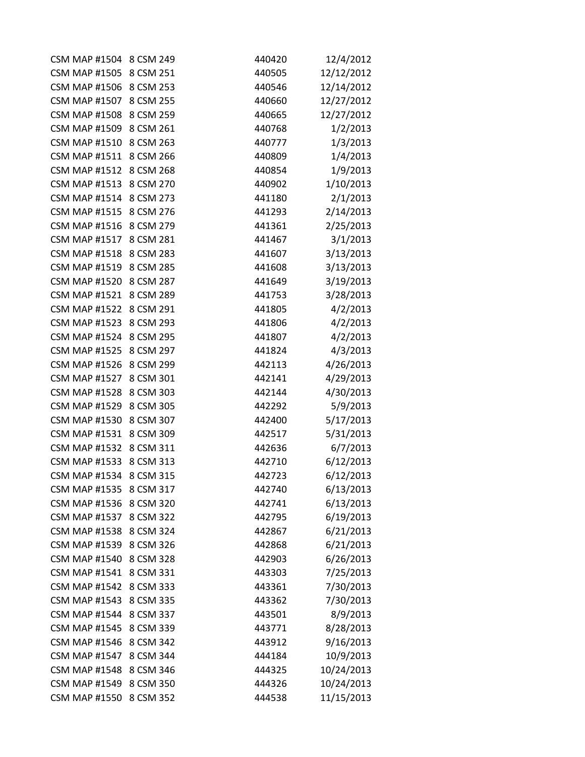| | | | |
|---|---|---|---|
| CSM MAP #1504 | 8 CSM 249 | 440420 | 12/4/2012 |
| CSM MAP #1505 | 8 CSM 251 | 440505 | 12/12/2012 |
| CSM MAP #1506 | 8 CSM 253 | 440546 | 12/14/2012 |
| CSM MAP #1507 | 8 CSM 255 | 440660 | 12/27/2012 |
| CSM MAP #1508 | 8 CSM 259 | 440665 | 12/27/2012 |
| CSM MAP #1509 | 8 CSM 261 | 440768 | 1/2/2013 |
| CSM MAP #1510 | 8 CSM 263 | 440777 | 1/3/2013 |
| CSM MAP #1511 | 8 CSM 266 | 440809 | 1/4/2013 |
| CSM MAP #1512 | 8 CSM 268 | 440854 | 1/9/2013 |
| CSM MAP #1513 | 8 CSM 270 | 440902 | 1/10/2013 |
| CSM MAP #1514 | 8 CSM 273 | 441180 | 2/1/2013 |
| CSM MAP #1515 | 8 CSM 276 | 441293 | 2/14/2013 |
| CSM MAP #1516 | 8 CSM 279 | 441361 | 2/25/2013 |
| CSM MAP #1517 | 8 CSM 281 | 441467 | 3/1/2013 |
| CSM MAP #1518 | 8 CSM 283 | 441607 | 3/13/2013 |
| CSM MAP #1519 | 8 CSM 285 | 441608 | 3/13/2013 |
| CSM MAP #1520 | 8 CSM 287 | 441649 | 3/19/2013 |
| CSM MAP #1521 | 8 CSM 289 | 441753 | 3/28/2013 |
| CSM MAP #1522 | 8 CSM 291 | 441805 | 4/2/2013 |
| CSM MAP #1523 | 8 CSM 293 | 441806 | 4/2/2013 |
| CSM MAP #1524 | 8 CSM 295 | 441807 | 4/2/2013 |
| CSM MAP #1525 | 8 CSM 297 | 441824 | 4/3/2013 |
| CSM MAP #1526 | 8 CSM 299 | 442113 | 4/26/2013 |
| CSM MAP #1527 | 8 CSM 301 | 442141 | 4/29/2013 |
| CSM MAP #1528 | 8 CSM 303 | 442144 | 4/30/2013 |
| CSM MAP #1529 | 8 CSM 305 | 442292 | 5/9/2013 |
| CSM MAP #1530 | 8 CSM 307 | 442400 | 5/17/2013 |
| CSM MAP #1531 | 8 CSM 309 | 442517 | 5/31/2013 |
| CSM MAP #1532 | 8 CSM 311 | 442636 | 6/7/2013 |
| CSM MAP #1533 | 8 CSM 313 | 442710 | 6/12/2013 |
| CSM MAP #1534 | 8 CSM 315 | 442723 | 6/12/2013 |
| CSM MAP #1535 | 8 CSM 317 | 442740 | 6/13/2013 |
| CSM MAP #1536 | 8 CSM 320 | 442741 | 6/13/2013 |
| CSM MAP #1537 | 8 CSM 322 | 442795 | 6/19/2013 |
| CSM MAP #1538 | 8 CSM 324 | 442867 | 6/21/2013 |
| CSM MAP #1539 | 8 CSM 326 | 442868 | 6/21/2013 |
| CSM MAP #1540 | 8 CSM 328 | 442903 | 6/26/2013 |
| CSM MAP #1541 | 8 CSM 331 | 443303 | 7/25/2013 |
| CSM MAP #1542 | 8 CSM 333 | 443361 | 7/30/2013 |
| CSM MAP #1543 | 8 CSM 335 | 443362 | 7/30/2013 |
| CSM MAP #1544 | 8 CSM 337 | 443501 | 8/9/2013 |
| CSM MAP #1545 | 8 CSM 339 | 443771 | 8/28/2013 |
| CSM MAP #1546 | 8 CSM 342 | 443912 | 9/16/2013 |
| CSM MAP #1547 | 8 CSM 344 | 444184 | 10/9/2013 |
| CSM MAP #1548 | 8 CSM 346 | 444325 | 10/24/2013 |
| CSM MAP #1549 | 8 CSM 350 | 444326 | 10/24/2013 |
| CSM MAP #1550 | 8 CSM 352 | 444538 | 11/15/2013 |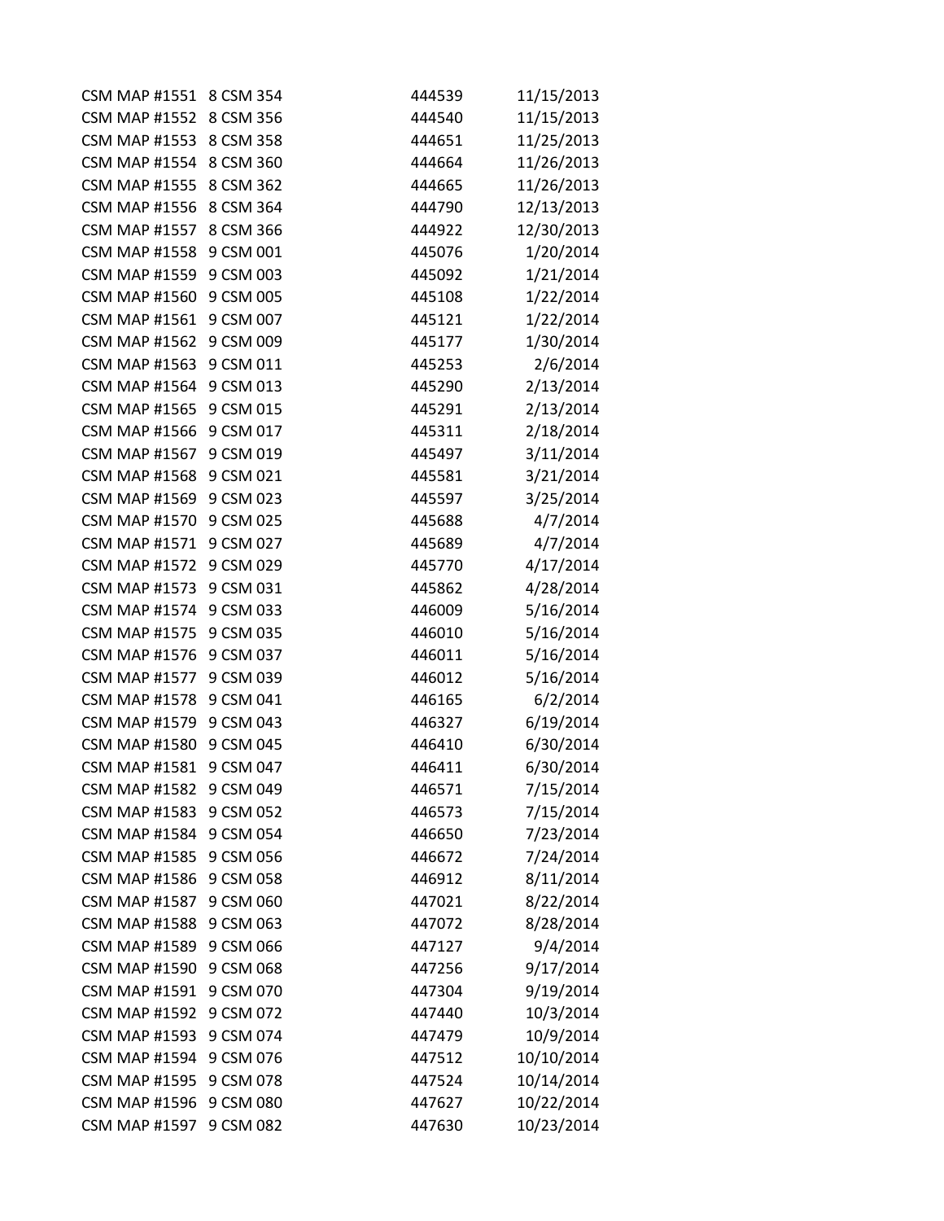| | | | |
|---|---|---|---|
| CSM MAP #1551 | 8 CSM 354 | 444539 | 11/15/2013 |
| CSM MAP #1552 | 8 CSM 356 | 444540 | 11/15/2013 |
| CSM MAP #1553 | 8 CSM 358 | 444651 | 11/25/2013 |
| CSM MAP #1554 | 8 CSM 360 | 444664 | 11/26/2013 |
| CSM MAP #1555 | 8 CSM 362 | 444665 | 11/26/2013 |
| CSM MAP #1556 | 8 CSM 364 | 444790 | 12/13/2013 |
| CSM MAP #1557 | 8 CSM 366 | 444922 | 12/30/2013 |
| CSM MAP #1558 | 9 CSM 001 | 445076 | 1/20/2014 |
| CSM MAP #1559 | 9 CSM 003 | 445092 | 1/21/2014 |
| CSM MAP #1560 | 9 CSM 005 | 445108 | 1/22/2014 |
| CSM MAP #1561 | 9 CSM 007 | 445121 | 1/22/2014 |
| CSM MAP #1562 | 9 CSM 009 | 445177 | 1/30/2014 |
| CSM MAP #1563 | 9 CSM 011 | 445253 | 2/6/2014 |
| CSM MAP #1564 | 9 CSM 013 | 445290 | 2/13/2014 |
| CSM MAP #1565 | 9 CSM 015 | 445291 | 2/13/2014 |
| CSM MAP #1566 | 9 CSM 017 | 445311 | 2/18/2014 |
| CSM MAP #1567 | 9 CSM 019 | 445497 | 3/11/2014 |
| CSM MAP #1568 | 9 CSM 021 | 445581 | 3/21/2014 |
| CSM MAP #1569 | 9 CSM 023 | 445597 | 3/25/2014 |
| CSM MAP #1570 | 9 CSM 025 | 445688 | 4/7/2014 |
| CSM MAP #1571 | 9 CSM 027 | 445689 | 4/7/2014 |
| CSM MAP #1572 | 9 CSM 029 | 445770 | 4/17/2014 |
| CSM MAP #1573 | 9 CSM 031 | 445862 | 4/28/2014 |
| CSM MAP #1574 | 9 CSM 033 | 446009 | 5/16/2014 |
| CSM MAP #1575 | 9 CSM 035 | 446010 | 5/16/2014 |
| CSM MAP #1576 | 9 CSM 037 | 446011 | 5/16/2014 |
| CSM MAP #1577 | 9 CSM 039 | 446012 | 5/16/2014 |
| CSM MAP #1578 | 9 CSM 041 | 446165 | 6/2/2014 |
| CSM MAP #1579 | 9 CSM 043 | 446327 | 6/19/2014 |
| CSM MAP #1580 | 9 CSM 045 | 446410 | 6/30/2014 |
| CSM MAP #1581 | 9 CSM 047 | 446411 | 6/30/2014 |
| CSM MAP #1582 | 9 CSM 049 | 446571 | 7/15/2014 |
| CSM MAP #1583 | 9 CSM 052 | 446573 | 7/15/2014 |
| CSM MAP #1584 | 9 CSM 054 | 446650 | 7/23/2014 |
| CSM MAP #1585 | 9 CSM 056 | 446672 | 7/24/2014 |
| CSM MAP #1586 | 9 CSM 058 | 446912 | 8/11/2014 |
| CSM MAP #1587 | 9 CSM 060 | 447021 | 8/22/2014 |
| CSM MAP #1588 | 9 CSM 063 | 447072 | 8/28/2014 |
| CSM MAP #1589 | 9 CSM 066 | 447127 | 9/4/2014 |
| CSM MAP #1590 | 9 CSM 068 | 447256 | 9/17/2014 |
| CSM MAP #1591 | 9 CSM 070 | 447304 | 9/19/2014 |
| CSM MAP #1592 | 9 CSM 072 | 447440 | 10/3/2014 |
| CSM MAP #1593 | 9 CSM 074 | 447479 | 10/9/2014 |
| CSM MAP #1594 | 9 CSM 076 | 447512 | 10/10/2014 |
| CSM MAP #1595 | 9 CSM 078 | 447524 | 10/14/2014 |
| CSM MAP #1596 | 9 CSM 080 | 447627 | 10/22/2014 |
| CSM MAP #1597 | 9 CSM 082 | 447630 | 10/23/2014 |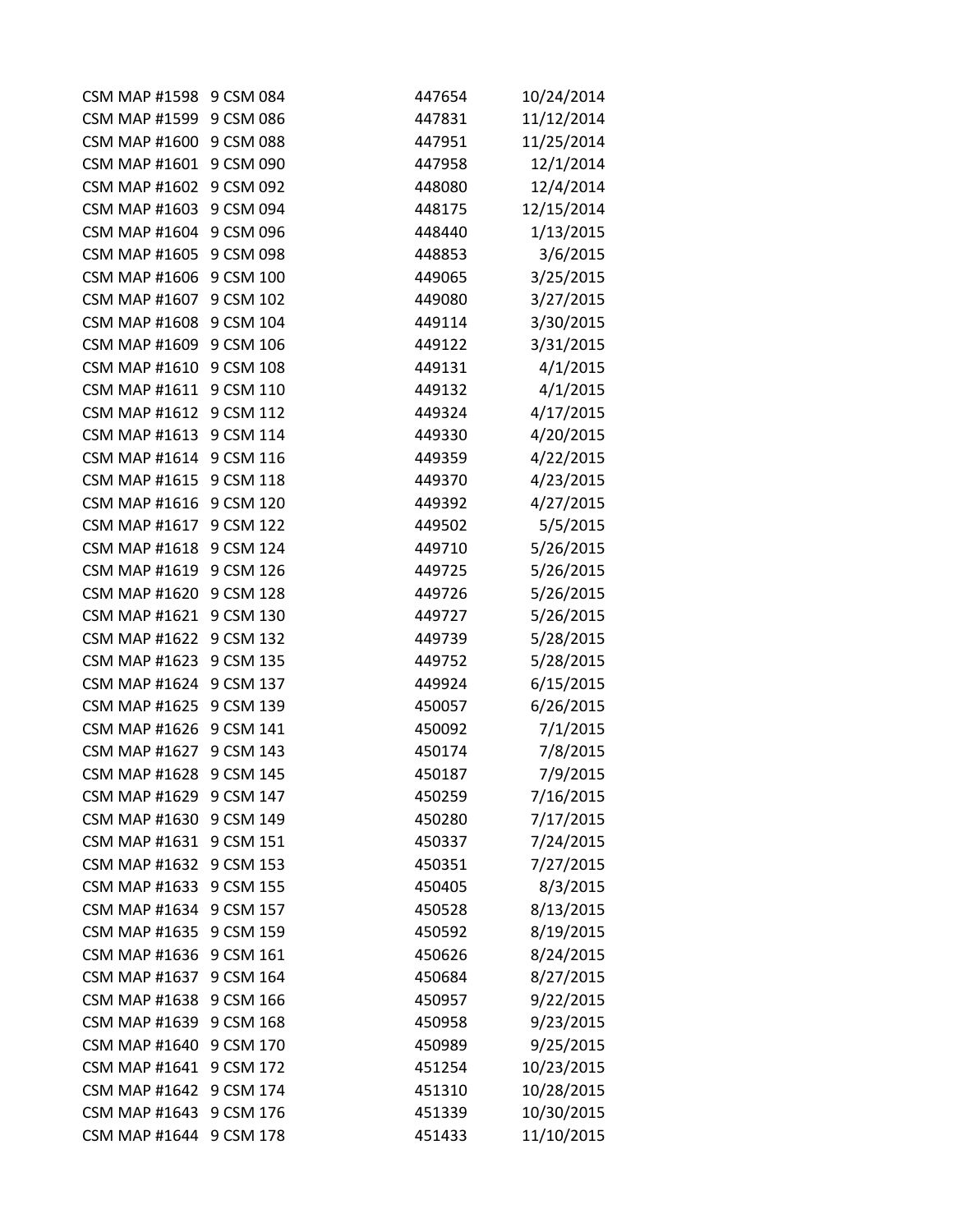| | | | |
|---|---|---|---|
| CSM MAP #1598 | 9 CSM 084 | 447654 | 10/24/2014 |
| CSM MAP #1599 | 9 CSM 086 | 447831 | 11/12/2014 |
| CSM MAP #1600 | 9 CSM 088 | 447951 | 11/25/2014 |
| CSM MAP #1601 | 9 CSM 090 | 447958 | 12/1/2014 |
| CSM MAP #1602 | 9 CSM 092 | 448080 | 12/4/2014 |
| CSM MAP #1603 | 9 CSM 094 | 448175 | 12/15/2014 |
| CSM MAP #1604 | 9 CSM 096 | 448440 | 1/13/2015 |
| CSM MAP #1605 | 9 CSM 098 | 448853 | 3/6/2015 |
| CSM MAP #1606 | 9 CSM 100 | 449065 | 3/25/2015 |
| CSM MAP #1607 | 9 CSM 102 | 449080 | 3/27/2015 |
| CSM MAP #1608 | 9 CSM 104 | 449114 | 3/30/2015 |
| CSM MAP #1609 | 9 CSM 106 | 449122 | 3/31/2015 |
| CSM MAP #1610 | 9 CSM 108 | 449131 | 4/1/2015 |
| CSM MAP #1611 | 9 CSM 110 | 449132 | 4/1/2015 |
| CSM MAP #1612 | 9 CSM 112 | 449324 | 4/17/2015 |
| CSM MAP #1613 | 9 CSM 114 | 449330 | 4/20/2015 |
| CSM MAP #1614 | 9 CSM 116 | 449359 | 4/22/2015 |
| CSM MAP #1615 | 9 CSM 118 | 449370 | 4/23/2015 |
| CSM MAP #1616 | 9 CSM 120 | 449392 | 4/27/2015 |
| CSM MAP #1617 | 9 CSM 122 | 449502 | 5/5/2015 |
| CSM MAP #1618 | 9 CSM 124 | 449710 | 5/26/2015 |
| CSM MAP #1619 | 9 CSM 126 | 449725 | 5/26/2015 |
| CSM MAP #1620 | 9 CSM 128 | 449726 | 5/26/2015 |
| CSM MAP #1621 | 9 CSM 130 | 449727 | 5/26/2015 |
| CSM MAP #1622 | 9 CSM 132 | 449739 | 5/28/2015 |
| CSM MAP #1623 | 9 CSM 135 | 449752 | 5/28/2015 |
| CSM MAP #1624 | 9 CSM 137 | 449924 | 6/15/2015 |
| CSM MAP #1625 | 9 CSM 139 | 450057 | 6/26/2015 |
| CSM MAP #1626 | 9 CSM 141 | 450092 | 7/1/2015 |
| CSM MAP #1627 | 9 CSM 143 | 450174 | 7/8/2015 |
| CSM MAP #1628 | 9 CSM 145 | 450187 | 7/9/2015 |
| CSM MAP #1629 | 9 CSM 147 | 450259 | 7/16/2015 |
| CSM MAP #1630 | 9 CSM 149 | 450280 | 7/17/2015 |
| CSM MAP #1631 | 9 CSM 151 | 450337 | 7/24/2015 |
| CSM MAP #1632 | 9 CSM 153 | 450351 | 7/27/2015 |
| CSM MAP #1633 | 9 CSM 155 | 450405 | 8/3/2015 |
| CSM MAP #1634 | 9 CSM 157 | 450528 | 8/13/2015 |
| CSM MAP #1635 | 9 CSM 159 | 450592 | 8/19/2015 |
| CSM MAP #1636 | 9 CSM 161 | 450626 | 8/24/2015 |
| CSM MAP #1637 | 9 CSM 164 | 450684 | 8/27/2015 |
| CSM MAP #1638 | 9 CSM 166 | 450957 | 9/22/2015 |
| CSM MAP #1639 | 9 CSM 168 | 450958 | 9/23/2015 |
| CSM MAP #1640 | 9 CSM 170 | 450989 | 9/25/2015 |
| CSM MAP #1641 | 9 CSM 172 | 451254 | 10/23/2015 |
| CSM MAP #1642 | 9 CSM 174 | 451310 | 10/28/2015 |
| CSM MAP #1643 | 9 CSM 176 | 451339 | 10/30/2015 |
| CSM MAP #1644 | 9 CSM 178 | 451433 | 11/10/2015 |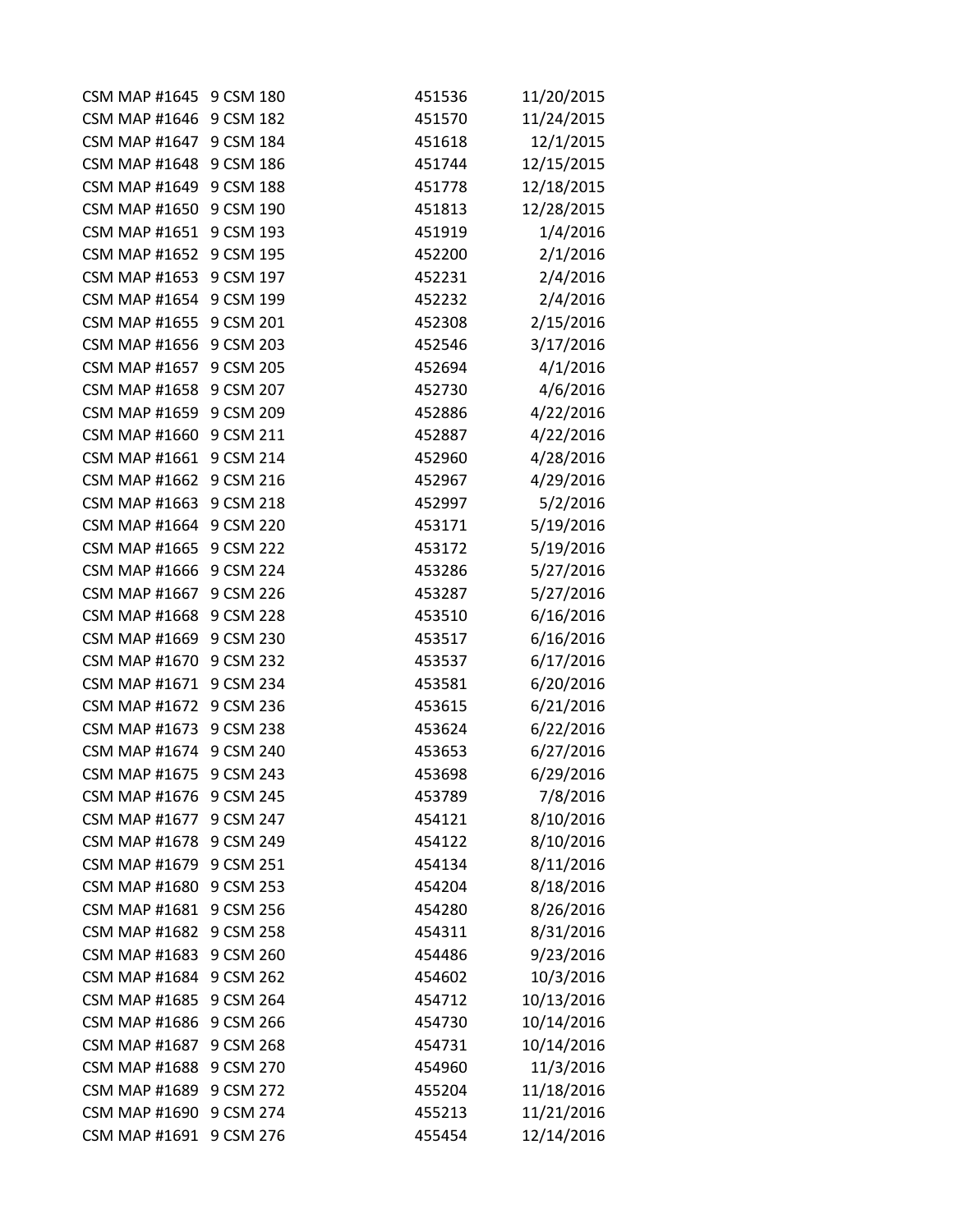| | | | |
|---|---|---|---|
| CSM MAP #1645 | 9 CSM 180 | 451536 | 11/20/2015 |
| CSM MAP #1646 | 9 CSM 182 | 451570 | 11/24/2015 |
| CSM MAP #1647 | 9 CSM 184 | 451618 | 12/1/2015 |
| CSM MAP #1648 | 9 CSM 186 | 451744 | 12/15/2015 |
| CSM MAP #1649 | 9 CSM 188 | 451778 | 12/18/2015 |
| CSM MAP #1650 | 9 CSM 190 | 451813 | 12/28/2015 |
| CSM MAP #1651 | 9 CSM 193 | 451919 | 1/4/2016 |
| CSM MAP #1652 | 9 CSM 195 | 452200 | 2/1/2016 |
| CSM MAP #1653 | 9 CSM 197 | 452231 | 2/4/2016 |
| CSM MAP #1654 | 9 CSM 199 | 452232 | 2/4/2016 |
| CSM MAP #1655 | 9 CSM 201 | 452308 | 2/15/2016 |
| CSM MAP #1656 | 9 CSM 203 | 452546 | 3/17/2016 |
| CSM MAP #1657 | 9 CSM 205 | 452694 | 4/1/2016 |
| CSM MAP #1658 | 9 CSM 207 | 452730 | 4/6/2016 |
| CSM MAP #1659 | 9 CSM 209 | 452886 | 4/22/2016 |
| CSM MAP #1660 | 9 CSM 211 | 452887 | 4/22/2016 |
| CSM MAP #1661 | 9 CSM 214 | 452960 | 4/28/2016 |
| CSM MAP #1662 | 9 CSM 216 | 452967 | 4/29/2016 |
| CSM MAP #1663 | 9 CSM 218 | 452997 | 5/2/2016 |
| CSM MAP #1664 | 9 CSM 220 | 453171 | 5/19/2016 |
| CSM MAP #1665 | 9 CSM 222 | 453172 | 5/19/2016 |
| CSM MAP #1666 | 9 CSM 224 | 453286 | 5/27/2016 |
| CSM MAP #1667 | 9 CSM 226 | 453287 | 5/27/2016 |
| CSM MAP #1668 | 9 CSM 228 | 453510 | 6/16/2016 |
| CSM MAP #1669 | 9 CSM 230 | 453517 | 6/16/2016 |
| CSM MAP #1670 | 9 CSM 232 | 453537 | 6/17/2016 |
| CSM MAP #1671 | 9 CSM 234 | 453581 | 6/20/2016 |
| CSM MAP #1672 | 9 CSM 236 | 453615 | 6/21/2016 |
| CSM MAP #1673 | 9 CSM 238 | 453624 | 6/22/2016 |
| CSM MAP #1674 | 9 CSM 240 | 453653 | 6/27/2016 |
| CSM MAP #1675 | 9 CSM 243 | 453698 | 6/29/2016 |
| CSM MAP #1676 | 9 CSM 245 | 453789 | 7/8/2016 |
| CSM MAP #1677 | 9 CSM 247 | 454121 | 8/10/2016 |
| CSM MAP #1678 | 9 CSM 249 | 454122 | 8/10/2016 |
| CSM MAP #1679 | 9 CSM 251 | 454134 | 8/11/2016 |
| CSM MAP #1680 | 9 CSM 253 | 454204 | 8/18/2016 |
| CSM MAP #1681 | 9 CSM 256 | 454280 | 8/26/2016 |
| CSM MAP #1682 | 9 CSM 258 | 454311 | 8/31/2016 |
| CSM MAP #1683 | 9 CSM 260 | 454486 | 9/23/2016 |
| CSM MAP #1684 | 9 CSM 262 | 454602 | 10/3/2016 |
| CSM MAP #1685 | 9 CSM 264 | 454712 | 10/13/2016 |
| CSM MAP #1686 | 9 CSM 266 | 454730 | 10/14/2016 |
| CSM MAP #1687 | 9 CSM 268 | 454731 | 10/14/2016 |
| CSM MAP #1688 | 9 CSM 270 | 454960 | 11/3/2016 |
| CSM MAP #1689 | 9 CSM 272 | 455204 | 11/18/2016 |
| CSM MAP #1690 | 9 CSM 274 | 455213 | 11/21/2016 |
| CSM MAP #1691 | 9 CSM 276 | 455454 | 12/14/2016 |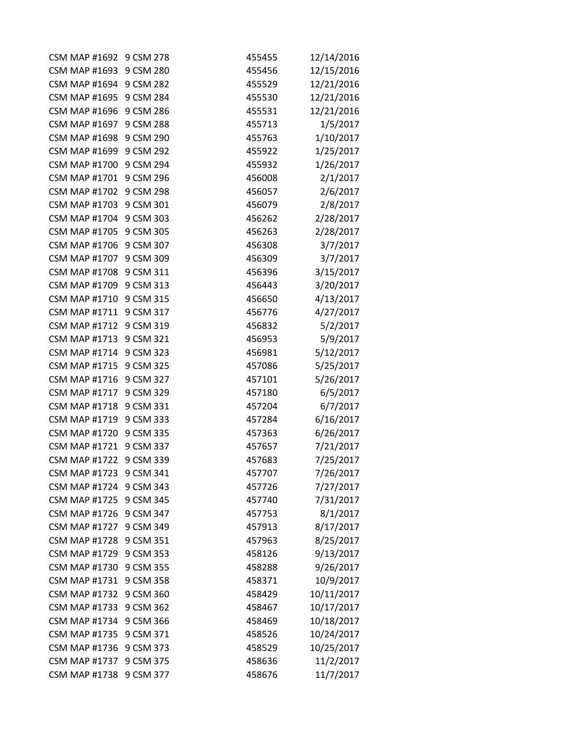| | | | |
|---|---|---|---|
| CSM MAP #1692 | 9 CSM 278 | 455455 | 12/14/2016 |
| CSM MAP #1693 | 9 CSM 280 | 455456 | 12/15/2016 |
| CSM MAP #1694 | 9 CSM 282 | 455529 | 12/21/2016 |
| CSM MAP #1695 | 9 CSM 284 | 455530 | 12/21/2016 |
| CSM MAP #1696 | 9 CSM 286 | 455531 | 12/21/2016 |
| CSM MAP #1697 | 9 CSM 288 | 455713 | 1/5/2017 |
| CSM MAP #1698 | 9 CSM 290 | 455763 | 1/10/2017 |
| CSM MAP #1699 | 9 CSM 292 | 455922 | 1/25/2017 |
| CSM MAP #1700 | 9 CSM 294 | 455932 | 1/26/2017 |
| CSM MAP #1701 | 9 CSM 296 | 456008 | 2/1/2017 |
| CSM MAP #1702 | 9 CSM 298 | 456057 | 2/6/2017 |
| CSM MAP #1703 | 9 CSM 301 | 456079 | 2/8/2017 |
| CSM MAP #1704 | 9 CSM 303 | 456262 | 2/28/2017 |
| CSM MAP #1705 | 9 CSM 305 | 456263 | 2/28/2017 |
| CSM MAP #1706 | 9 CSM 307 | 456308 | 3/7/2017 |
| CSM MAP #1707 | 9 CSM 309 | 456309 | 3/7/2017 |
| CSM MAP #1708 | 9 CSM 311 | 456396 | 3/15/2017 |
| CSM MAP #1709 | 9 CSM 313 | 456443 | 3/20/2017 |
| CSM MAP #1710 | 9 CSM 315 | 456650 | 4/13/2017 |
| CSM MAP #1711 | 9 CSM 317 | 456776 | 4/27/2017 |
| CSM MAP #1712 | 9 CSM 319 | 456832 | 5/2/2017 |
| CSM MAP #1713 | 9 CSM 321 | 456953 | 5/9/2017 |
| CSM MAP #1714 | 9 CSM 323 | 456981 | 5/12/2017 |
| CSM MAP #1715 | 9 CSM 325 | 457086 | 5/25/2017 |
| CSM MAP #1716 | 9 CSM 327 | 457101 | 5/26/2017 |
| CSM MAP #1717 | 9 CSM 329 | 457180 | 6/5/2017 |
| CSM MAP #1718 | 9 CSM 331 | 457204 | 6/7/2017 |
| CSM MAP #1719 | 9 CSM 333 | 457284 | 6/16/2017 |
| CSM MAP #1720 | 9 CSM 335 | 457363 | 6/26/2017 |
| CSM MAP #1721 | 9 CSM 337 | 457657 | 7/21/2017 |
| CSM MAP #1722 | 9 CSM 339 | 457683 | 7/25/2017 |
| CSM MAP #1723 | 9 CSM 341 | 457707 | 7/26/2017 |
| CSM MAP #1724 | 9 CSM 343 | 457726 | 7/27/2017 |
| CSM MAP #1725 | 9 CSM 345 | 457740 | 7/31/2017 |
| CSM MAP #1726 | 9 CSM 347 | 457753 | 8/1/2017 |
| CSM MAP #1727 | 9 CSM 349 | 457913 | 8/17/2017 |
| CSM MAP #1728 | 9 CSM 351 | 457963 | 8/25/2017 |
| CSM MAP #1729 | 9 CSM 353 | 458126 | 9/13/2017 |
| CSM MAP #1730 | 9 CSM 355 | 458288 | 9/26/2017 |
| CSM MAP #1731 | 9 CSM 358 | 458371 | 10/9/2017 |
| CSM MAP #1732 | 9 CSM 360 | 458429 | 10/11/2017 |
| CSM MAP #1733 | 9 CSM 362 | 458467 | 10/17/2017 |
| CSM MAP #1734 | 9 CSM 366 | 458469 | 10/18/2017 |
| CSM MAP #1735 | 9 CSM 371 | 458526 | 10/24/2017 |
| CSM MAP #1736 | 9 CSM 373 | 458529 | 10/25/2017 |
| CSM MAP #1737 | 9 CSM 375 | 458636 | 11/2/2017 |
| CSM MAP #1738 | 9 CSM 377 | 458676 | 11/7/2017 |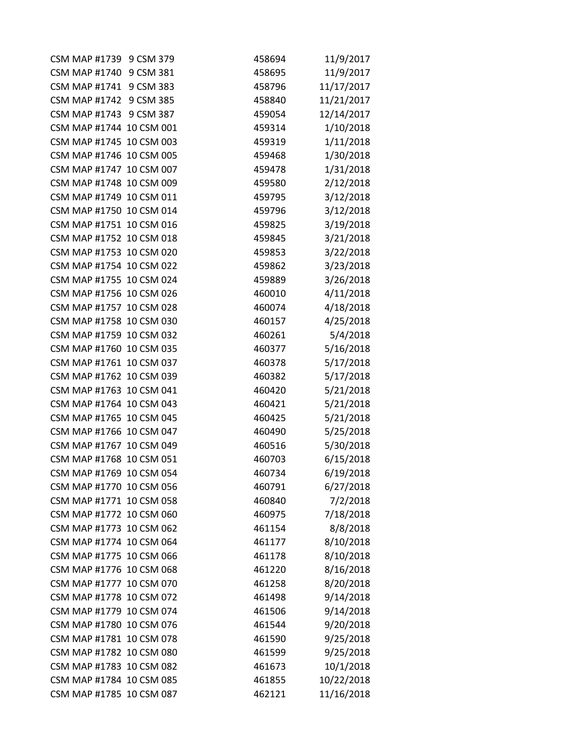| | | | |
|---|---|---|---|
| CSM MAP #1739 | 9 CSM 379 | 458694 | 11/9/2017 |
| CSM MAP #1740 | 9 CSM 381 | 458695 | 11/9/2017 |
| CSM MAP #1741 | 9 CSM 383 | 458796 | 11/17/2017 |
| CSM MAP #1742 | 9 CSM 385 | 458840 | 11/21/2017 |
| CSM MAP #1743 | 9 CSM 387 | 459054 | 12/14/2017 |
| CSM MAP #1744 | 10 CSM 001 | 459314 | 1/10/2018 |
| CSM MAP #1745 | 10 CSM 003 | 459319 | 1/11/2018 |
| CSM MAP #1746 | 10 CSM 005 | 459468 | 1/30/2018 |
| CSM MAP #1747 | 10 CSM 007 | 459478 | 1/31/2018 |
| CSM MAP #1748 | 10 CSM 009 | 459580 | 2/12/2018 |
| CSM MAP #1749 | 10 CSM 011 | 459795 | 3/12/2018 |
| CSM MAP #1750 | 10 CSM 014 | 459796 | 3/12/2018 |
| CSM MAP #1751 | 10 CSM 016 | 459825 | 3/19/2018 |
| CSM MAP #1752 | 10 CSM 018 | 459845 | 3/21/2018 |
| CSM MAP #1753 | 10 CSM 020 | 459853 | 3/22/2018 |
| CSM MAP #1754 | 10 CSM 022 | 459862 | 3/23/2018 |
| CSM MAP #1755 | 10 CSM 024 | 459889 | 3/26/2018 |
| CSM MAP #1756 | 10 CSM 026 | 460010 | 4/11/2018 |
| CSM MAP #1757 | 10 CSM 028 | 460074 | 4/18/2018 |
| CSM MAP #1758 | 10 CSM 030 | 460157 | 4/25/2018 |
| CSM MAP #1759 | 10 CSM 032 | 460261 | 5/4/2018 |
| CSM MAP #1760 | 10 CSM 035 | 460377 | 5/16/2018 |
| CSM MAP #1761 | 10 CSM 037 | 460378 | 5/17/2018 |
| CSM MAP #1762 | 10 CSM 039 | 460382 | 5/17/2018 |
| CSM MAP #1763 | 10 CSM 041 | 460420 | 5/21/2018 |
| CSM MAP #1764 | 10 CSM 043 | 460421 | 5/21/2018 |
| CSM MAP #1765 | 10 CSM 045 | 460425 | 5/21/2018 |
| CSM MAP #1766 | 10 CSM 047 | 460490 | 5/25/2018 |
| CSM MAP #1767 | 10 CSM 049 | 460516 | 5/30/2018 |
| CSM MAP #1768 | 10 CSM 051 | 460703 | 6/15/2018 |
| CSM MAP #1769 | 10 CSM 054 | 460734 | 6/19/2018 |
| CSM MAP #1770 | 10 CSM 056 | 460791 | 6/27/2018 |
| CSM MAP #1771 | 10 CSM 058 | 460840 | 7/2/2018 |
| CSM MAP #1772 | 10 CSM 060 | 460975 | 7/18/2018 |
| CSM MAP #1773 | 10 CSM 062 | 461154 | 8/8/2018 |
| CSM MAP #1774 | 10 CSM 064 | 461177 | 8/10/2018 |
| CSM MAP #1775 | 10 CSM 066 | 461178 | 8/10/2018 |
| CSM MAP #1776 | 10 CSM 068 | 461220 | 8/16/2018 |
| CSM MAP #1777 | 10 CSM 070 | 461258 | 8/20/2018 |
| CSM MAP #1778 | 10 CSM 072 | 461498 | 9/14/2018 |
| CSM MAP #1779 | 10 CSM 074 | 461506 | 9/14/2018 |
| CSM MAP #1780 | 10 CSM 076 | 461544 | 9/20/2018 |
| CSM MAP #1781 | 10 CSM 078 | 461590 | 9/25/2018 |
| CSM MAP #1782 | 10 CSM 080 | 461599 | 9/25/2018 |
| CSM MAP #1783 | 10 CSM 082 | 461673 | 10/1/2018 |
| CSM MAP #1784 | 10 CSM 085 | 461855 | 10/22/2018 |
| CSM MAP #1785 | 10 CSM 087 | 462121 | 11/16/2018 |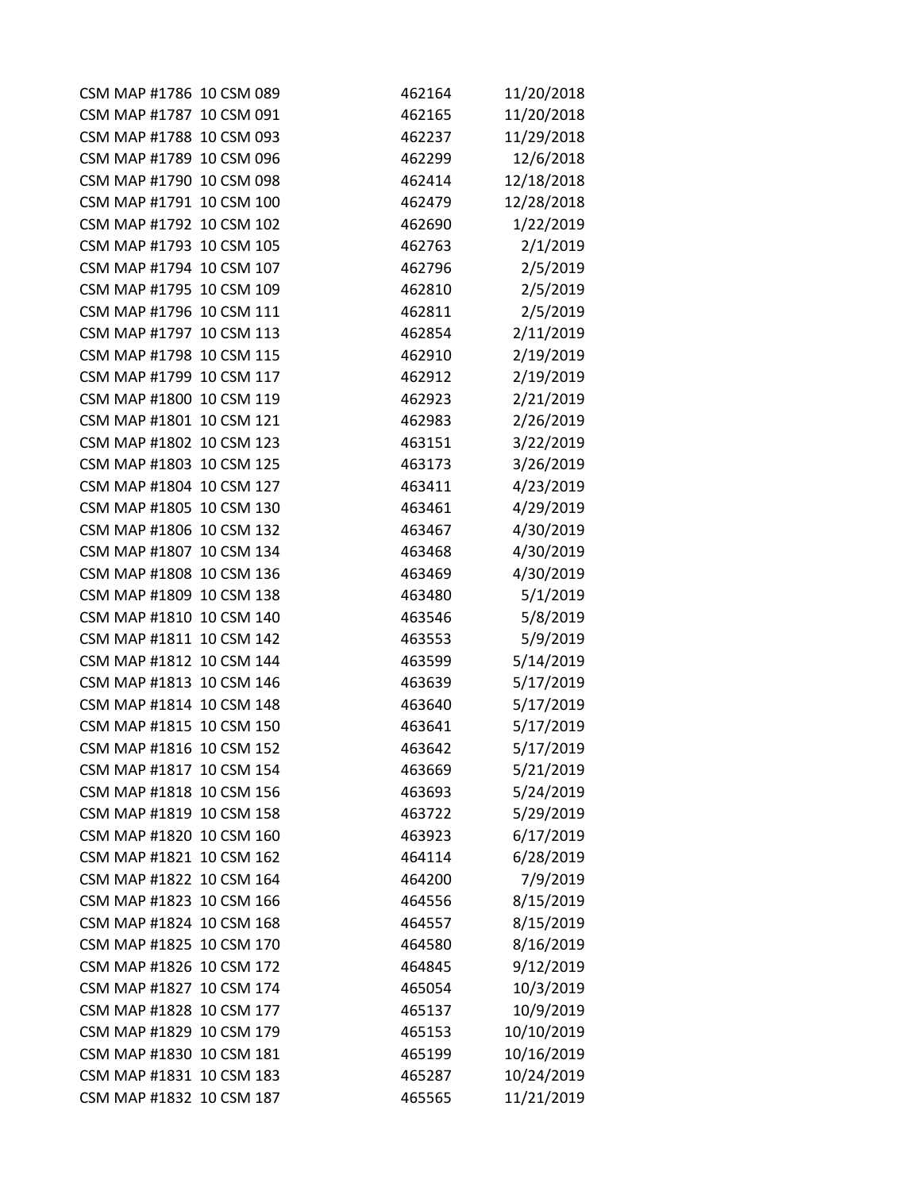| | | | |
|---|---|---|---|
| CSM MAP #1786 | 10 CSM 089 | 462164 | 11/20/2018 |
| CSM MAP #1787 | 10 CSM 091 | 462165 | 11/20/2018 |
| CSM MAP #1788 | 10 CSM 093 | 462237 | 11/29/2018 |
| CSM MAP #1789 | 10 CSM 096 | 462299 | 12/6/2018 |
| CSM MAP #1790 | 10 CSM 098 | 462414 | 12/18/2018 |
| CSM MAP #1791 | 10 CSM 100 | 462479 | 12/28/2018 |
| CSM MAP #1792 | 10 CSM 102 | 462690 | 1/22/2019 |
| CSM MAP #1793 | 10 CSM 105 | 462763 | 2/1/2019 |
| CSM MAP #1794 | 10 CSM 107 | 462796 | 2/5/2019 |
| CSM MAP #1795 | 10 CSM 109 | 462810 | 2/5/2019 |
| CSM MAP #1796 | 10 CSM 111 | 462811 | 2/5/2019 |
| CSM MAP #1797 | 10 CSM 113 | 462854 | 2/11/2019 |
| CSM MAP #1798 | 10 CSM 115 | 462910 | 2/19/2019 |
| CSM MAP #1799 | 10 CSM 117 | 462912 | 2/19/2019 |
| CSM MAP #1800 | 10 CSM 119 | 462923 | 2/21/2019 |
| CSM MAP #1801 | 10 CSM 121 | 462983 | 2/26/2019 |
| CSM MAP #1802 | 10 CSM 123 | 463151 | 3/22/2019 |
| CSM MAP #1803 | 10 CSM 125 | 463173 | 3/26/2019 |
| CSM MAP #1804 | 10 CSM 127 | 463411 | 4/23/2019 |
| CSM MAP #1805 | 10 CSM 130 | 463461 | 4/29/2019 |
| CSM MAP #1806 | 10 CSM 132 | 463467 | 4/30/2019 |
| CSM MAP #1807 | 10 CSM 134 | 463468 | 4/30/2019 |
| CSM MAP #1808 | 10 CSM 136 | 463469 | 4/30/2019 |
| CSM MAP #1809 | 10 CSM 138 | 463480 | 5/1/2019 |
| CSM MAP #1810 | 10 CSM 140 | 463546 | 5/8/2019 |
| CSM MAP #1811 | 10 CSM 142 | 463553 | 5/9/2019 |
| CSM MAP #1812 | 10 CSM 144 | 463599 | 5/14/2019 |
| CSM MAP #1813 | 10 CSM 146 | 463639 | 5/17/2019 |
| CSM MAP #1814 | 10 CSM 148 | 463640 | 5/17/2019 |
| CSM MAP #1815 | 10 CSM 150 | 463641 | 5/17/2019 |
| CSM MAP #1816 | 10 CSM 152 | 463642 | 5/17/2019 |
| CSM MAP #1817 | 10 CSM 154 | 463669 | 5/21/2019 |
| CSM MAP #1818 | 10 CSM 156 | 463693 | 5/24/2019 |
| CSM MAP #1819 | 10 CSM 158 | 463722 | 5/29/2019 |
| CSM MAP #1820 | 10 CSM 160 | 463923 | 6/17/2019 |
| CSM MAP #1821 | 10 CSM 162 | 464114 | 6/28/2019 |
| CSM MAP #1822 | 10 CSM 164 | 464200 | 7/9/2019 |
| CSM MAP #1823 | 10 CSM 166 | 464556 | 8/15/2019 |
| CSM MAP #1824 | 10 CSM 168 | 464557 | 8/15/2019 |
| CSM MAP #1825 | 10 CSM 170 | 464580 | 8/16/2019 |
| CSM MAP #1826 | 10 CSM 172 | 464845 | 9/12/2019 |
| CSM MAP #1827 | 10 CSM 174 | 465054 | 10/3/2019 |
| CSM MAP #1828 | 10 CSM 177 | 465137 | 10/9/2019 |
| CSM MAP #1829 | 10 CSM 179 | 465153 | 10/10/2019 |
| CSM MAP #1830 | 10 CSM 181 | 465199 | 10/16/2019 |
| CSM MAP #1831 | 10 CSM 183 | 465287 | 10/24/2019 |
| CSM MAP #1832 | 10 CSM 187 | 465565 | 11/21/2019 |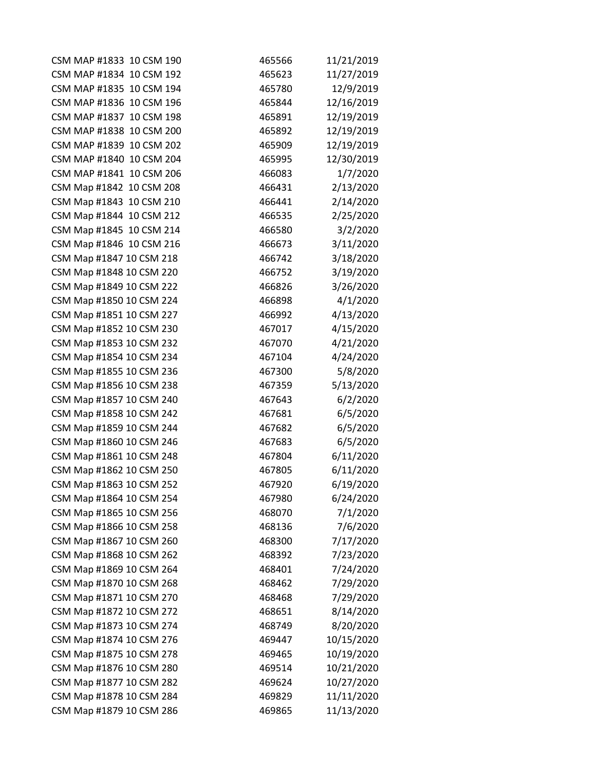| | | |
|---|---|---|
| CSM MAP #1833 10 CSM 190 | 465566 | 11/21/2019 |
| CSM MAP #1834 10 CSM 192 | 465623 | 11/27/2019 |
| CSM MAP #1835 10 CSM 194 | 465780 | 12/9/2019 |
| CSM MAP #1836 10 CSM 196 | 465844 | 12/16/2019 |
| CSM MAP #1837 10 CSM 198 | 465891 | 12/19/2019 |
| CSM MAP #1838 10 CSM 200 | 465892 | 12/19/2019 |
| CSM MAP #1839 10 CSM 202 | 465909 | 12/19/2019 |
| CSM MAP #1840 10 CSM 204 | 465995 | 12/30/2019 |
| CSM MAP #1841 10 CSM 206 | 466083 | 1/7/2020 |
| CSM Map #1842 10 CSM 208 | 466431 | 2/13/2020 |
| CSM Map #1843 10 CSM 210 | 466441 | 2/14/2020 |
| CSM Map #1844 10 CSM 212 | 466535 | 2/25/2020 |
| CSM Map #1845 10 CSM 214 | 466580 | 3/2/2020 |
| CSM Map #1846 10 CSM 216 | 466673 | 3/11/2020 |
| CSM Map #1847 10 CSM 218 | 466742 | 3/18/2020 |
| CSM Map #1848 10 CSM 220 | 466752 | 3/19/2020 |
| CSM Map #1849 10 CSM 222 | 466826 | 3/26/2020 |
| CSM Map #1850 10 CSM 224 | 466898 | 4/1/2020 |
| CSM Map #1851 10 CSM 227 | 466992 | 4/13/2020 |
| CSM Map #1852 10 CSM 230 | 467017 | 4/15/2020 |
| CSM Map #1853 10 CSM 232 | 467070 | 4/21/2020 |
| CSM Map #1854 10 CSM 234 | 467104 | 4/24/2020 |
| CSM Map #1855 10 CSM 236 | 467300 | 5/8/2020 |
| CSM Map #1856 10 CSM 238 | 467359 | 5/13/2020 |
| CSM Map #1857 10 CSM 240 | 467643 | 6/2/2020 |
| CSM Map #1858 10 CSM 242 | 467681 | 6/5/2020 |
| CSM Map #1859 10 CSM 244 | 467682 | 6/5/2020 |
| CSM Map #1860 10 CSM 246 | 467683 | 6/5/2020 |
| CSM Map #1861 10 CSM 248 | 467804 | 6/11/2020 |
| CSM Map #1862 10 CSM 250 | 467805 | 6/11/2020 |
| CSM Map #1863 10 CSM 252 | 467920 | 6/19/2020 |
| CSM Map #1864 10 CSM 254 | 467980 | 6/24/2020 |
| CSM Map #1865 10 CSM 256 | 468070 | 7/1/2020 |
| CSM Map #1866 10 CSM 258 | 468136 | 7/6/2020 |
| CSM Map #1867 10 CSM 260 | 468300 | 7/17/2020 |
| CSM Map #1868 10 CSM 262 | 468392 | 7/23/2020 |
| CSM Map #1869 10 CSM 264 | 468401 | 7/24/2020 |
| CSM Map #1870 10 CSM 268 | 468462 | 7/29/2020 |
| CSM Map #1871 10 CSM 270 | 468468 | 7/29/2020 |
| CSM Map #1872 10 CSM 272 | 468651 | 8/14/2020 |
| CSM Map #1873 10 CSM 274 | 468749 | 8/20/2020 |
| CSM Map #1874 10 CSM 276 | 469447 | 10/15/2020 |
| CSM Map #1875 10 CSM 278 | 469465 | 10/19/2020 |
| CSM Map #1876 10 CSM 280 | 469514 | 10/21/2020 |
| CSM Map #1877 10 CSM 282 | 469624 | 10/27/2020 |
| CSM Map #1878 10 CSM 284 | 469829 | 11/11/2020 |
| CSM Map #1879 10 CSM 286 | 469865 | 11/13/2020 |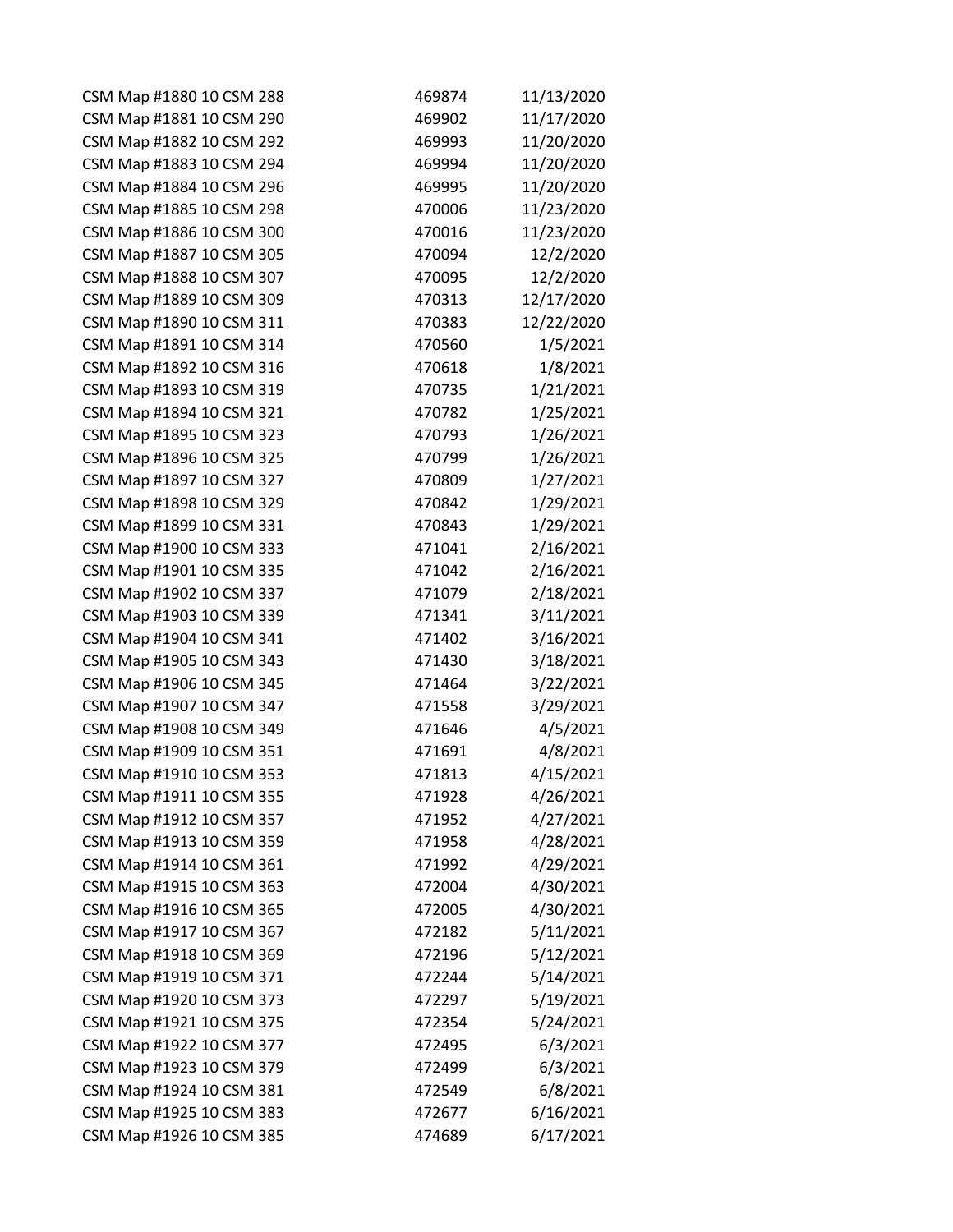| | | |
|---|---|---|
| CSM Map #1880 10 CSM 288 | 469874 | 11/13/2020 |
| CSM Map #1881 10 CSM 290 | 469902 | 11/17/2020 |
| CSM Map #1882 10 CSM 292 | 469993 | 11/20/2020 |
| CSM Map #1883 10 CSM 294 | 469994 | 11/20/2020 |
| CSM Map #1884 10 CSM 296 | 469995 | 11/20/2020 |
| CSM Map #1885 10 CSM 298 | 470006 | 11/23/2020 |
| CSM Map #1886 10 CSM 300 | 470016 | 11/23/2020 |
| CSM Map #1887 10 CSM 305 | 470094 | 12/2/2020 |
| CSM Map #1888 10 CSM 307 | 470095 | 12/2/2020 |
| CSM Map #1889 10 CSM 309 | 470313 | 12/17/2020 |
| CSM Map #1890 10 CSM 311 | 470383 | 12/22/2020 |
| CSM Map #1891 10 CSM 314 | 470560 | 1/5/2021 |
| CSM Map #1892 10 CSM 316 | 470618 | 1/8/2021 |
| CSM Map #1893 10 CSM 319 | 470735 | 1/21/2021 |
| CSM Map #1894 10 CSM 321 | 470782 | 1/25/2021 |
| CSM Map #1895 10 CSM 323 | 470793 | 1/26/2021 |
| CSM Map #1896 10 CSM 325 | 470799 | 1/26/2021 |
| CSM Map #1897 10 CSM 327 | 470809 | 1/27/2021 |
| CSM Map #1898 10 CSM 329 | 470842 | 1/29/2021 |
| CSM Map #1899 10 CSM 331 | 470843 | 1/29/2021 |
| CSM Map #1900 10 CSM 333 | 471041 | 2/16/2021 |
| CSM Map #1901 10 CSM 335 | 471042 | 2/16/2021 |
| CSM Map #1902 10 CSM 337 | 471079 | 2/18/2021 |
| CSM Map #1903 10 CSM 339 | 471341 | 3/11/2021 |
| CSM Map #1904 10 CSM 341 | 471402 | 3/16/2021 |
| CSM Map #1905 10 CSM 343 | 471430 | 3/18/2021 |
| CSM Map #1906 10 CSM 345 | 471464 | 3/22/2021 |
| CSM Map #1907 10 CSM 347 | 471558 | 3/29/2021 |
| CSM Map #1908 10 CSM 349 | 471646 | 4/5/2021 |
| CSM Map #1909 10 CSM 351 | 471691 | 4/8/2021 |
| CSM Map #1910 10 CSM 353 | 471813 | 4/15/2021 |
| CSM Map #1911 10 CSM 355 | 471928 | 4/26/2021 |
| CSM Map #1912 10 CSM 357 | 471952 | 4/27/2021 |
| CSM Map #1913 10 CSM 359 | 471958 | 4/28/2021 |
| CSM Map #1914 10 CSM 361 | 471992 | 4/29/2021 |
| CSM Map #1915 10 CSM 363 | 472004 | 4/30/2021 |
| CSM Map #1916 10 CSM 365 | 472005 | 4/30/2021 |
| CSM Map #1917 10 CSM 367 | 472182 | 5/11/2021 |
| CSM Map #1918 10 CSM 369 | 472196 | 5/12/2021 |
| CSM Map #1919 10 CSM 371 | 472244 | 5/14/2021 |
| CSM Map #1920 10 CSM 373 | 472297 | 5/19/2021 |
| CSM Map #1921 10 CSM 375 | 472354 | 5/24/2021 |
| CSM Map #1922 10 CSM 377 | 472495 | 6/3/2021 |
| CSM Map #1923 10 CSM 379 | 472499 | 6/3/2021 |
| CSM Map #1924 10 CSM 381 | 472549 | 6/8/2021 |
| CSM Map #1925 10 CSM 383 | 472677 | 6/16/2021 |
| CSM Map #1926 10 CSM 385 | 474689 | 6/17/2021 |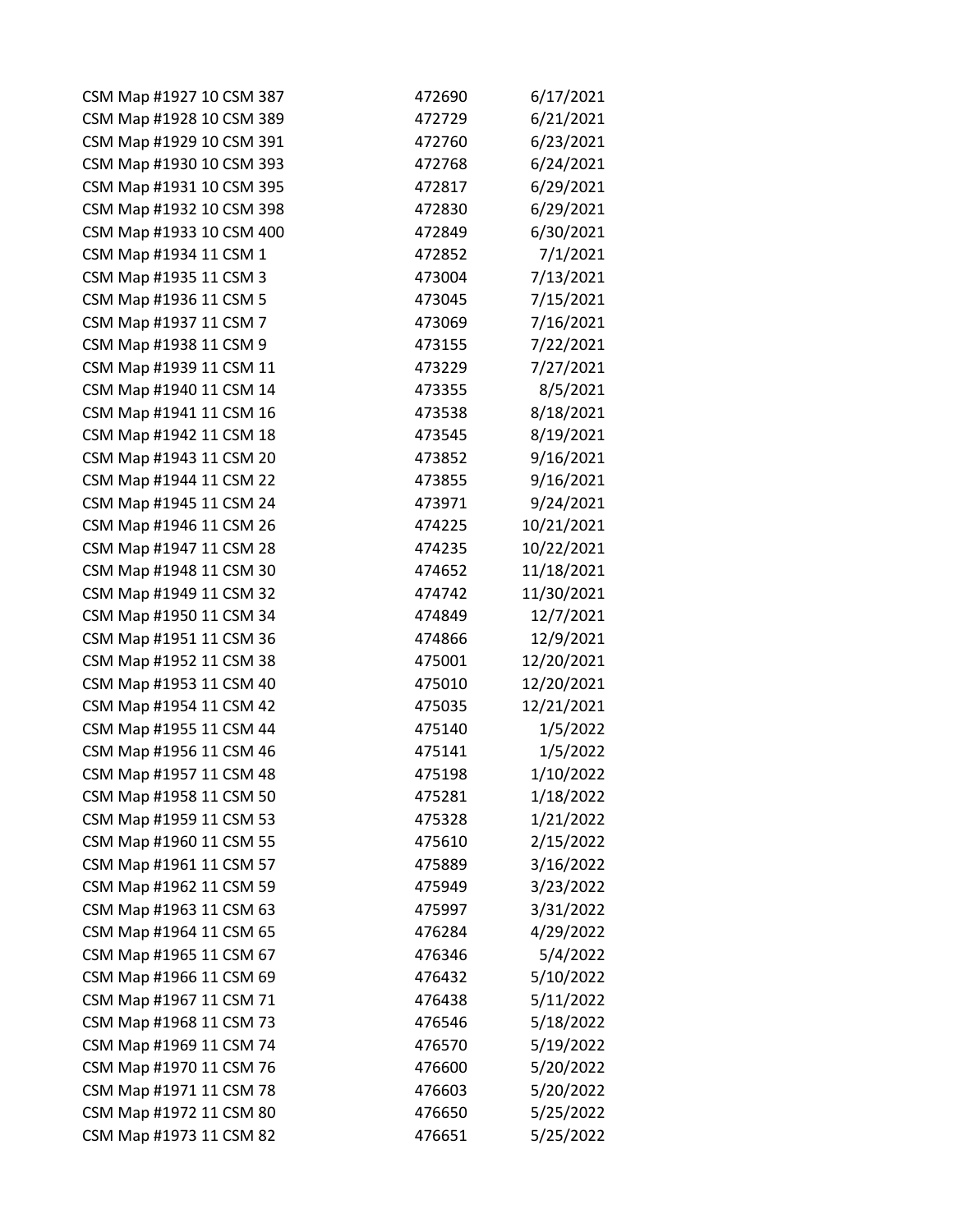| | | |
|---|---|---|
| CSM Map #1927 10 CSM 387 | 472690 | 6/17/2021 |
| CSM Map #1928 10 CSM 389 | 472729 | 6/21/2021 |
| CSM Map #1929 10 CSM 391 | 472760 | 6/23/2021 |
| CSM Map #1930 10 CSM 393 | 472768 | 6/24/2021 |
| CSM Map #1931 10 CSM 395 | 472817 | 6/29/2021 |
| CSM Map #1932 10 CSM 398 | 472830 | 6/29/2021 |
| CSM Map #1933 10 CSM 400 | 472849 | 6/30/2021 |
| CSM Map #1934 11 CSM 1 | 472852 | 7/1/2021 |
| CSM Map #1935 11 CSM 3 | 473004 | 7/13/2021 |
| CSM Map #1936 11 CSM 5 | 473045 | 7/15/2021 |
| CSM Map #1937 11 CSM 7 | 473069 | 7/16/2021 |
| CSM Map #1938 11 CSM 9 | 473155 | 7/22/2021 |
| CSM Map #1939 11 CSM 11 | 473229 | 7/27/2021 |
| CSM Map #1940 11 CSM 14 | 473355 | 8/5/2021 |
| CSM Map #1941 11 CSM 16 | 473538 | 8/18/2021 |
| CSM Map #1942 11 CSM 18 | 473545 | 8/19/2021 |
| CSM Map #1943 11 CSM 20 | 473852 | 9/16/2021 |
| CSM Map #1944 11 CSM 22 | 473855 | 9/16/2021 |
| CSM Map #1945 11 CSM 24 | 473971 | 9/24/2021 |
| CSM Map #1946 11 CSM 26 | 474225 | 10/21/2021 |
| CSM Map #1947 11 CSM 28 | 474235 | 10/22/2021 |
| CSM Map #1948 11 CSM 30 | 474652 | 11/18/2021 |
| CSM Map #1949 11 CSM 32 | 474742 | 11/30/2021 |
| CSM Map #1950 11 CSM 34 | 474849 | 12/7/2021 |
| CSM Map #1951 11 CSM 36 | 474866 | 12/9/2021 |
| CSM Map #1952 11 CSM 38 | 475001 | 12/20/2021 |
| CSM Map #1953 11 CSM 40 | 475010 | 12/20/2021 |
| CSM Map #1954 11 CSM 42 | 475035 | 12/21/2021 |
| CSM Map #1955 11 CSM 44 | 475140 | 1/5/2022 |
| CSM Map #1956 11 CSM 46 | 475141 | 1/5/2022 |
| CSM Map #1957 11 CSM 48 | 475198 | 1/10/2022 |
| CSM Map #1958 11 CSM 50 | 475281 | 1/18/2022 |
| CSM Map #1959 11 CSM 53 | 475328 | 1/21/2022 |
| CSM Map #1960 11 CSM 55 | 475610 | 2/15/2022 |
| CSM Map #1961 11 CSM 57 | 475889 | 3/16/2022 |
| CSM Map #1962 11 CSM 59 | 475949 | 3/23/2022 |
| CSM Map #1963 11 CSM 63 | 475997 | 3/31/2022 |
| CSM Map #1964 11 CSM 65 | 476284 | 4/29/2022 |
| CSM Map #1965 11 CSM 67 | 476346 | 5/4/2022 |
| CSM Map #1966 11 CSM 69 | 476432 | 5/10/2022 |
| CSM Map #1967 11 CSM 71 | 476438 | 5/11/2022 |
| CSM Map #1968 11 CSM 73 | 476546 | 5/18/2022 |
| CSM Map #1969 11 CSM 74 | 476570 | 5/19/2022 |
| CSM Map #1970 11 CSM 76 | 476600 | 5/20/2022 |
| CSM Map #1971 11 CSM 78 | 476603 | 5/20/2022 |
| CSM Map #1972 11 CSM 80 | 476650 | 5/25/2022 |
| CSM Map #1973 11 CSM 82 | 476651 | 5/25/2022 |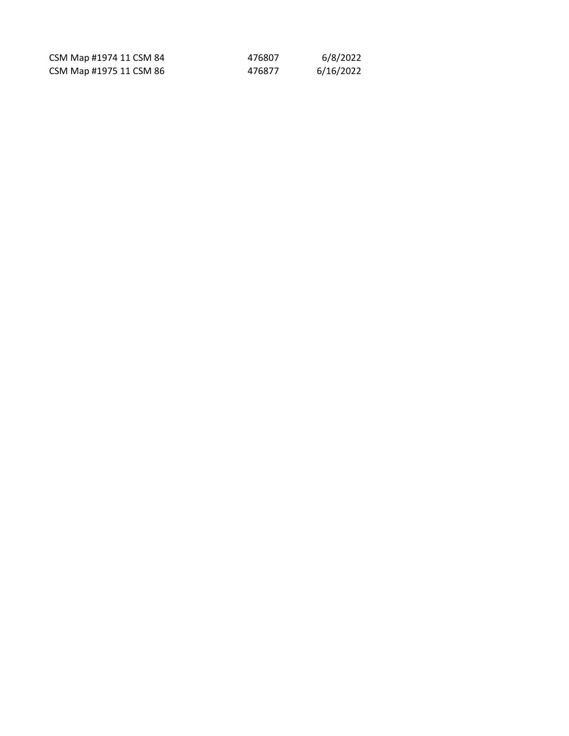| | | |
|---|---|---|
| CSM Map #1974 11 CSM 84 | 476807 | 6/8/2022 |
| CSM Map #1975 11 CSM 86 | 476877 | 6/16/2022 |